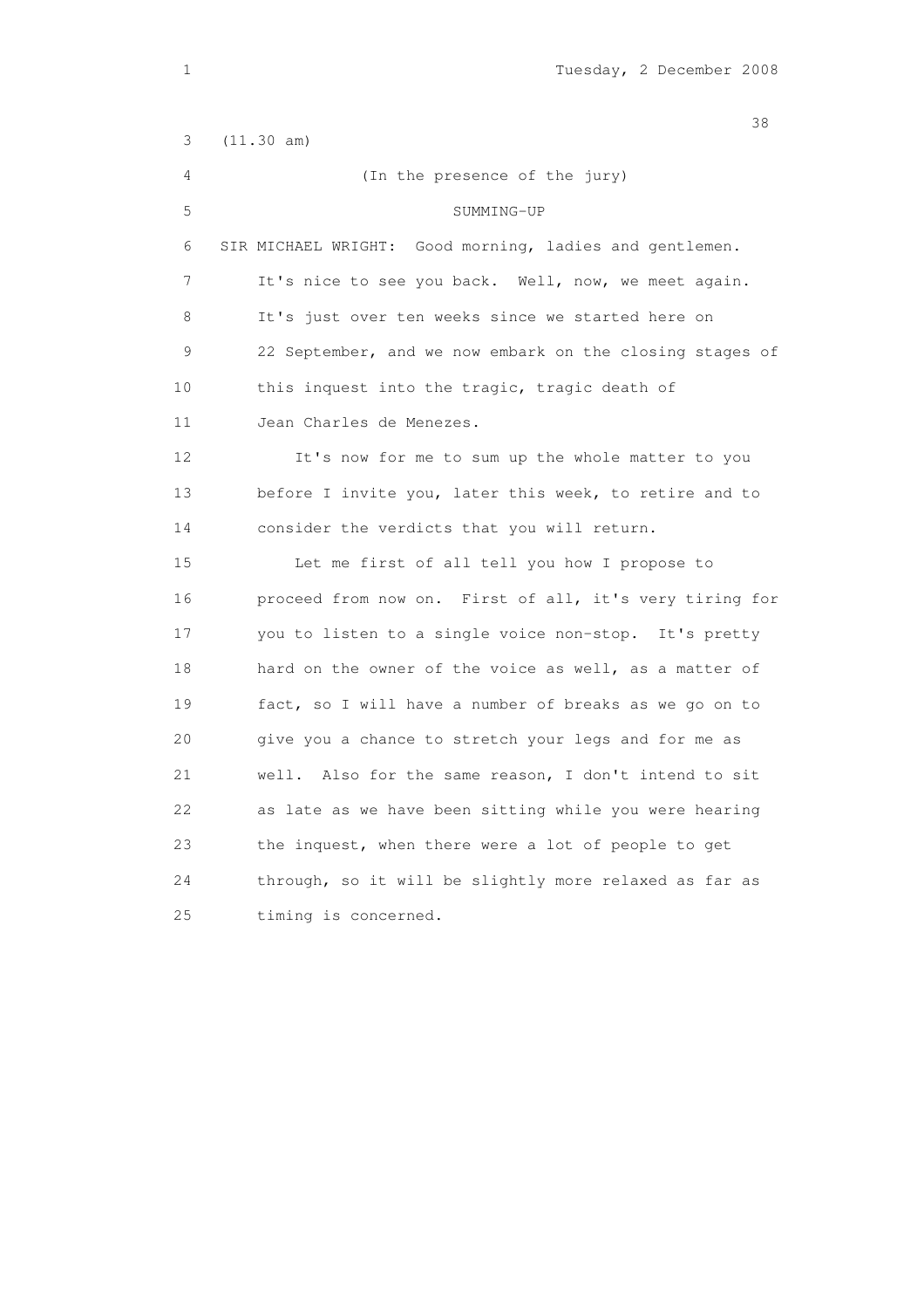Tuesday, 2 December 2008

(11.30 am)

(In the presence of the jury)

SUMMING-UP

SIR MICHAEL WRIGHT: Good morning, ladies and gentlemen. It's nice to see you back. Well, now, we meet again. It's just over ten weeks since we started here on 22 September, and we now embark on the closing stages of this inquest into the tragic, tragic death of Jean Charles de Menezes.

It's now for me to sum up the whole matter to you before I invite you, later this week, to retire and to consider the verdicts that you will return.

Let me first of all tell you how I propose to proceed from now on. First of all, it's very tiring for you to listen to a single voice non-stop. It's pretty hard on the owner of the voice as well, as a matter of fact, so I will have a number of breaks as we go on to give you a chance to stretch your legs and for me as well. Also for the same reason, I don't intend to sit as late as we have been sitting while you were hearing the inquest, when there were a lot of people to get through, so it will be slightly more relaxed as far as timing is concerned.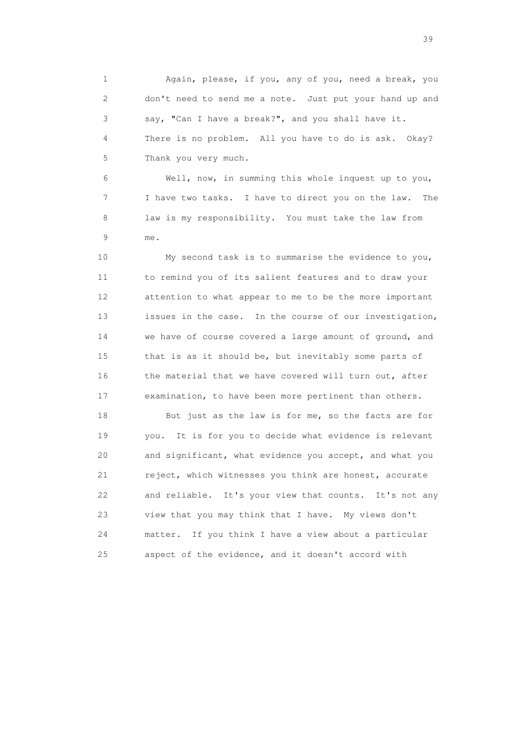Again, please, if you, any of you, need a break, you don't need to send me a note. Just put your hand up and say, "Can I have a break?", and you shall have it. There is no problem. All you have to do is ask. Okay? Thank you very much.

Well, now, in summing this whole inquest up to you, I have two tasks. I have to direct you on the law. The law is my responsibility. You must take the law from me.

My second task is to summarise the evidence to you, to remind you of its salient features and to draw your attention to what appear to me to be the more important issues in the case. In the course of our investigation, we have of course covered a large amount of ground, and that is as it should be, but inevitably some parts of the material that we have covered will turn out, after examination, to have been more pertinent than others.

But just as the law is for me, so the facts are for you. It is for you to decide what evidence is relevant and significant, what evidence you accept, and what you reject, which witnesses you think are honest, accurate and reliable. It's your view that counts. It's not any view that you may think that I have. My views don't matter. If you think I have a view about a particular aspect of the evidence, and it doesn't accord with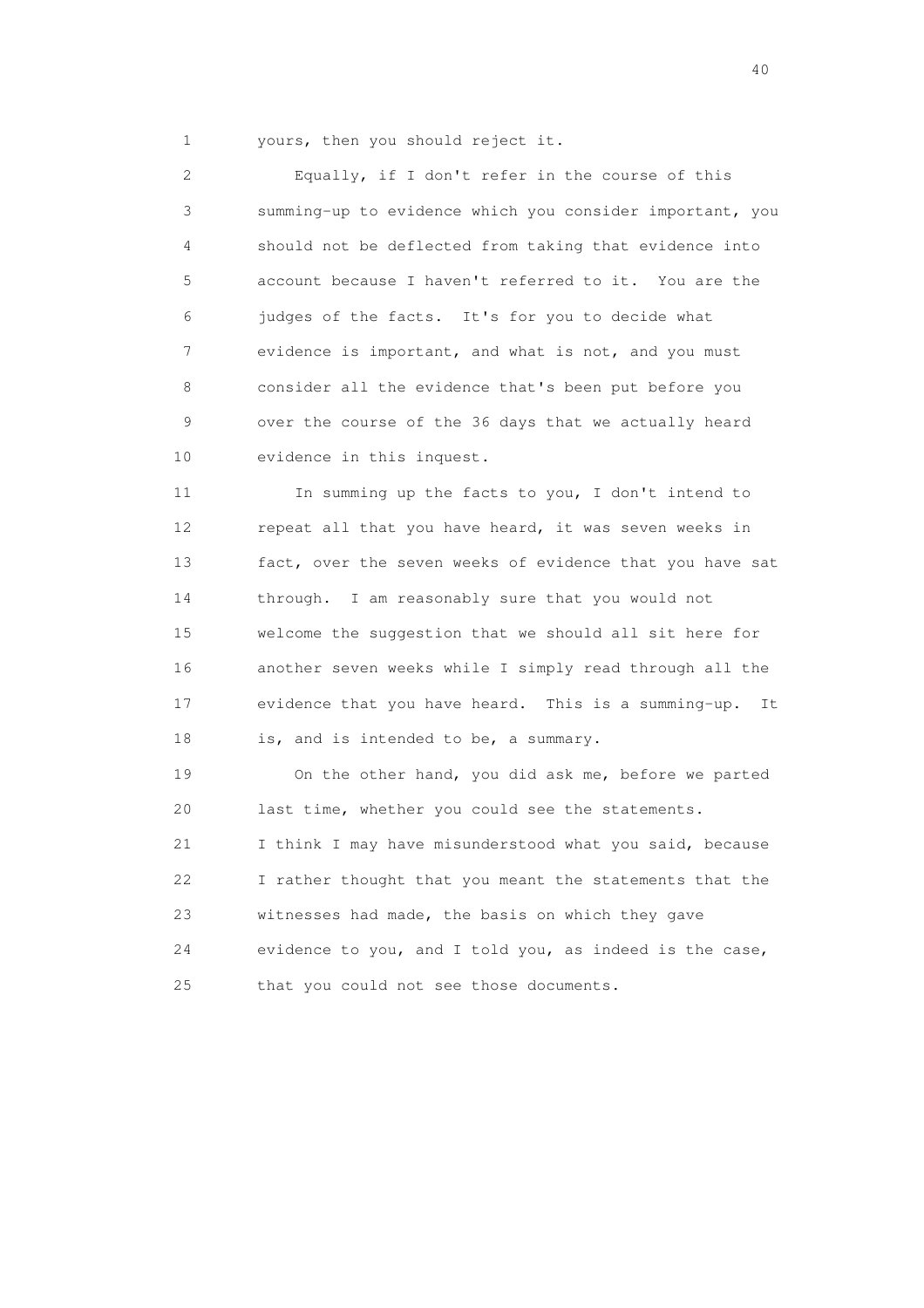yours, then you should reject it.

Equally, if I don't refer in the course of this summing-up to evidence which you consider important, you should not be deflected from taking that evidence into account because I haven't referred to it. You are the judges of the facts. It's for you to decide what evidence is important, and what is not, and you must consider all the evidence that's been put before you over the course of the 36 days that we actually heard evidence in this inquest.

In summing up the facts to you, I don't intend to repeat all that you have heard, it was seven weeks in fact, over the seven weeks of evidence that you have sat through. I am reasonably sure that you would not welcome the suggestion that we should all sit here for another seven weeks while I simply read through all the evidence that you have heard. This is a summing-up. It is, and is intended to be, a summary.

On the other hand, you did ask me, before we parted last time, whether you could see the statements. I think I may have misunderstood what you said, because I rather thought that you meant the statements that the witnesses had made, the basis on which they gave evidence to you, and I told you, as indeed is the case, that you could not see those documents.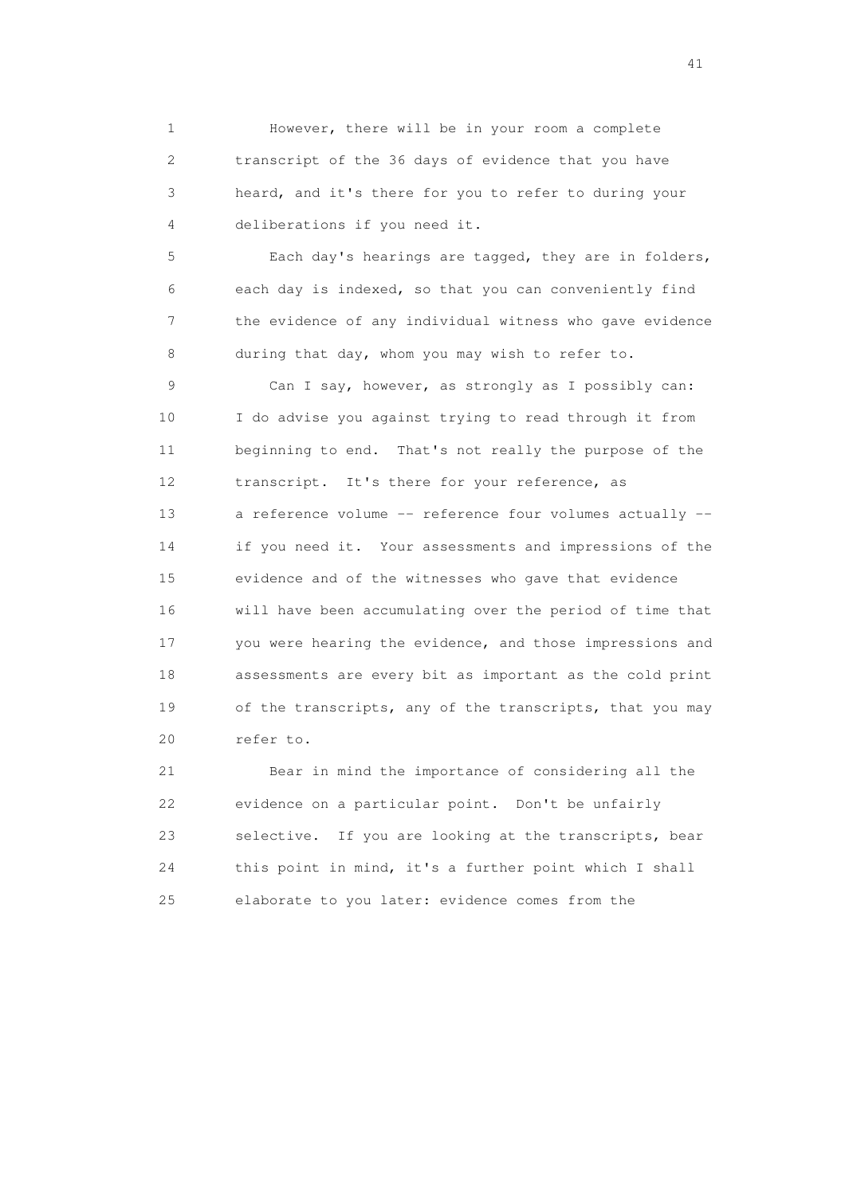However, there will be in your room a complete transcript of the 36 days of evidence that you have heard, and it's there for you to refer to during your deliberations if you need it.

Each day's hearings are tagged, they are in folders, each day is indexed, so that you can conveniently find the evidence of any individual witness who gave evidence during that day, whom you may wish to refer to.

Can I say, however, as strongly as I possibly can: I do advise you against trying to read through it from beginning to end. That's not really the purpose of the transcript. It's there for your reference, as a reference volume -- reference four volumes actually -- if you need it. Your assessments and impressions of the evidence and of the witnesses who gave that evidence will have been accumulating over the period of time that you were hearing the evidence, and those impressions and assessments are every bit as important as the cold print of the transcripts, any of the transcripts, that you may refer to.

Bear in mind the importance of considering all the evidence on a particular point. Don't be unfairly selective. If you are looking at the transcripts, bear this point in mind, it's a further point which I shall elaborate to you later: evidence comes from the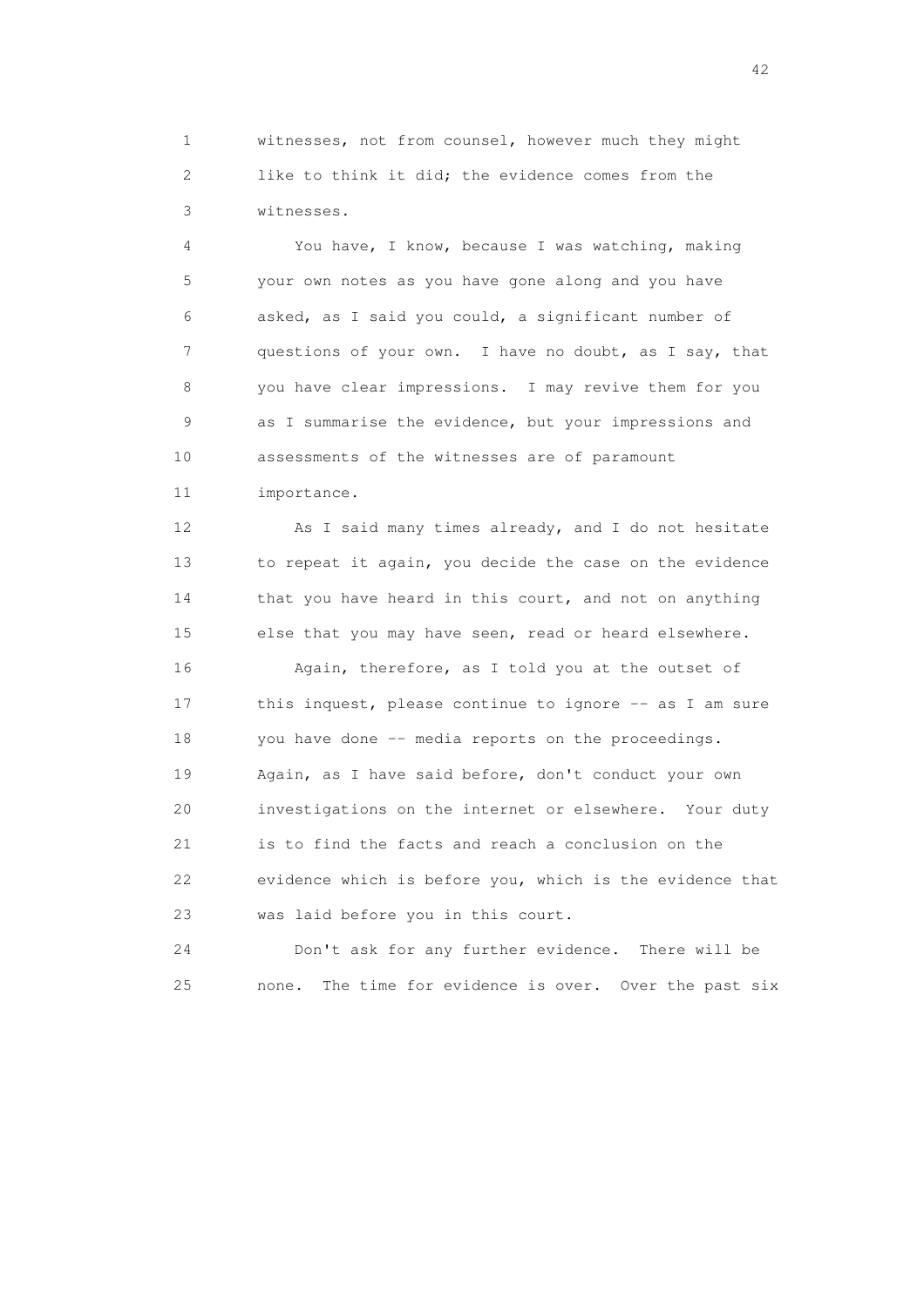witnesses, not from counsel, however much they might like to think it did; the evidence comes from the witnesses.

You have, I know, because I was watching, making your own notes as you have gone along and you have asked, as I said you could, a significant number of questions of your own. I have no doubt, as I say, that you have clear impressions. I may revive them for you as I summarise the evidence, but your impressions and assessments of the witnesses are of paramount importance.

As I said many times already, and I do not hesitate to repeat it again, you decide the case on the evidence that you have heard in this court, and not on anything else that you may have seen, read or heard elsewhere.

Again, therefore, as I told you at the outset of this inquest, please continue to ignore -- as I am sure you have done -- media reports on the proceedings. Again, as I have said before, don't conduct your own investigations on the internet or elsewhere. Your duty is to find the facts and reach a conclusion on the evidence which is before you, which is the evidence that was laid before you in this court.

Don't ask for any further evidence. There will be none. The time for evidence is over. Over the past six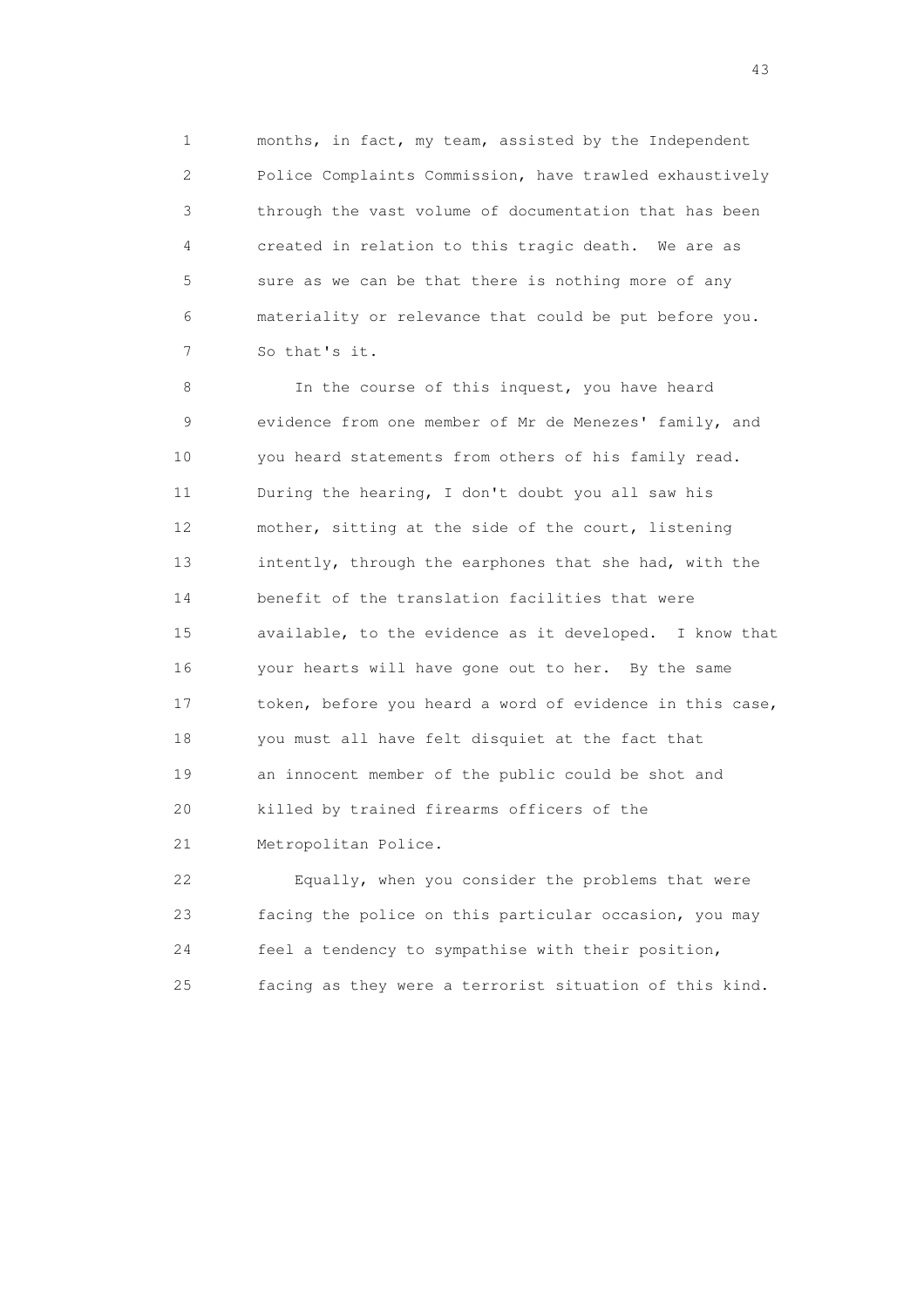1 months, in fact, my team, assisted by the Independent
2 Police Complaints Commission, have trawled exhaustively
3 through the vast volume of documentation that has been
4 created in relation to this tragic death. We are as
5 sure as we can be that there is nothing more of any
6 materiality or relevance that could be put before you.
7 So that's it.

8 In the course of this inquest, you have heard
9 evidence from one member of Mr de Menezes' family, and
10 you heard statements from others of his family read.
11 During the hearing, I don't doubt you all saw his
12 mother, sitting at the side of the court, listening
13 intently, through the earphones that she had, with the
14 benefit of the translation facilities that were
15 available, to the evidence as it developed. I know that
16 your hearts will have gone out to her. By the same
17 token, before you heard a word of evidence in this case,
18 you must all have felt disquiet at the fact that
19 an innocent member of the public could be shot and
20 killed by trained firearms officers of the
21 Metropolitan Police.

22 Equally, when you consider the problems that were
23 facing the police on this particular occasion, you may
24 feel a tendency to sympathise with their position,
25 facing as they were a terrorist situation of this kind.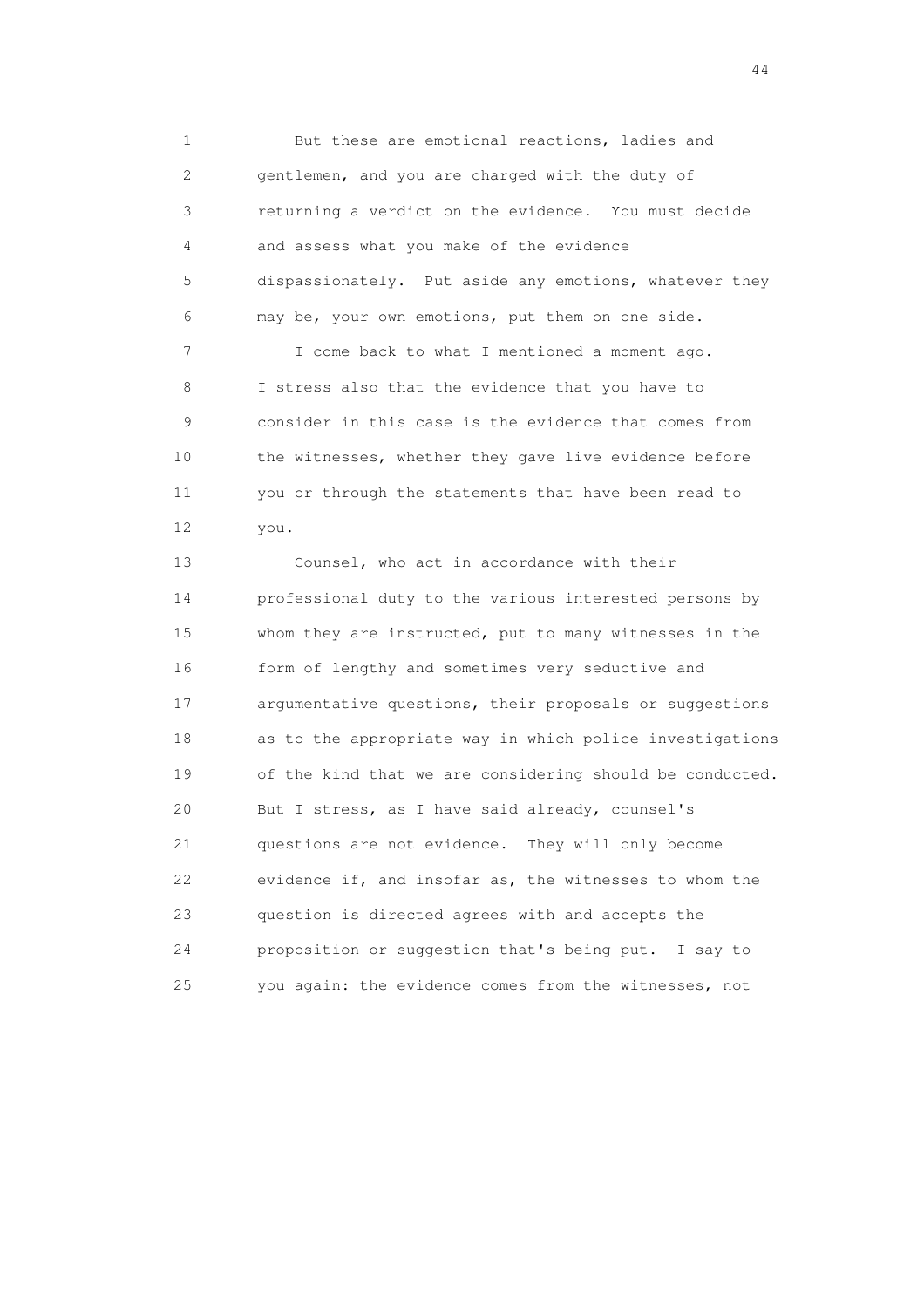But these are emotional reactions, ladies and gentlemen, and you are charged with the duty of returning a verdict on the evidence. You must decide and assess what you make of the evidence dispassionately. Put aside any emotions, whatever they may be, your own emotions, put them on one side.

I come back to what I mentioned a moment ago. I stress also that the evidence that you have to consider in this case is the evidence that comes from the witnesses, whether they gave live evidence before you or through the statements that have been read to you.

Counsel, who act in accordance with their professional duty to the various interested persons by whom they are instructed, put to many witnesses in the form of lengthy and sometimes very seductive and argumentative questions, their proposals or suggestions as to the appropriate way in which police investigations of the kind that we are considering should be conducted. But I stress, as I have said already, counsel's questions are not evidence. They will only become evidence if, and insofar as, the witnesses to whom the question is directed agrees with and accepts the proposition or suggestion that's being put. I say to you again: the evidence comes from the witnesses, not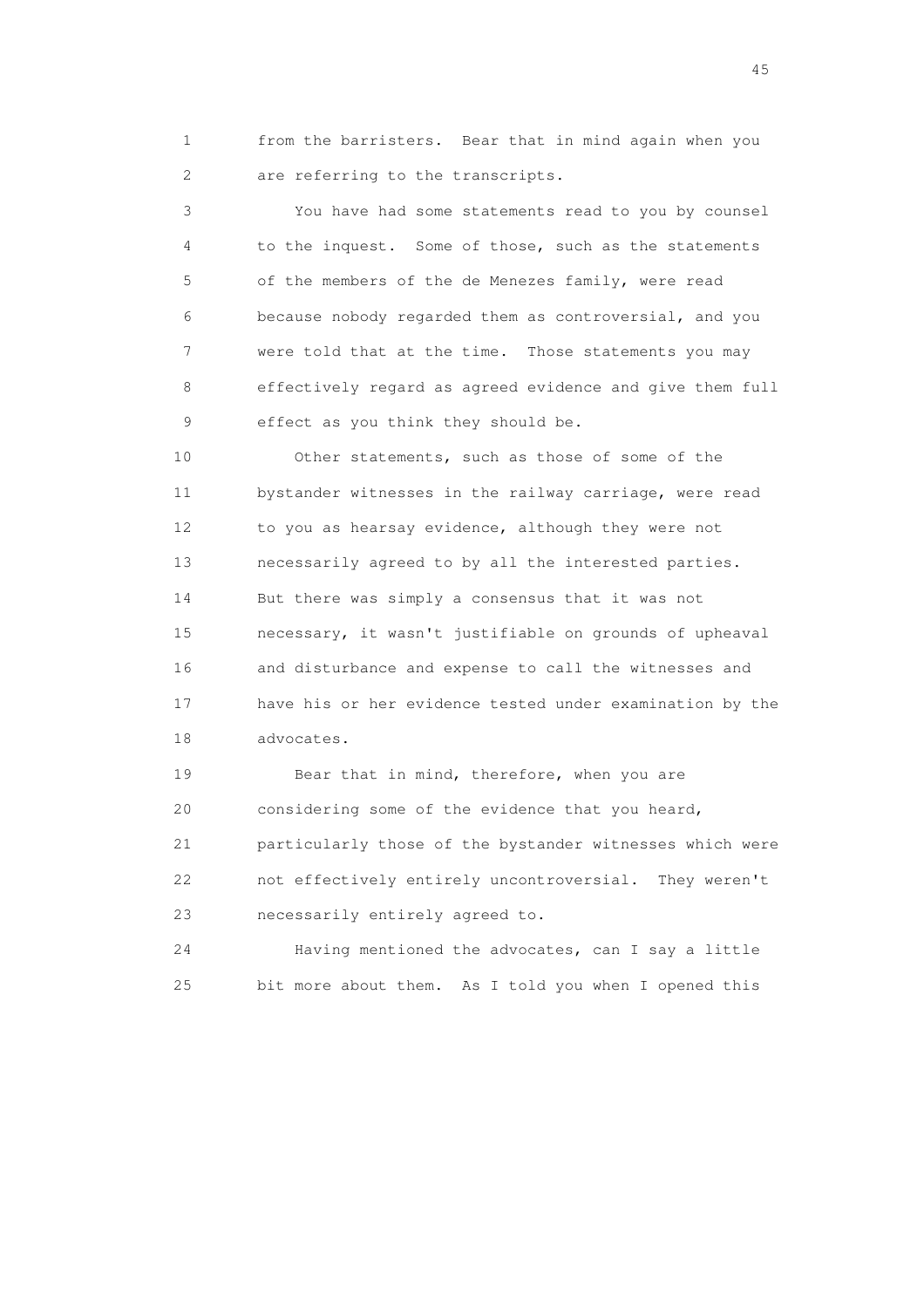from the barristers. Bear that in mind again when you are referring to the transcripts.

You have had some statements read to you by counsel to the inquest. Some of those, such as the statements of the members of the de Menezes family, were read because nobody regarded them as controversial, and you were told that at the time. Those statements you may effectively regard as agreed evidence and give them full effect as you think they should be.

Other statements, such as those of some of the bystander witnesses in the railway carriage, were read to you as hearsay evidence, although they were not necessarily agreed to by all the interested parties. But there was simply a consensus that it was not necessary, it wasn't justifiable on grounds of upheaval and disturbance and expense to call the witnesses and have his or her evidence tested under examination by the advocates.

Bear that in mind, therefore, when you are considering some of the evidence that you heard, particularly those of the bystander witnesses which were not effectively entirely uncontroversial. They weren't necessarily entirely agreed to.

Having mentioned the advocates, can I say a little bit more about them. As I told you when I opened this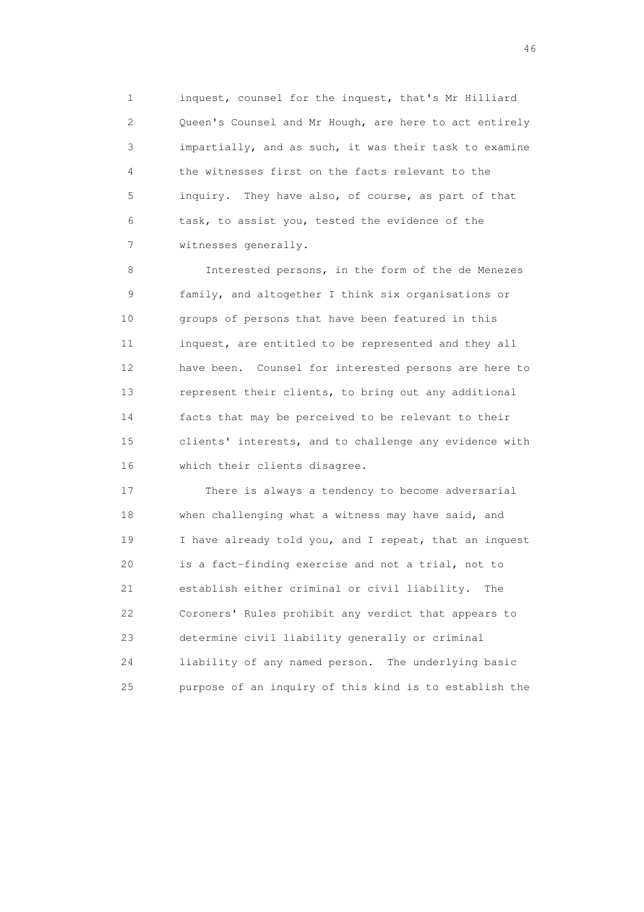inquest, counsel for the inquest, that's Mr Hilliard Queen's Counsel and Mr Hough, are here to act entirely impartially, and as such, it was their task to examine the witnesses first on the facts relevant to the inquiry. They have also, of course, as part of that task, to assist you, tested the evidence of the witnesses generally.

Interested persons, in the form of the de Menezes family, and altogether I think six organisations or groups of persons that have been featured in this inquest, are entitled to be represented and they all have been. Counsel for interested persons are here to represent their clients, to bring out any additional facts that may be perceived to be relevant to their clients' interests, and to challenge any evidence with which their clients disagree.

There is always a tendency to become adversarial when challenging what a witness may have said, and I have already told you, and I repeat, that an inquest is a fact-finding exercise and not a trial, not to establish either criminal or civil liability. The Coroners' Rules prohibit any verdict that appears to determine civil liability generally or criminal liability of any named person. The underlying basic purpose of an inquiry of this kind is to establish the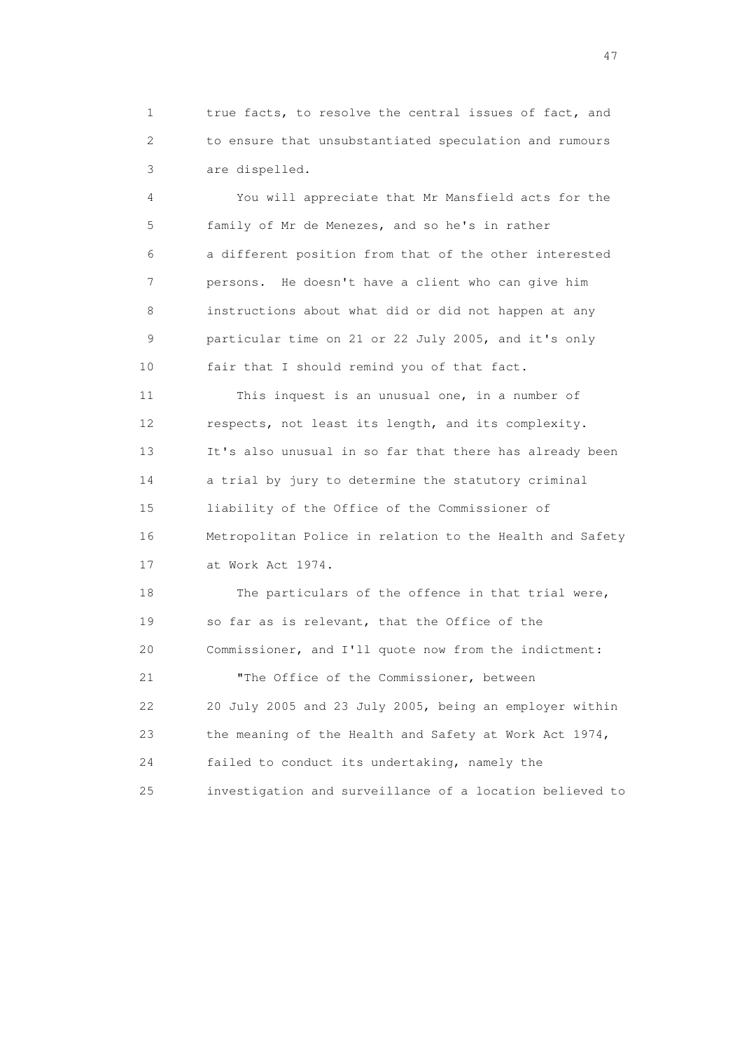true facts, to resolve the central issues of fact, and to ensure that unsubstantiated speculation and rumours are dispelled.

You will appreciate that Mr Mansfield acts for the family of Mr de Menezes, and so he's in rather a different position from that of the other interested persons. He doesn't have a client who can give him instructions about what did or did not happen at any particular time on 21 or 22 July 2005, and it's only fair that I should remind you of that fact.

This inquest is an unusual one, in a number of respects, not least its length, and its complexity. It's also unusual in so far that there has already been a trial by jury to determine the statutory criminal liability of the Office of the Commissioner of Metropolitan Police in relation to the Health and Safety at Work Act 1974.

The particulars of the offence in that trial were, so far as is relevant, that the Office of the Commissioner, and I'll quote now from the indictment:

"The Office of the Commissioner, between 20 July 2005 and 23 July 2005, being an employer within the meaning of the Health and Safety at Work Act 1974, failed to conduct its undertaking, namely the investigation and surveillance of a location believed to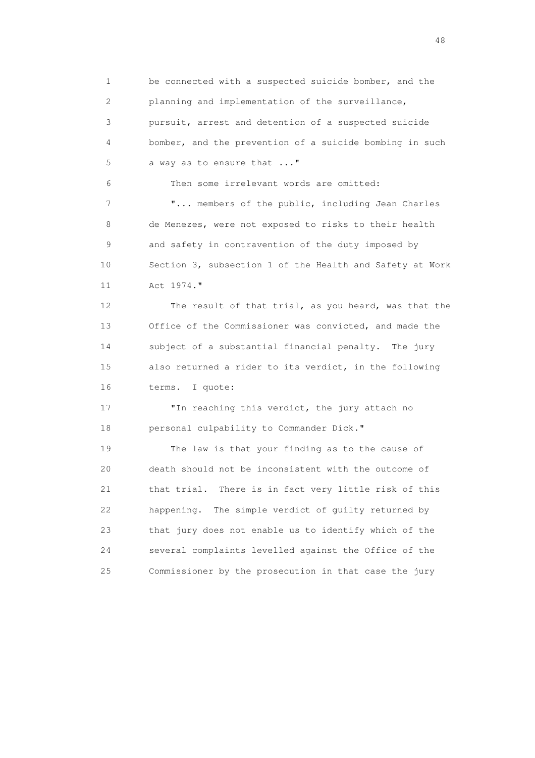be connected with a suspected suicide bomber, and the planning and implementation of the surveillance, pursuit, arrest and detention of a suspected suicide bomber, and the prevention of a suicide bombing in such a way as to ensure that ..."

Then some irrelevant words are omitted:

"... members of the public, including Jean Charles de Menezes, were not exposed to risks to their health and safety in contravention of the duty imposed by Section 3, subsection 1 of the Health and Safety at Work Act 1974."

The result of that trial, as you heard, was that the Office of the Commissioner was convicted, and made the subject of a substantial financial penalty. The jury also returned a rider to its verdict, in the following terms. I quote:

"In reaching this verdict, the jury attach no personal culpability to Commander Dick."

The law is that your finding as to the cause of death should not be inconsistent with the outcome of that trial. There is in fact very little risk of this happening. The simple verdict of guilty returned by that jury does not enable us to identify which of the several complaints levelled against the Office of the Commissioner by the prosecution in that case the jury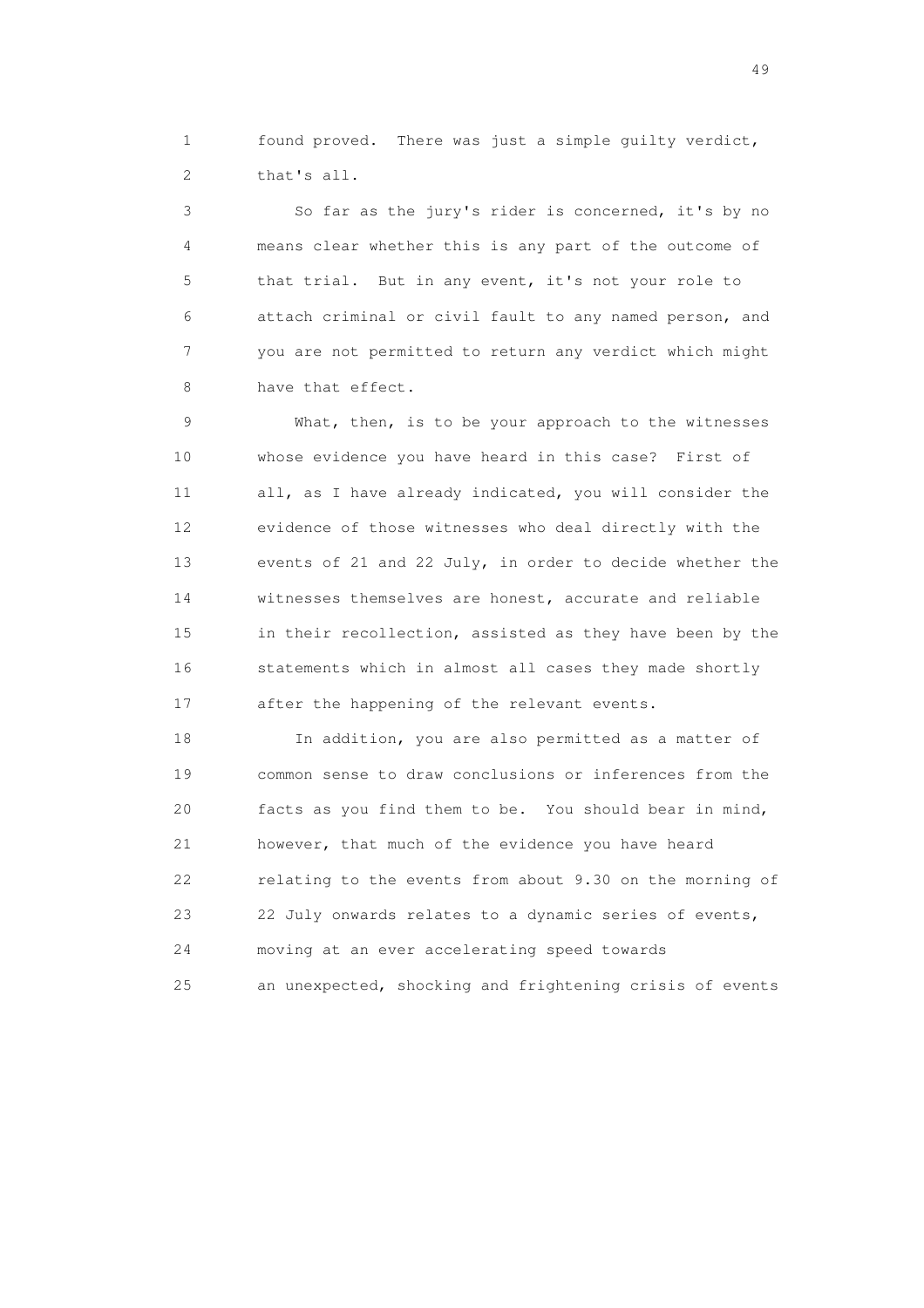found proved. There was just a simple guilty verdict, that's all.

So far as the jury's rider is concerned, it's by no means clear whether this is any part of the outcome of that trial. But in any event, it's not your role to attach criminal or civil fault to any named person, and you are not permitted to return any verdict which might have that effect.

What, then, is to be your approach to the witnesses whose evidence you have heard in this case? First of all, as I have already indicated, you will consider the evidence of those witnesses who deal directly with the events of 21 and 22 July, in order to decide whether the witnesses themselves are honest, accurate and reliable in their recollection, assisted as they have been by the statements which in almost all cases they made shortly after the happening of the relevant events.

In addition, you are also permitted as a matter of common sense to draw conclusions or inferences from the facts as you find them to be. You should bear in mind, however, that much of the evidence you have heard relating to the events from about 9.30 on the morning of 22 July onwards relates to a dynamic series of events, moving at an ever accelerating speed towards an unexpected, shocking and frightening crisis of events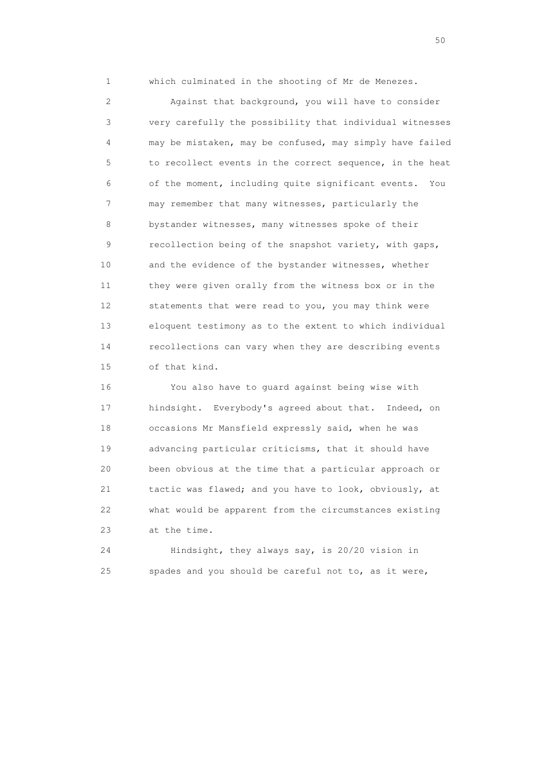which culminated in the shooting of Mr de Menezes.

Against that background, you will have to consider very carefully the possibility that individual witnesses may be mistaken, may be confused, may simply have failed to recollect events in the correct sequence, in the heat of the moment, including quite significant events. You may remember that many witnesses, particularly the bystander witnesses, many witnesses spoke of their recollection being of the snapshot variety, with gaps, and the evidence of the bystander witnesses, whether they were given orally from the witness box or in the statements that were read to you, you may think were eloquent testimony as to the extent to which individual recollections can vary when they are describing events of that kind.

You also have to guard against being wise with hindsight. Everybody's agreed about that. Indeed, on occasions Mr Mansfield expressly said, when he was advancing particular criticisms, that it should have been obvious at the time that a particular approach or tactic was flawed; and you have to look, obviously, at what would be apparent from the circumstances existing at the time.

Hindsight, they always say, is 20/20 vision in spades and you should be careful not to, as it were,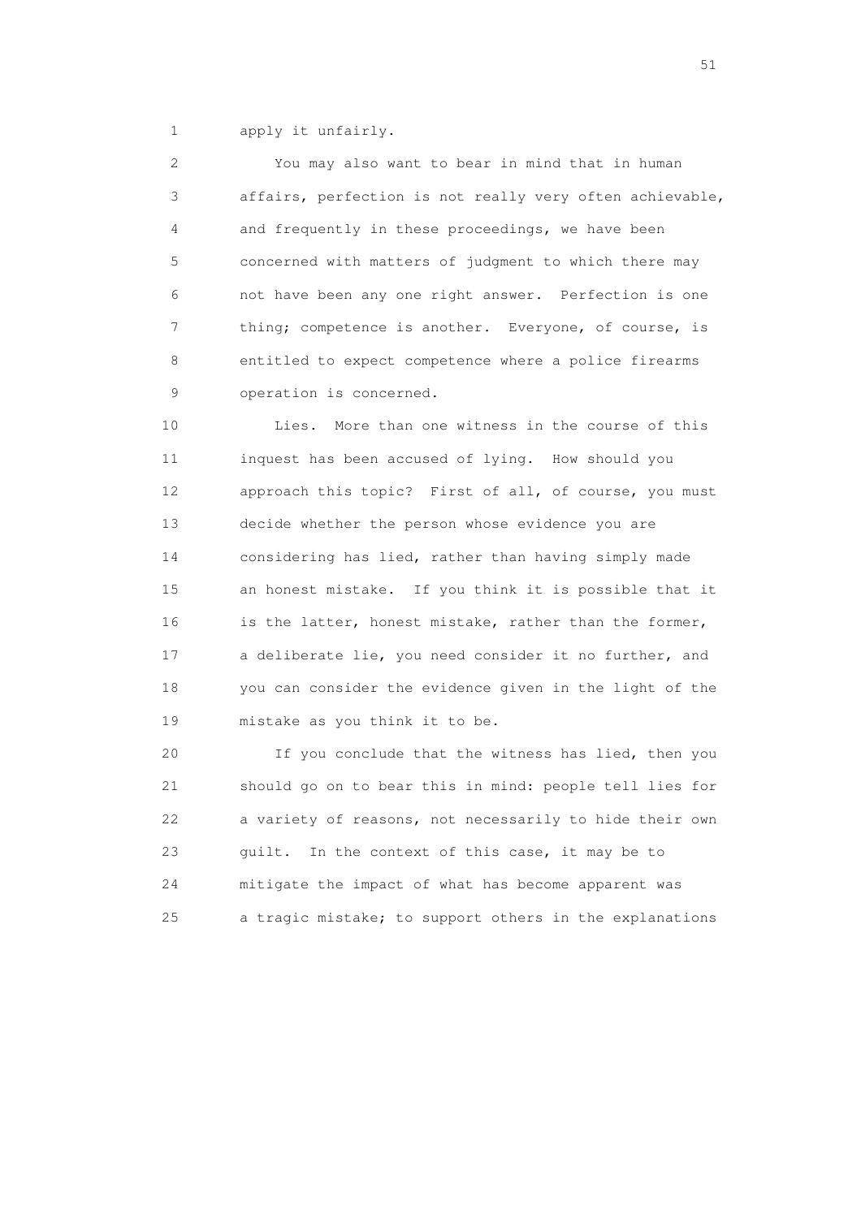apply it unfairly.

You may also want to bear in mind that in human affairs, perfection is not really very often achievable, and frequently in these proceedings, we have been concerned with matters of judgment to which there may not have been any one right answer. Perfection is one thing; competence is another. Everyone, of course, is entitled to expect competence where a police firearms operation is concerned.

Lies. More than one witness in the course of this inquest has been accused of lying. How should you approach this topic? First of all, of course, you must decide whether the person whose evidence you are considering has lied, rather than having simply made an honest mistake. If you think it is possible that it is the latter, honest mistake, rather than the former, a deliberate lie, you need consider it no further, and you can consider the evidence given in the light of the mistake as you think it to be.

If you conclude that the witness has lied, then you should go on to bear this in mind: people tell lies for a variety of reasons, not necessarily to hide their own guilt. In the context of this case, it may be to mitigate the impact of what has become apparent was a tragic mistake; to support others in the explanations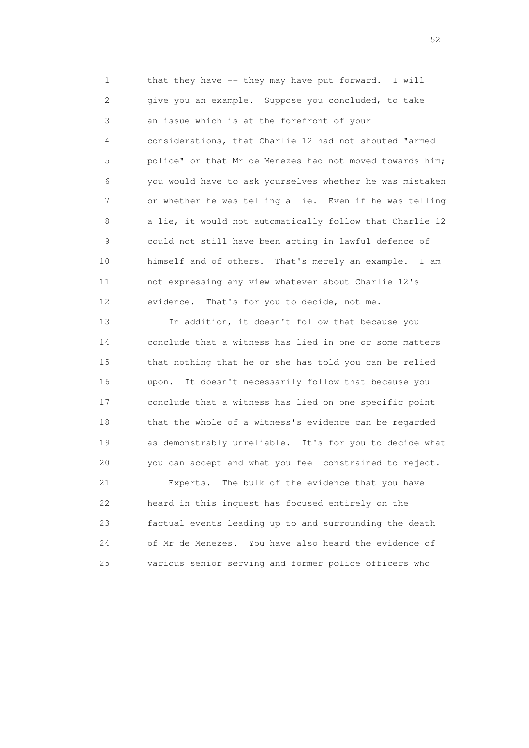that they have -- they may have put forward. I will give you an example. Suppose you concluded, to take an issue which is at the forefront of your considerations, that Charlie 12 had not shouted "armed police" or that Mr de Menezes had not moved towards him; you would have to ask yourselves whether he was mistaken or whether he was telling a lie. Even if he was telling a lie, it would not automatically follow that Charlie 12 could not still have been acting in lawful defence of himself and of others. That's merely an example. I am not expressing any view whatever about Charlie 12's evidence. That's for you to decide, not me.

In addition, it doesn't follow that because you conclude that a witness has lied in one or some matters that nothing that he or she has told you can be relied upon. It doesn't necessarily follow that because you conclude that a witness has lied on one specific point that the whole of a witness's evidence can be regarded as demonstrably unreliable. It's for you to decide what you can accept and what you feel constrained to reject.

Experts. The bulk of the evidence that you have heard in this inquest has focused entirely on the factual events leading up to and surrounding the death of Mr de Menezes. You have also heard the evidence of various senior serving and former police officers who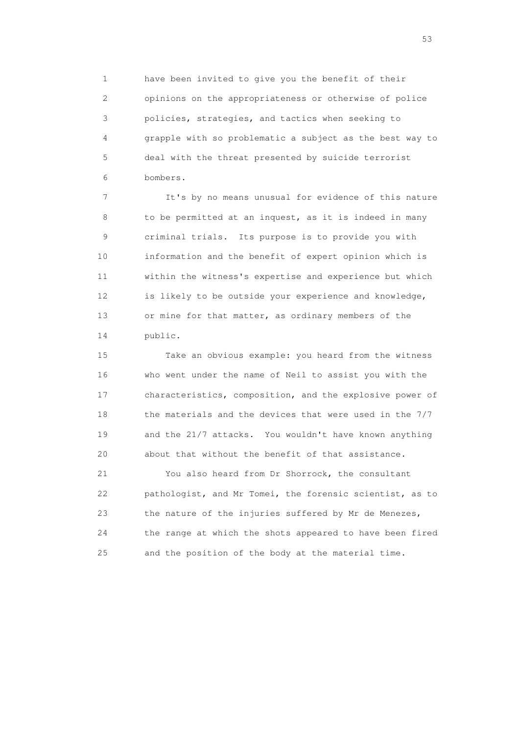have been invited to give you the benefit of their opinions on the appropriateness or otherwise of police policies, strategies, and tactics when seeking to grapple with so problematic a subject as the best way to deal with the threat presented by suicide terrorist bombers.

It's by no means unusual for evidence of this nature to be permitted at an inquest, as it is indeed in many criminal trials. Its purpose is to provide you with information and the benefit of expert opinion which is within the witness's expertise and experience but which is likely to be outside your experience and knowledge, or mine for that matter, as ordinary members of the public.

Take an obvious example: you heard from the witness who went under the name of Neil to assist you with the characteristics, composition, and the explosive power of the materials and the devices that were used in the 7/7 and the 21/7 attacks. You wouldn't have known anything about that without the benefit of that assistance.

You also heard from Dr Shorrock, the consultant pathologist, and Mr Tomei, the forensic scientist, as to the nature of the injuries suffered by Mr de Menezes, the range at which the shots appeared to have been fired and the position of the body at the material time.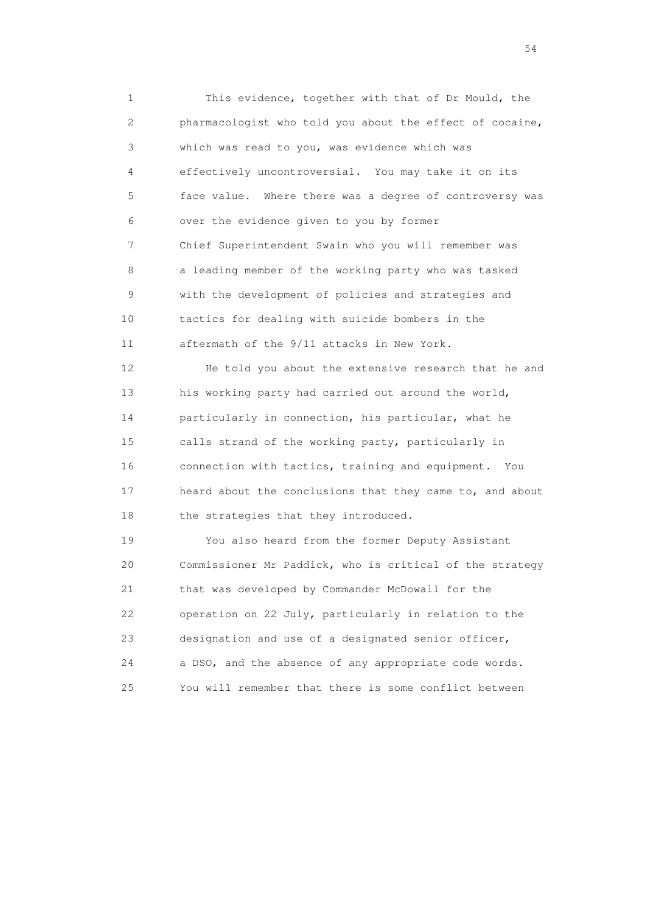This evidence, together with that of Dr Mould, the pharmacologist who told you about the effect of cocaine, which was read to you, was evidence which was effectively uncontroversial. You may take it on its face value. Where there was a degree of controversy was over the evidence given to you by former Chief Superintendent Swain who you will remember was a leading member of the working party who was tasked with the development of policies and strategies and tactics for dealing with suicide bombers in the aftermath of the 9/11 attacks in New York.

He told you about the extensive research that he and his working party had carried out around the world, particularly in connection, his particular, what he calls strand of the working party, particularly in connection with tactics, training and equipment. You heard about the conclusions that they came to, and about the strategies that they introduced.

You also heard from the former Deputy Assistant Commissioner Mr Paddick, who is critical of the strategy that was developed by Commander McDowall for the operation on 22 July, particularly in relation to the designation and use of a designated senior officer, a DSO, and the absence of any appropriate code words. You will remember that there is some conflict between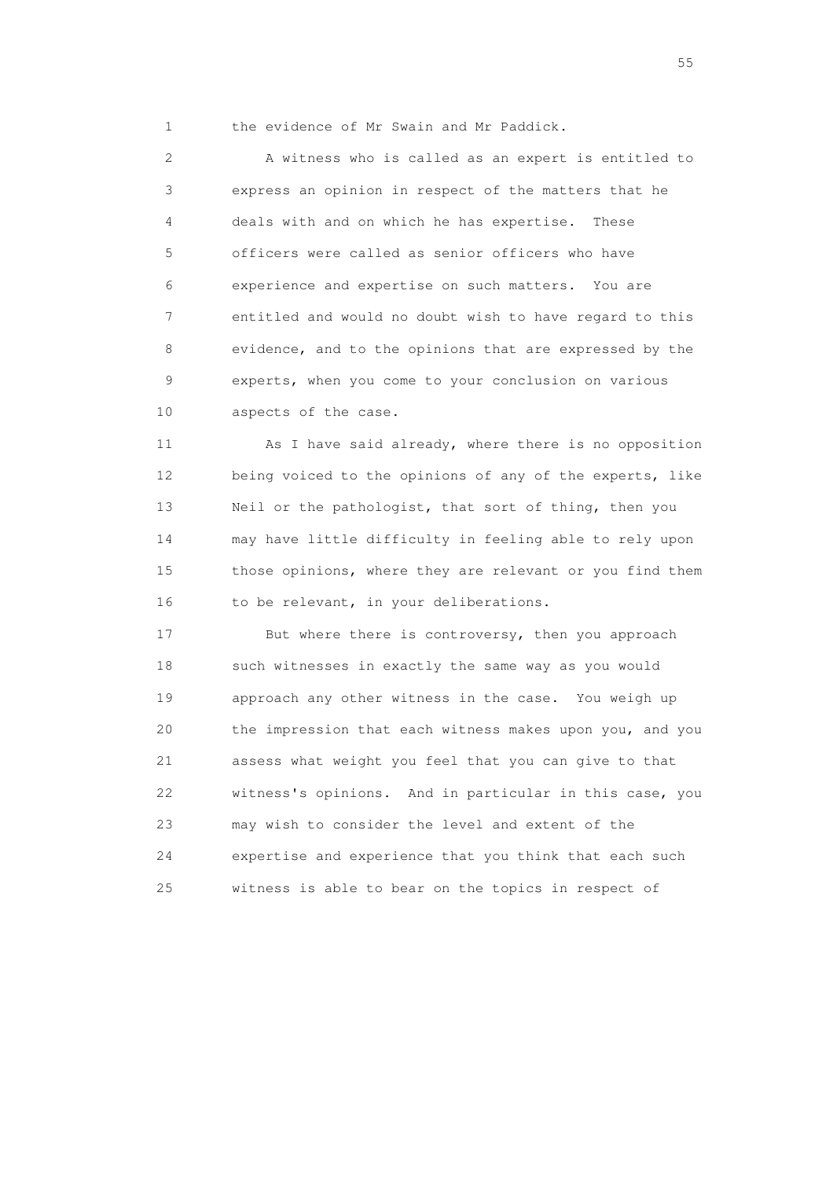the evidence of Mr Swain and Mr Paddick.

A witness who is called as an expert is entitled to express an opinion in respect of the matters that he deals with and on which he has expertise. These officers were called as senior officers who have experience and expertise on such matters. You are entitled and would no doubt wish to have regard to this evidence, and to the opinions that are expressed by the experts, when you come to your conclusion on various aspects of the case.

As I have said already, where there is no opposition being voiced to the opinions of any of the experts, like Neil or the pathologist, that sort of thing, then you may have little difficulty in feeling able to rely upon those opinions, where they are relevant or you find them to be relevant, in your deliberations.

But where there is controversy, then you approach such witnesses in exactly the same way as you would approach any other witness in the case. You weigh up the impression that each witness makes upon you, and you assess what weight you feel that you can give to that witness's opinions. And in particular in this case, you may wish to consider the level and extent of the expertise and experience that you think that each such witness is able to bear on the topics in respect of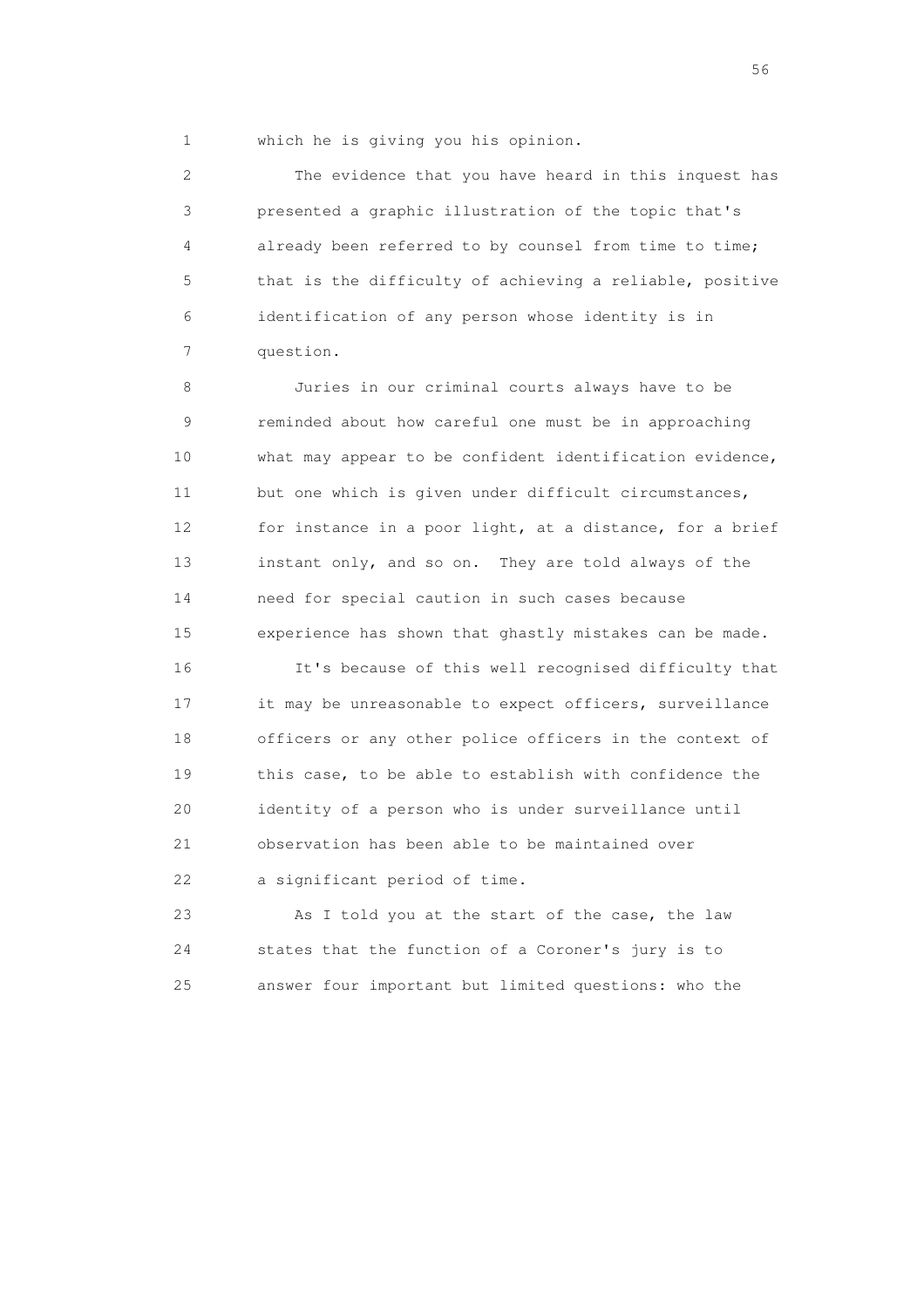which he is giving you his opinion.

The evidence that you have heard in this inquest has presented a graphic illustration of the topic that's already been referred to by counsel from time to time; that is the difficulty of achieving a reliable, positive identification of any person whose identity is in question.

Juries in our criminal courts always have to be reminded about how careful one must be in approaching what may appear to be confident identification evidence, but one which is given under difficult circumstances, for instance in a poor light, at a distance, for a brief instant only, and so on. They are told always of the need for special caution in such cases because experience has shown that ghastly mistakes can be made.

It's because of this well recognised difficulty that it may be unreasonable to expect officers, surveillance officers or any other police officers in the context of this case, to be able to establish with confidence the identity of a person who is under surveillance until observation has been able to be maintained over a significant period of time.

As I told you at the start of the case, the law states that the function of a Coroner's jury is to answer four important but limited questions: who the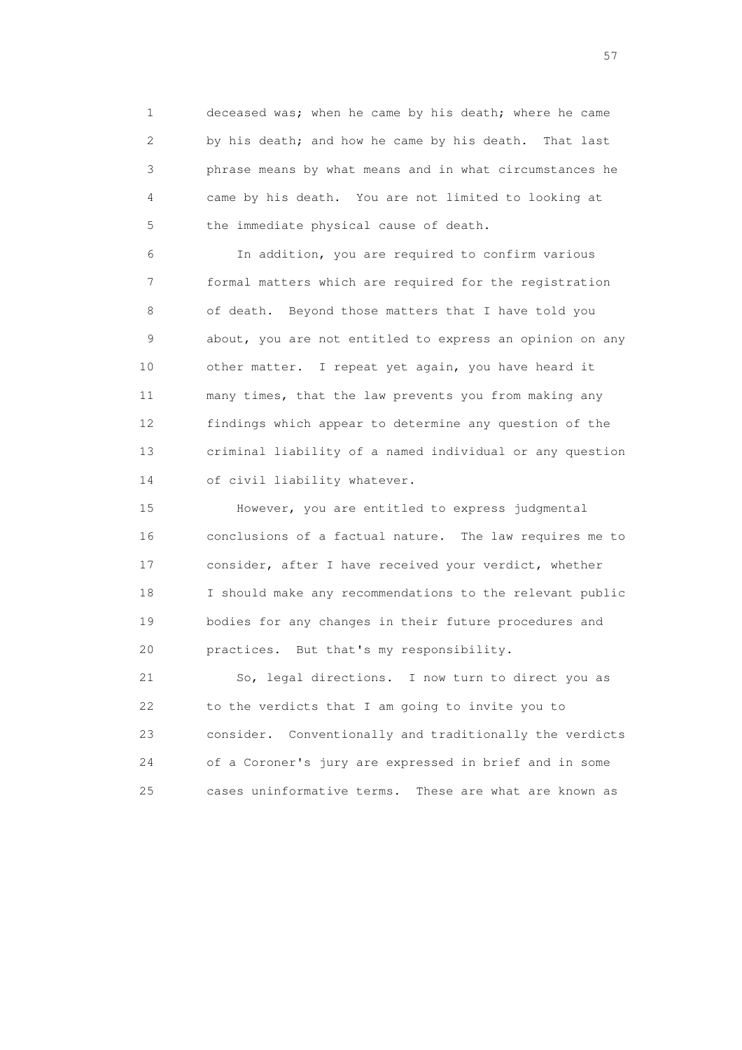deceased was; when he came by his death; where he came by his death; and how he came by his death. That last phrase means by what means and in what circumstances he came by his death. You are not limited to looking at the immediate physical cause of death.

In addition, you are required to confirm various formal matters which are required for the registration of death. Beyond those matters that I have told you about, you are not entitled to express an opinion on any other matter. I repeat yet again, you have heard it many times, that the law prevents you from making any findings which appear to determine any question of the criminal liability of a named individual or any question of civil liability whatever.

However, you are entitled to express judgmental conclusions of a factual nature. The law requires me to consider, after I have received your verdict, whether I should make any recommendations to the relevant public bodies for any changes in their future procedures and practices. But that's my responsibility.

So, legal directions. I now turn to direct you as to the verdicts that I am going to invite you to consider. Conventionally and traditionally the verdicts of a Coroner's jury are expressed in brief and in some cases uninformative terms. These are what are known as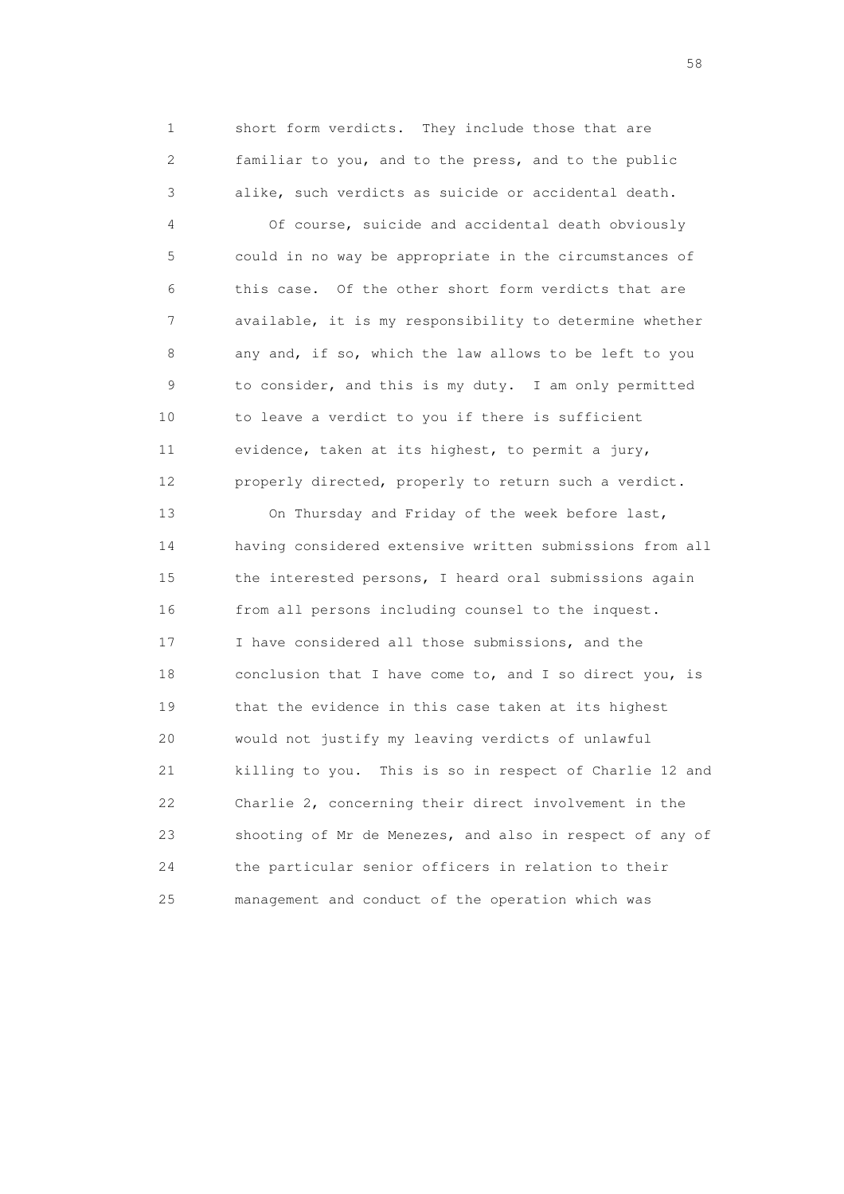short form verdicts. They include those that are familiar to you, and to the press, and to the public alike, such verdicts as suicide or accidental death.

Of course, suicide and accidental death obviously could in no way be appropriate in the circumstances of this case. Of the other short form verdicts that are available, it is my responsibility to determine whether any and, if so, which the law allows to be left to you to consider, and this is my duty. I am only permitted to leave a verdict to you if there is sufficient evidence, taken at its highest, to permit a jury, properly directed, properly to return such a verdict.

On Thursday and Friday of the week before last, having considered extensive written submissions from all the interested persons, I heard oral submissions again from all persons including counsel to the inquest. I have considered all those submissions, and the conclusion that I have come to, and I so direct you, is that the evidence in this case taken at its highest would not justify my leaving verdicts of unlawful killing to you. This is so in respect of Charlie 12 and Charlie 2, concerning their direct involvement in the shooting of Mr de Menezes, and also in respect of any of the particular senior officers in relation to their management and conduct of the operation which was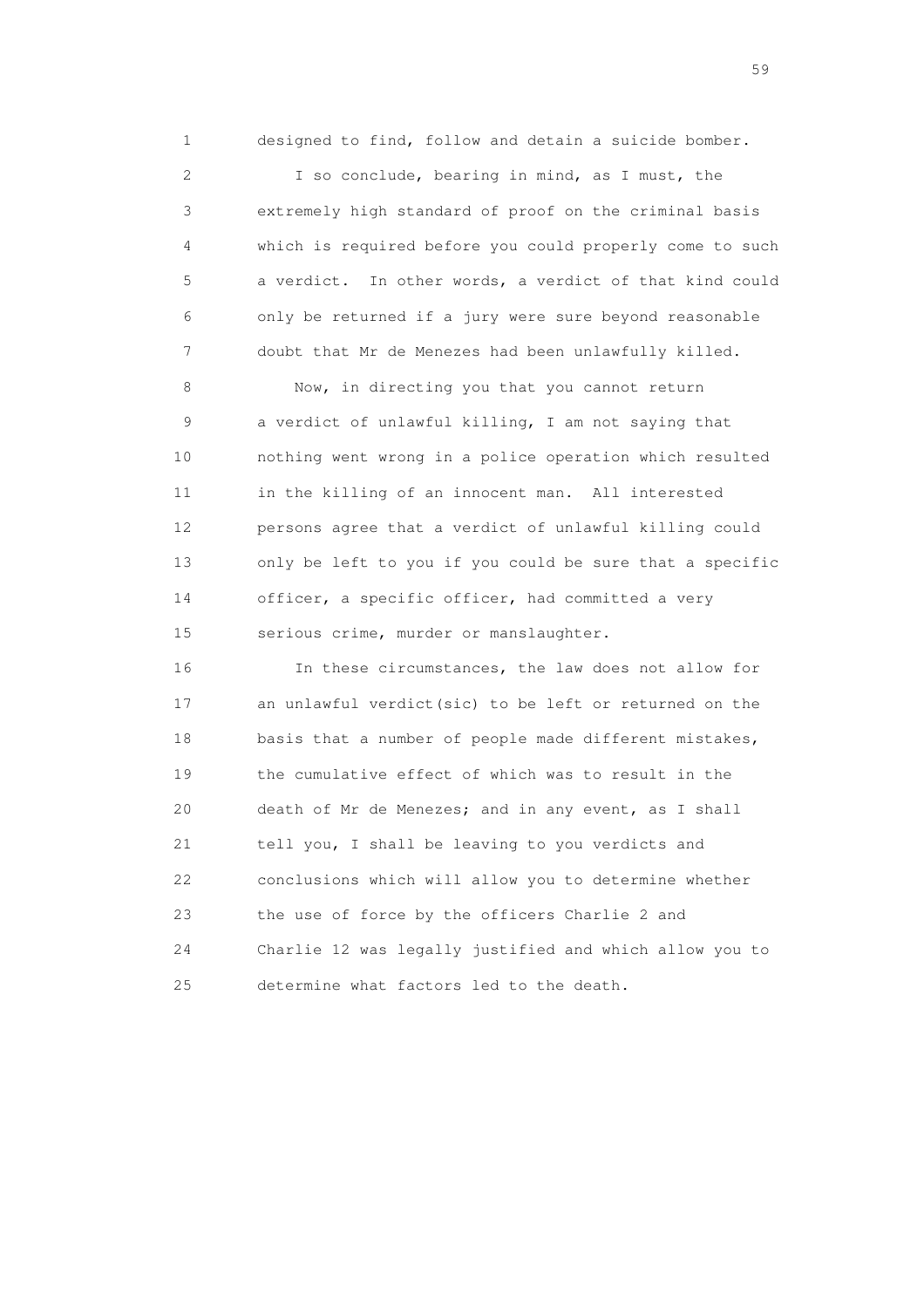designed to find, follow and detain a suicide bomber.

I so conclude, bearing in mind, as I must, the extremely high standard of proof on the criminal basis which is required before you could properly come to such a verdict. In other words, a verdict of that kind could only be returned if a jury were sure beyond reasonable doubt that Mr de Menezes had been unlawfully killed.

Now, in directing you that you cannot return a verdict of unlawful killing, I am not saying that nothing went wrong in a police operation which resulted in the killing of an innocent man. All interested persons agree that a verdict of unlawful killing could only be left to you if you could be sure that a specific officer, a specific officer, had committed a very serious crime, murder or manslaughter.

In these circumstances, the law does not allow for an unlawful verdict(sic) to be left or returned on the basis that a number of people made different mistakes, the cumulative effect of which was to result in the death of Mr de Menezes; and in any event, as I shall tell you, I shall be leaving to you verdicts and conclusions which will allow you to determine whether the use of force by the officers Charlie 2 and Charlie 12 was legally justified and which allow you to determine what factors led to the death.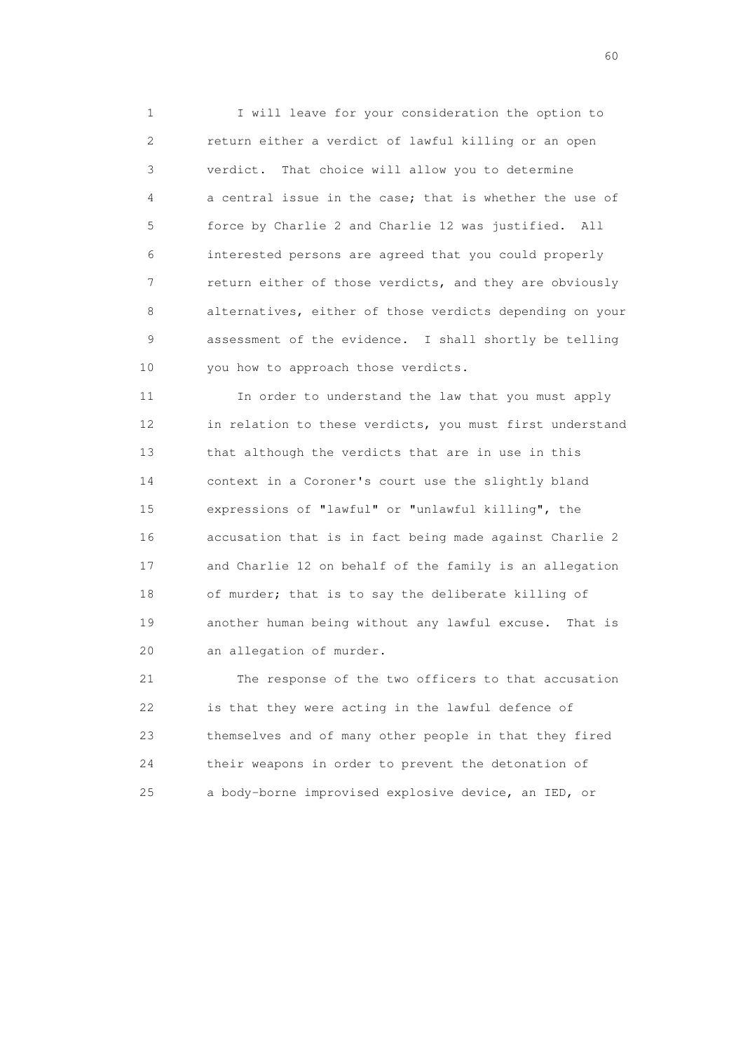I will leave for your consideration the option to return either a verdict of lawful killing or an open verdict. That choice will allow you to determine a central issue in the case; that is whether the use of force by Charlie 2 and Charlie 12 was justified. All interested persons are agreed that you could properly return either of those verdicts, and they are obviously alternatives, either of those verdicts depending on your assessment of the evidence. I shall shortly be telling you how to approach those verdicts.

In order to understand the law that you must apply in relation to these verdicts, you must first understand that although the verdicts that are in use in this context in a Coroner's court use the slightly bland expressions of "lawful" or "unlawful killing", the accusation that is in fact being made against Charlie 2 and Charlie 12 on behalf of the family is an allegation of murder; that is to say the deliberate killing of another human being without any lawful excuse. That is an allegation of murder.

The response of the two officers to that accusation is that they were acting in the lawful defence of themselves and of many other people in that they fired their weapons in order to prevent the detonation of a body-borne improvised explosive device, an IED, or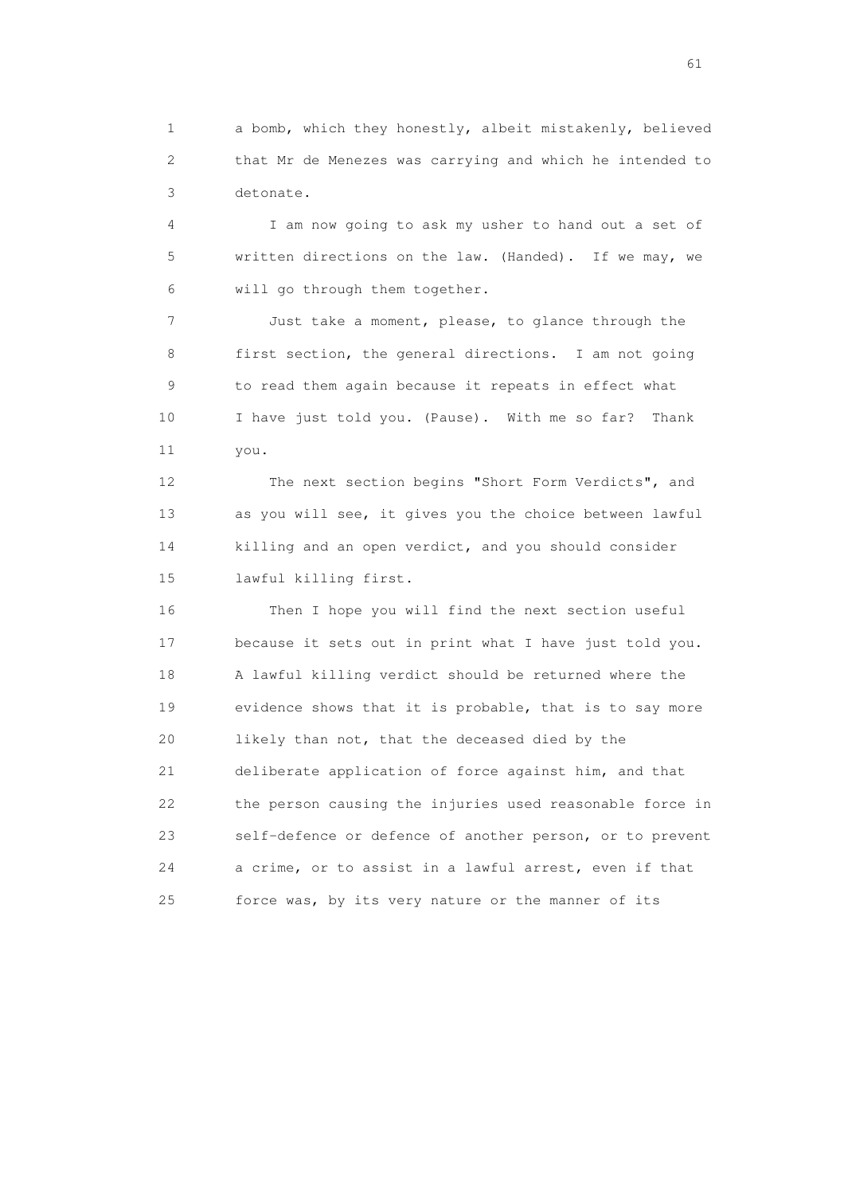a bomb, which they honestly, albeit mistakenly, believed that Mr de Menezes was carrying and which he intended to detonate.

I am now going to ask my usher to hand out a set of written directions on the law. (Handed). If we may, we will go through them together.

Just take a moment, please, to glance through the first section, the general directions. I am not going to read them again because it repeats in effect what I have just told you. (Pause). With me so far? Thank you.

The next section begins "Short Form Verdicts", and as you will see, it gives you the choice between lawful killing and an open verdict, and you should consider lawful killing first.

Then I hope you will find the next section useful because it sets out in print what I have just told you. A lawful killing verdict should be returned where the evidence shows that it is probable, that is to say more likely than not, that the deceased died by the deliberate application of force against him, and that the person causing the injuries used reasonable force in self-defence or defence of another person, or to prevent a crime, or to assist in a lawful arrest, even if that force was, by its very nature or the manner of its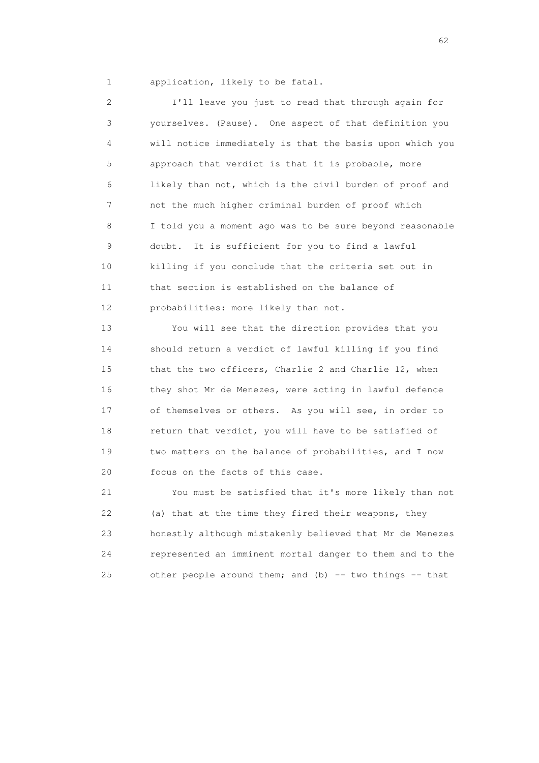application, likely to be fatal.

I'll leave you just to read that through again for yourselves. (Pause). One aspect of that definition you will notice immediately is that the basis upon which you approach that verdict is that it is probable, more likely than not, which is the civil burden of proof and not the much higher criminal burden of proof which I told you a moment ago was to be sure beyond reasonable doubt. It is sufficient for you to find a lawful killing if you conclude that the criteria set out in that section is established on the balance of probabilities: more likely than not.

You will see that the direction provides that you should return a verdict of lawful killing if you find that the two officers, Charlie 2 and Charlie 12, when they shot Mr de Menezes, were acting in lawful defence of themselves or others. As you will see, in order to return that verdict, you will have to be satisfied of two matters on the balance of probabilities, and I now focus on the facts of this case.

You must be satisfied that it's more likely than not (a) that at the time they fired their weapons, they honestly although mistakenly believed that Mr de Menezes represented an imminent mortal danger to them and to the other people around them; and (b) -- two things -- that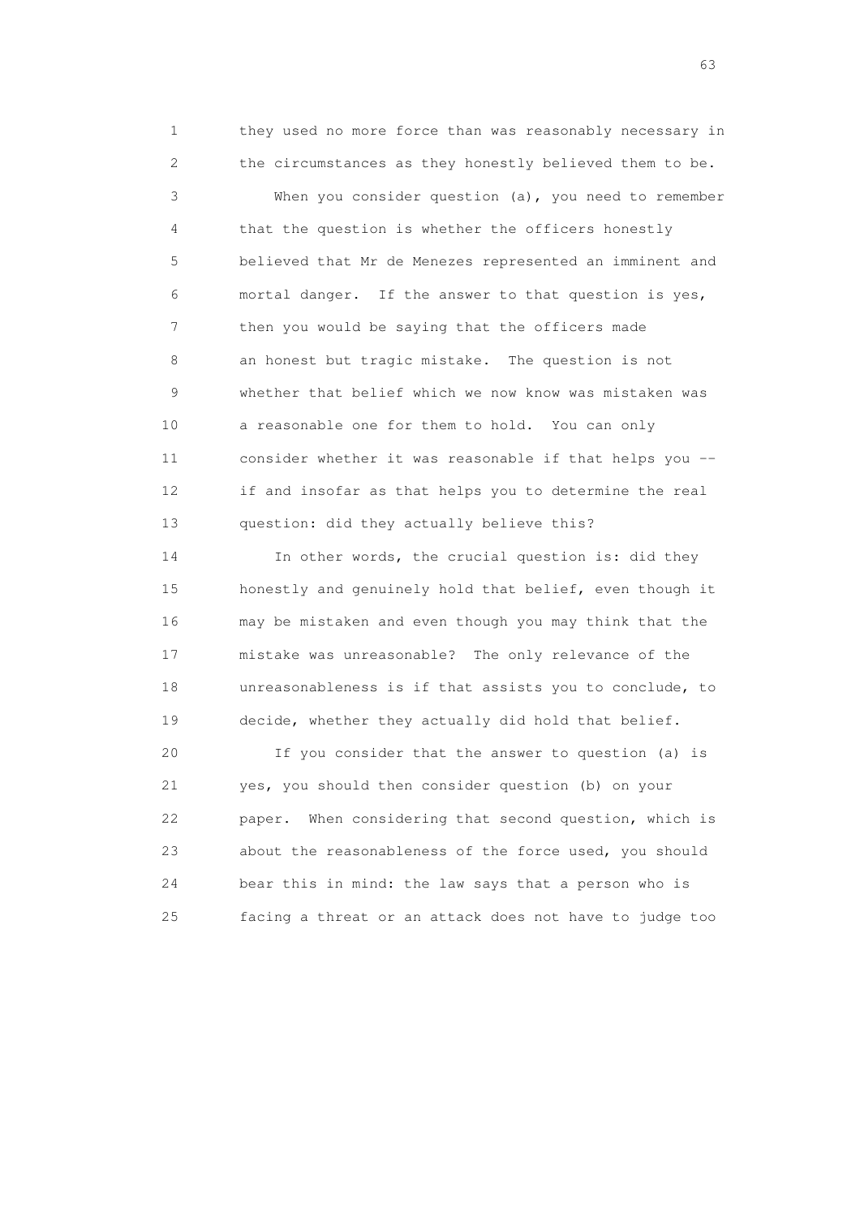1 they used no more force than was reasonably necessary in
2 the circumstances as they honestly believed them to be.

3 When you consider question (a), you need to remember
4 that the question is whether the officers honestly
5 believed that Mr de Menezes represented an imminent and
6 mortal danger. If the answer to that question is yes,
7 then you would be saying that the officers made
8 an honest but tragic mistake. The question is not
9 whether that belief which we now know was mistaken was
10 a reasonable one for them to hold. You can only
11 consider whether it was reasonable if that helps you --
12 if and insofar as that helps you to determine the real
13 question: did they actually believe this?

14 In other words, the crucial question is: did they
15 honestly and genuinely hold that belief, even though it
16 may be mistaken and even though you may think that the
17 mistake was unreasonable? The only relevance of the
18 unreasonableness is if that assists you to conclude, to
19 decide, whether they actually did hold that belief.

20 If you consider that the answer to question (a) is
21 yes, you should then consider question (b) on your
22 paper. When considering that second question, which is
23 about the reasonableness of the force used, you should
24 bear this in mind: the law says that a person who is
25 facing a threat or an attack does not have to judge too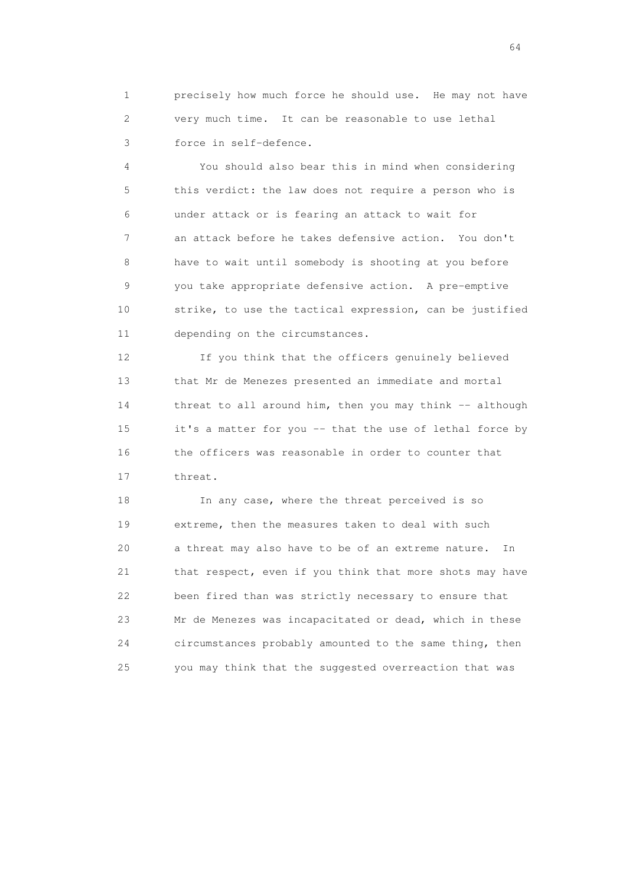precisely how much force he should use. He may not have very much time. It can be reasonable to use lethal force in self-defence.

You should also bear this in mind when considering this verdict: the law does not require a person who is under attack or is fearing an attack to wait for an attack before he takes defensive action. You don't have to wait until somebody is shooting at you before you take appropriate defensive action. A pre-emptive strike, to use the tactical expression, can be justified depending on the circumstances.

If you think that the officers genuinely believed that Mr de Menezes presented an immediate and mortal threat to all around him, then you may think -- although it's a matter for you -- that the use of lethal force by the officers was reasonable in order to counter that threat.

In any case, where the threat perceived is so extreme, then the measures taken to deal with such a threat may also have to be of an extreme nature. In that respect, even if you think that more shots may have been fired than was strictly necessary to ensure that Mr de Menezes was incapacitated or dead, which in these circumstances probably amounted to the same thing, then you may think that the suggested overreaction that was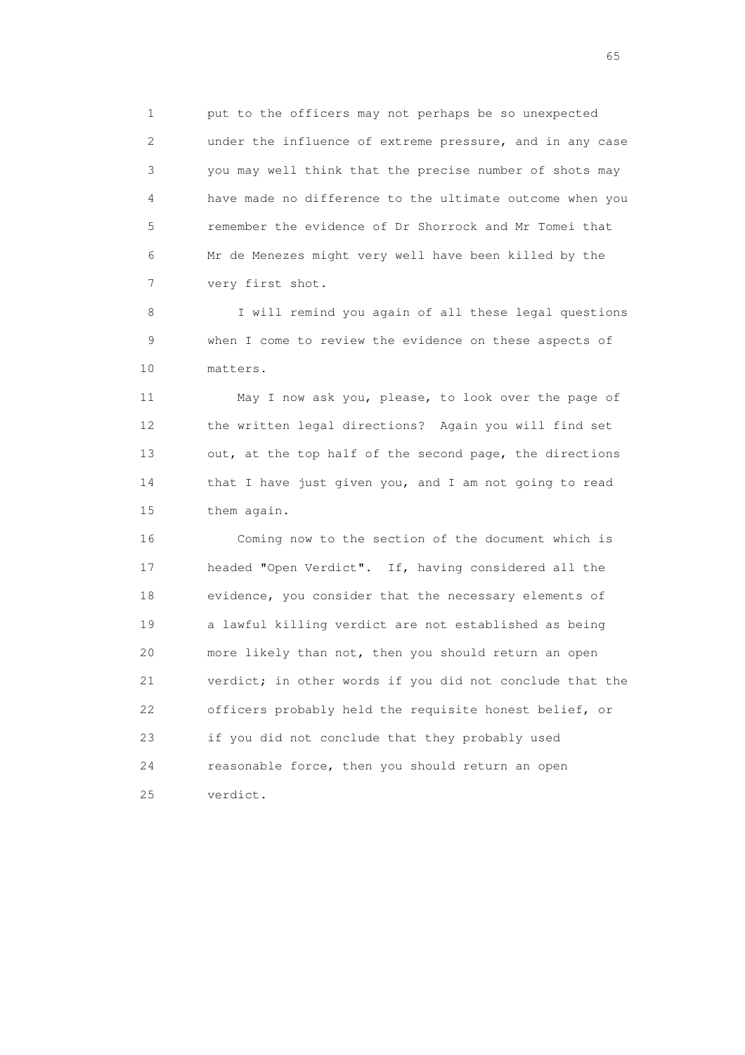put to the officers may not perhaps be so unexpected under the influence of extreme pressure, and in any case you may well think that the precise number of shots may have made no difference to the ultimate outcome when you remember the evidence of Dr Shorrock and Mr Tomei that Mr de Menezes might very well have been killed by the very first shot.

I will remind you again of all these legal questions when I come to review the evidence on these aspects of matters.

May I now ask you, please, to look over the page of the written legal directions? Again you will find set out, at the top half of the second page, the directions that I have just given you, and I am not going to read them again.

Coming now to the section of the document which is headed "Open Verdict". If, having considered all the evidence, you consider that the necessary elements of a lawful killing verdict are not established as being more likely than not, then you should return an open verdict; in other words if you did not conclude that the officers probably held the requisite honest belief, or if you did not conclude that they probably used reasonable force, then you should return an open verdict.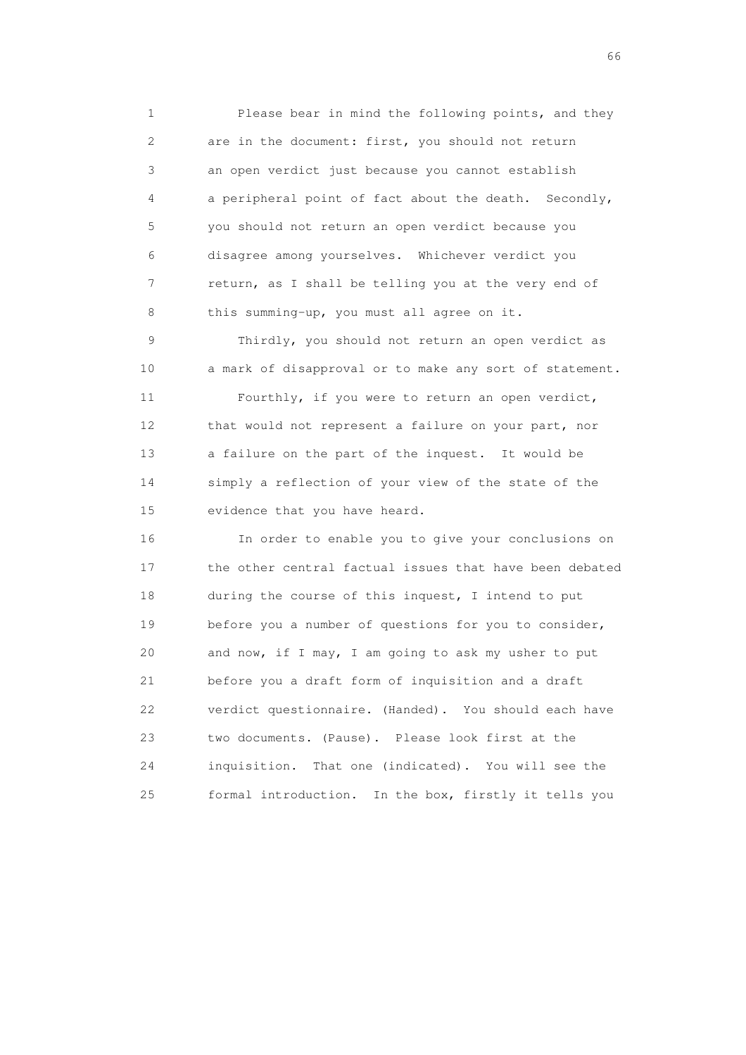Please bear in mind the following points, and they are in the document: first, you should not return an open verdict just because you cannot establish a peripheral point of fact about the death. Secondly, you should not return an open verdict because you disagree among yourselves. Whichever verdict you return, as I shall be telling you at the very end of this summing-up, you must all agree on it.

Thirdly, you should not return an open verdict as a mark of disapproval or to make any sort of statement.

Fourthly, if you were to return an open verdict, that would not represent a failure on your part, nor a failure on the part of the inquest. It would be simply a reflection of your view of the state of the evidence that you have heard.

In order to enable you to give your conclusions on the other central factual issues that have been debated during the course of this inquest, I intend to put before you a number of questions for you to consider, and now, if I may, I am going to ask my usher to put before you a draft form of inquisition and a draft verdict questionnaire. (Handed). You should each have two documents. (Pause). Please look first at the inquisition. That one (indicated). You will see the formal introduction. In the box, firstly it tells you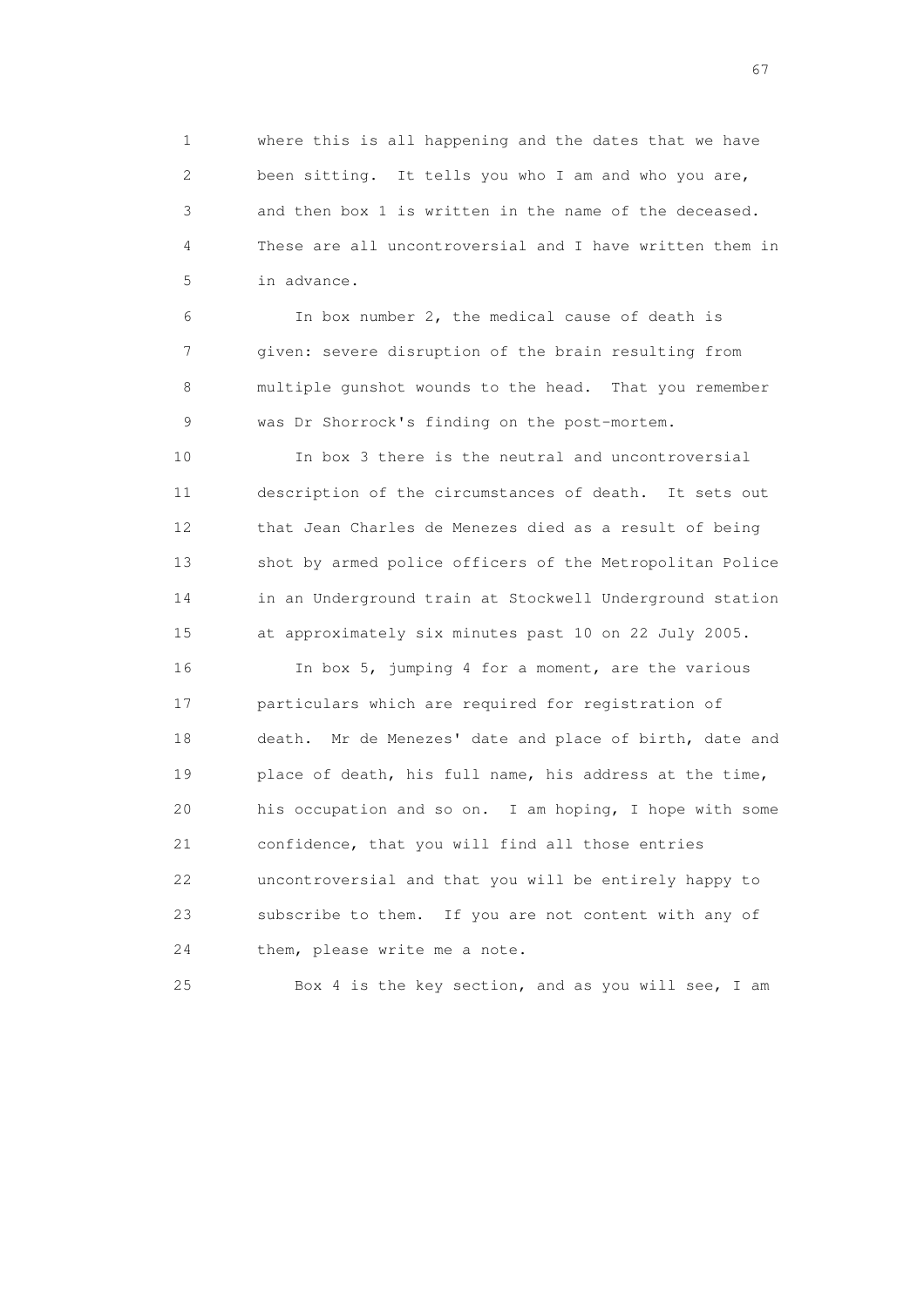where this is all happening and the dates that we have been sitting. It tells you who I am and who you are, and then box 1 is written in the name of the deceased. These are all uncontroversial and I have written them in in advance.

In box number 2, the medical cause of death is given: severe disruption of the brain resulting from multiple gunshot wounds to the head. That you remember was Dr Shorrock's finding on the post-mortem.

In box 3 there is the neutral and uncontroversial description of the circumstances of death. It sets out that Jean Charles de Menezes died as a result of being shot by armed police officers of the Metropolitan Police in an Underground train at Stockwell Underground station at approximately six minutes past 10 on 22 July 2005.

In box 5, jumping 4 for a moment, are the various particulars which are required for registration of death. Mr de Menezes' date and place of birth, date and place of death, his full name, his address at the time, his occupation and so on. I am hoping, I hope with some confidence, that you will find all those entries uncontroversial and that you will be entirely happy to subscribe to them. If you are not content with any of them, please write me a note.

Box 4 is the key section, and as you will see, I am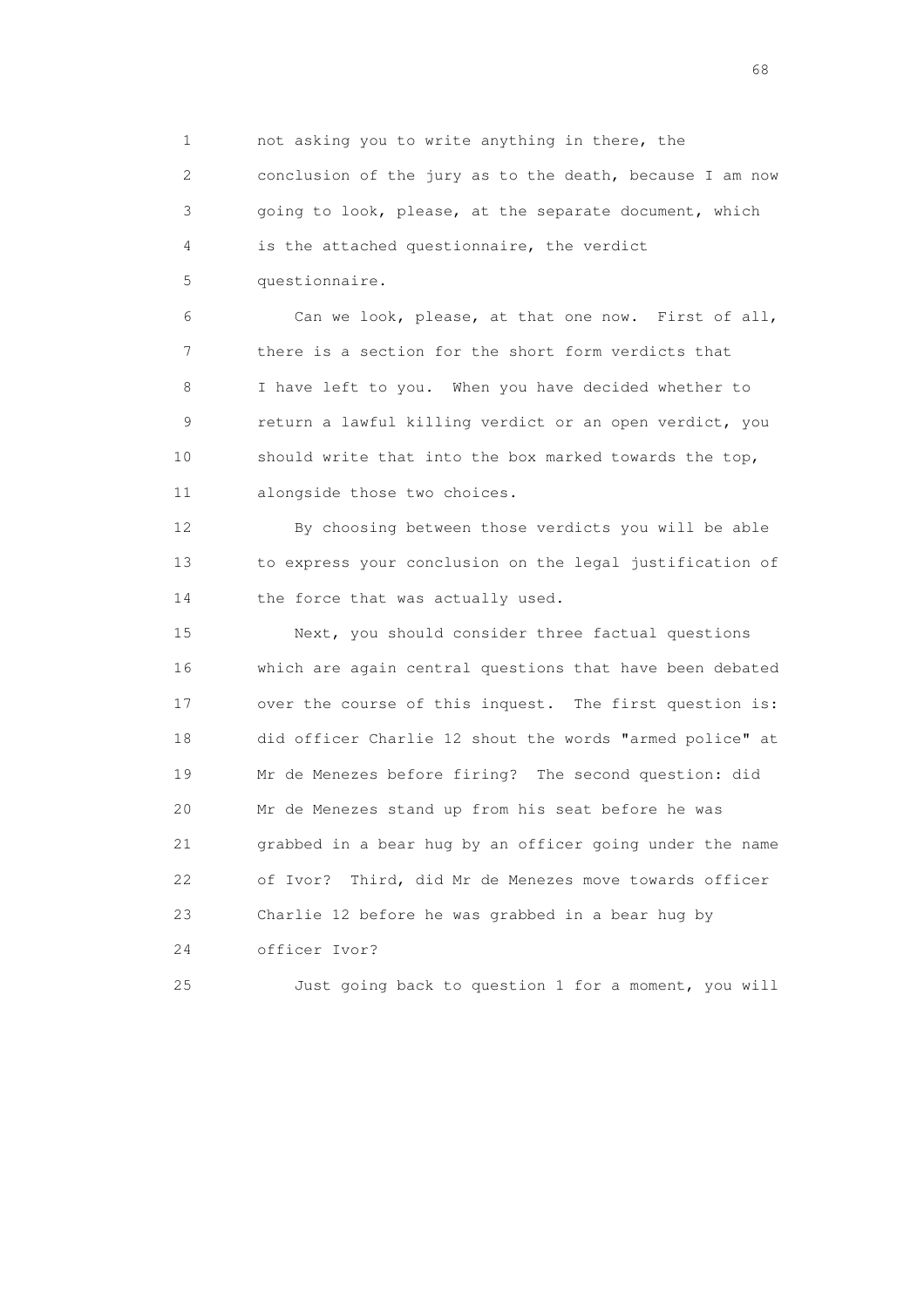1 not asking you to write anything in there, the
2 conclusion of the jury as to the death, because I am now
3 going to look, please, at the separate document, which
4 is the attached questionnaire, the verdict
5 questionnaire.

6 Can we look, please, at that one now. First of all,
7 there is a section for the short form verdicts that
8 I have left to you. When you have decided whether to
9 return a lawful killing verdict or an open verdict, you
10 should write that into the box marked towards the top,
11 alongside those two choices.

12 By choosing between those verdicts you will be able
13 to express your conclusion on the legal justification of
14 the force that was actually used.

15 Next, you should consider three factual questions
16 which are again central questions that have been debated
17 over the course of this inquest. The first question is:
18 did officer Charlie 12 shout the words "armed police" at
19 Mr de Menezes before firing? The second question: did
20 Mr de Menezes stand up from his seat before he was
21 grabbed in a bear hug by an officer going under the name
22 of Ivor? Third, did Mr de Menezes move towards officer
23 Charlie 12 before he was grabbed in a bear hug by
24 officer Ivor?

25 Just going back to question 1 for a moment, you will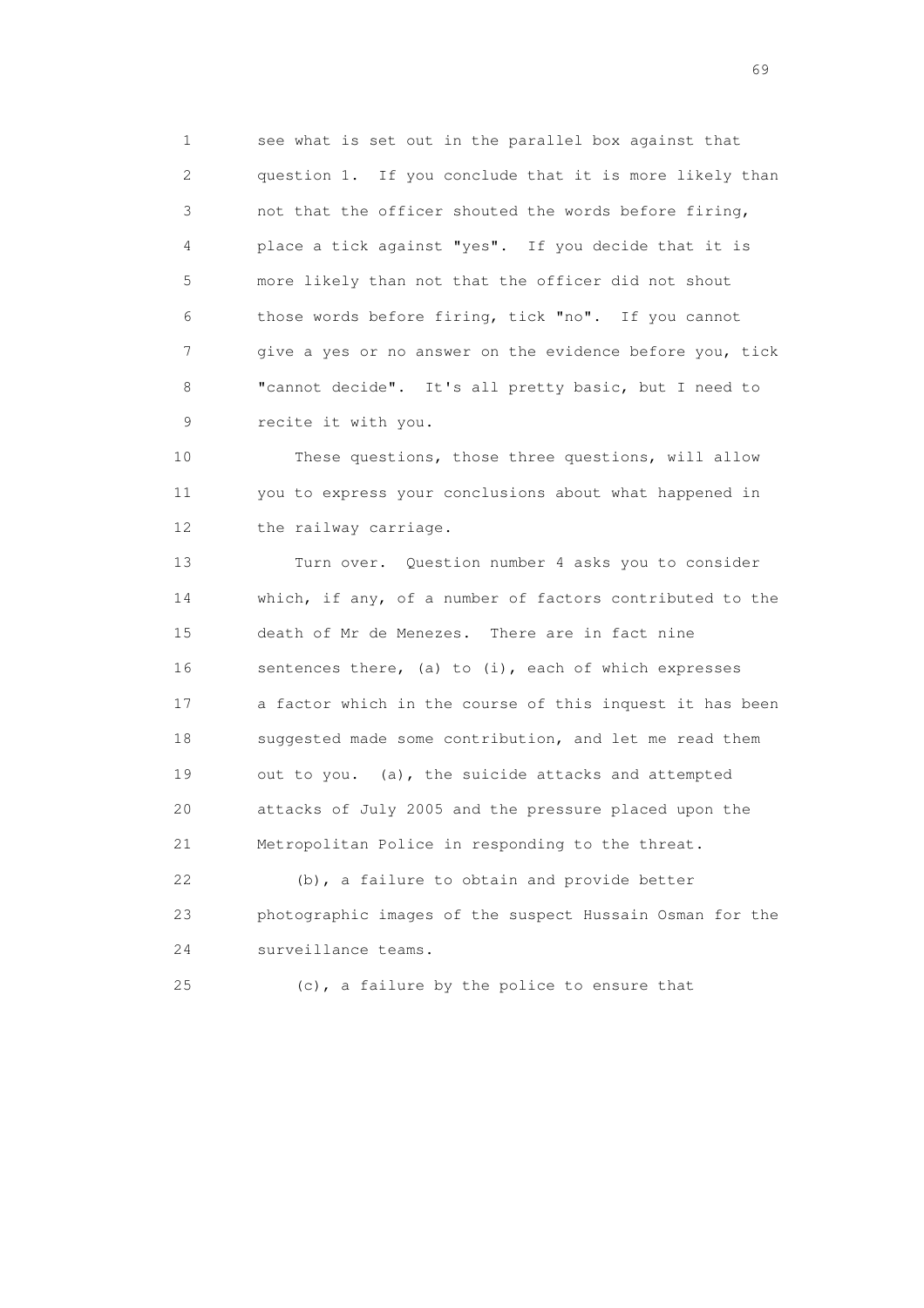see what is set out in the parallel box against that question 1. If you conclude that it is more likely than not that the officer shouted the words before firing, place a tick against "yes". If you decide that it is more likely than not that the officer did not shout those words before firing, tick "no". If you cannot give a yes or no answer on the evidence before you, tick "cannot decide". It's all pretty basic, but I need to recite it with you.

These questions, those three questions, will allow you to express your conclusions about what happened in the railway carriage.

Turn over. Question number 4 asks you to consider which, if any, of a number of factors contributed to the death of Mr de Menezes. There are in fact nine sentences there, (a) to (i), each of which expresses a factor which in the course of this inquest it has been suggested made some contribution, and let me read them out to you. (a), the suicide attacks and attempted attacks of July 2005 and the pressure placed upon the Metropolitan Police in responding to the threat.

(b), a failure to obtain and provide better photographic images of the suspect Hussain Osman for the surveillance teams.

(c), a failure by the police to ensure that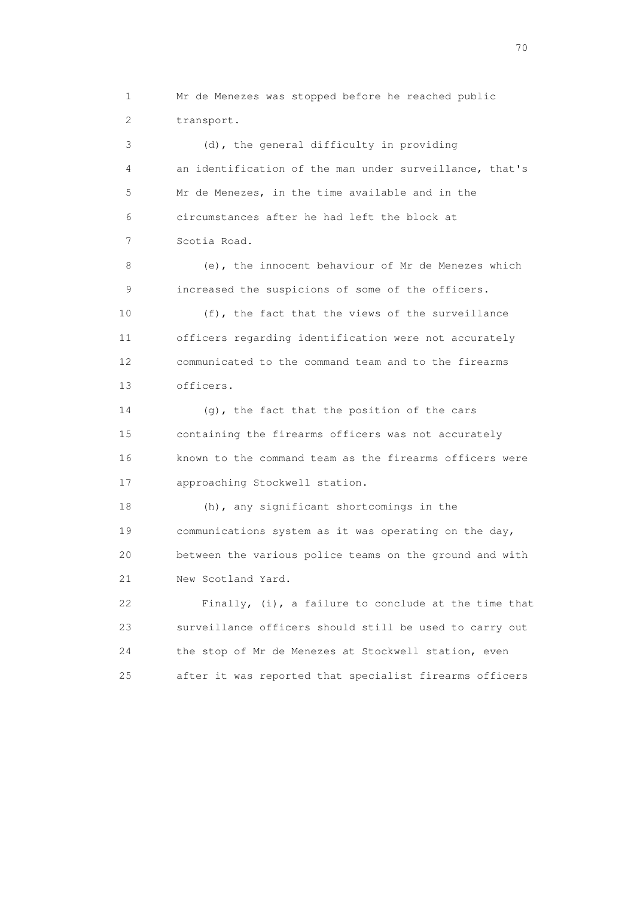Mr de Menezes was stopped before he reached public transport.

(d), the general difficulty in providing an identification of the man under surveillance, that's Mr de Menezes, in the time available and in the circumstances after he had left the block at Scotia Road.

(e), the innocent behaviour of Mr de Menezes which increased the suspicions of some of the officers.

(f), the fact that the views of the surveillance officers regarding identification were not accurately communicated to the command team and to the firearms officers.

(g), the fact that the position of the cars containing the firearms officers was not accurately known to the command team as the firearms officers were approaching Stockwell station.

(h), any significant shortcomings in the communications system as it was operating on the day, between the various police teams on the ground and with New Scotland Yard.

Finally, (i), a failure to conclude at the time that surveillance officers should still be used to carry out the stop of Mr de Menezes at Stockwell station, even after it was reported that specialist firearms officers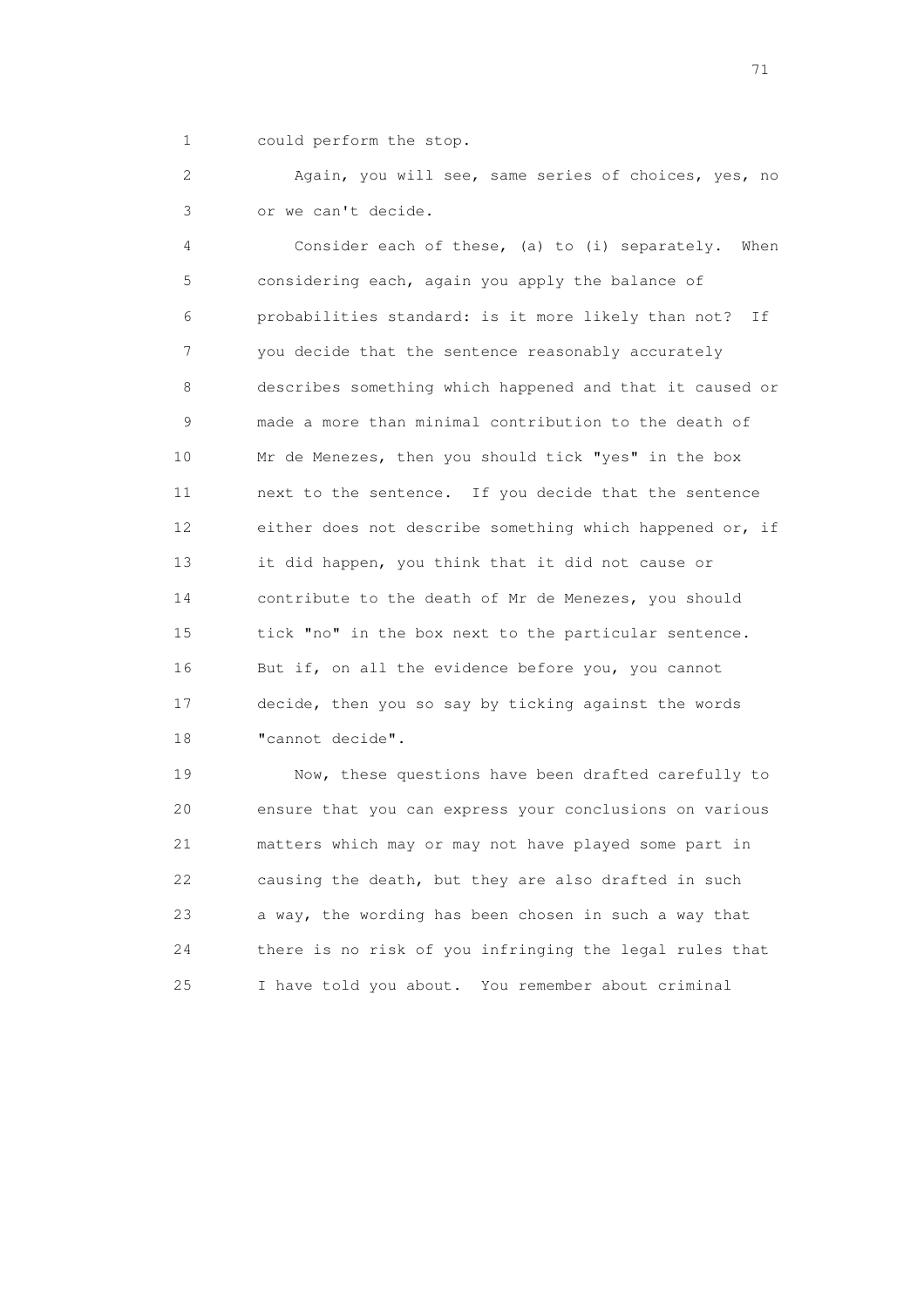could perform the stop.

Again, you will see, same series of choices, yes, no or we can't decide.

Consider each of these, (a) to (i) separately. When considering each, again you apply the balance of probabilities standard: is it more likely than not? If you decide that the sentence reasonably accurately describes something which happened and that it caused or made a more than minimal contribution to the death of Mr de Menezes, then you should tick "yes" in the box next to the sentence. If you decide that the sentence either does not describe something which happened or, if it did happen, you think that it did not cause or contribute to the death of Mr de Menezes, you should tick "no" in the box next to the particular sentence. But if, on all the evidence before you, you cannot decide, then you so say by ticking against the words "cannot decide".

Now, these questions have been drafted carefully to ensure that you can express your conclusions on various matters which may or may not have played some part in causing the death, but they are also drafted in such a way, the wording has been chosen in such a way that there is no risk of you infringing the legal rules that I have told you about. You remember about criminal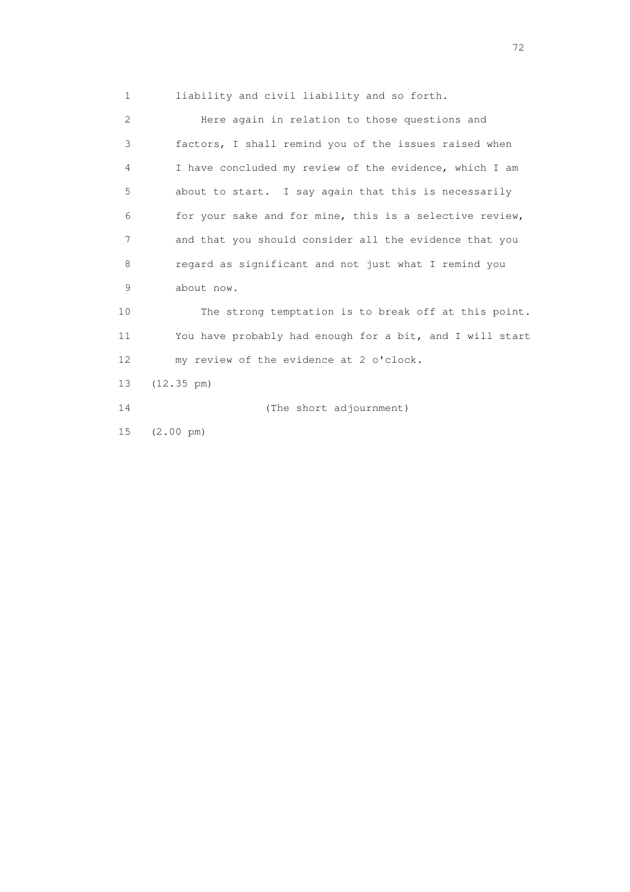liability and civil liability and so forth.

Here again in relation to those questions and factors, I shall remind you of the issues raised when I have concluded my review of the evidence, which I am about to start. I say again that this is necessarily for your sake and for mine, this is a selective review, and that you should consider all the evidence that you regard as significant and not just what I remind you about now.

The strong temptation is to break off at this point. You have probably had enough for a bit, and I will start my review of the evidence at 2 o'clock.

(12.35 pm)

(The short adjournment)

(2.00 pm)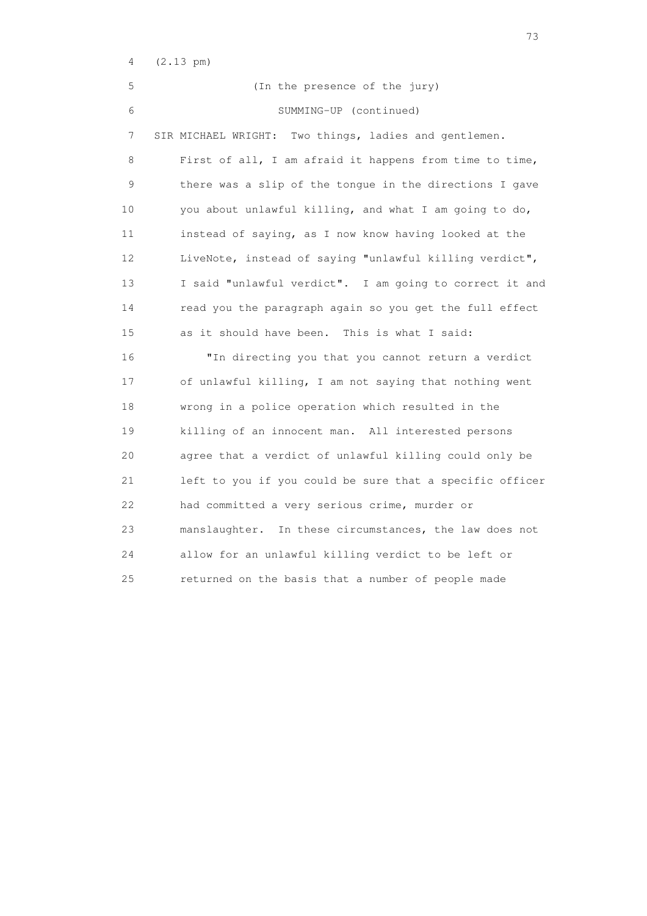(2.13 pm)

(In the presence of the jury)

SUMMING-UP (continued)

SIR MICHAEL WRIGHT: Two things, ladies and gentlemen. First of all, I am afraid it happens from time to time, there was a slip of the tongue in the directions I gave you about unlawful killing, and what I am going to do, instead of saying, as I now know having looked at the LiveNote, instead of saying "unlawful killing verdict", I said "unlawful verdict". I am going to correct it and read you the paragraph again so you get the full effect as it should have been. This is what I said:

"In directing you that you cannot return a verdict of unlawful killing, I am not saying that nothing went wrong in a police operation which resulted in the killing of an innocent man. All interested persons agree that a verdict of unlawful killing could only be left to you if you could be sure that a specific officer had committed a very serious crime, murder or manslaughter. In these circumstances, the law does not allow for an unlawful killing verdict to be left or returned on the basis that a number of people made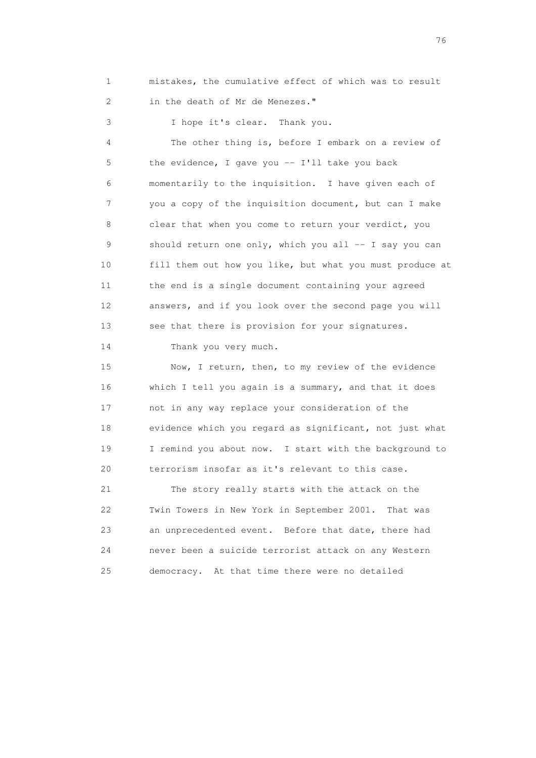mistakes, the cumulative effect of which was to result in the death of Mr de Menezes."

I hope it's clear. Thank you.

The other thing is, before I embark on a review of the evidence, I gave you -- I'll take you back momentarily to the inquisition. I have given each of you a copy of the inquisition document, but can I make clear that when you come to return your verdict, you should return one only, which you all -- I say you can fill them out how you like, but what you must produce at the end is a single document containing your agreed answers, and if you look over the second page you will see that there is provision for your signatures.

Thank you very much.

Now, I return, then, to my review of the evidence which I tell you again is a summary, and that it does not in any way replace your consideration of the evidence which you regard as significant, not just what I remind you about now. I start with the background to terrorism insofar as it's relevant to this case.

The story really starts with the attack on the Twin Towers in New York in September 2001. That was an unprecedented event. Before that date, there had never been a suicide terrorist attack on any Western democracy. At that time there were no detailed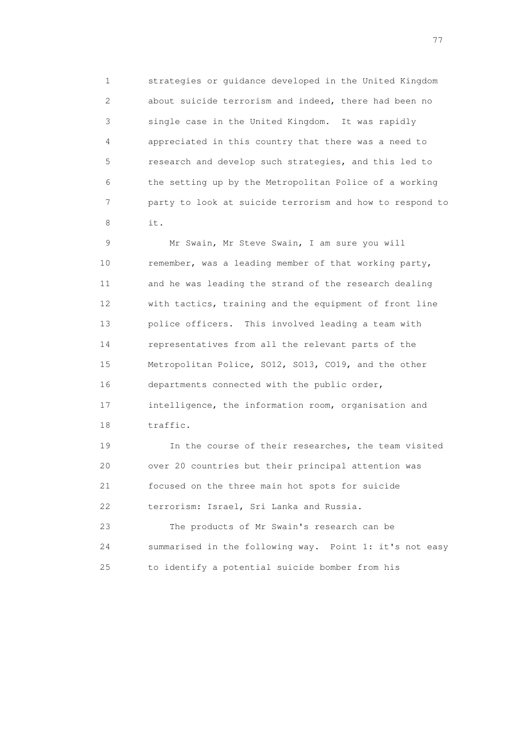strategies or guidance developed in the United Kingdom about suicide terrorism and indeed, there had been no single case in the United Kingdom. It was rapidly appreciated in this country that there was a need to research and develop such strategies, and this led to the setting up by the Metropolitan Police of a working party to look at suicide terrorism and how to respond to it.

Mr Swain, Mr Steve Swain, I am sure you will remember, was a leading member of that working party, and he was leading the strand of the research dealing with tactics, training and the equipment of front line police officers. This involved leading a team with representatives from all the relevant parts of the Metropolitan Police, SO12, SO13, CO19, and the other departments connected with the public order, intelligence, the information room, organisation and traffic.

In the course of their researches, the team visited over 20 countries but their principal attention was focused on the three main hot spots for suicide terrorism: Israel, Sri Lanka and Russia.

The products of Mr Swain's research can be summarised in the following way. Point 1: it's not easy to identify a potential suicide bomber from his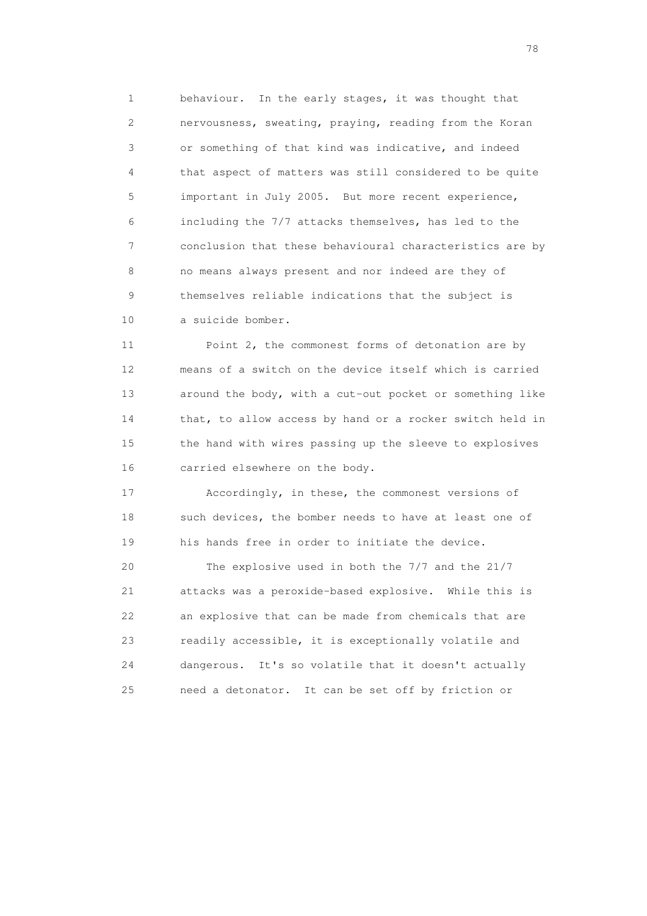behaviour. In the early stages, it was thought that nervousness, sweating, praying, reading from the Koran or something of that kind was indicative, and indeed that aspect of matters was still considered to be quite important in July 2005. But more recent experience, including the 7/7 attacks themselves, has led to the conclusion that these behavioural characteristics are by no means always present and nor indeed are they of themselves reliable indications that the subject is a suicide bomber.

Point 2, the commonest forms of detonation are by means of a switch on the device itself which is carried around the body, with a cut-out pocket or something like that, to allow access by hand or a rocker switch held in the hand with wires passing up the sleeve to explosives carried elsewhere on the body.

Accordingly, in these, the commonest versions of such devices, the bomber needs to have at least one of his hands free in order to initiate the device.

The explosive used in both the 7/7 and the 21/7 attacks was a peroxide-based explosive. While this is an explosive that can be made from chemicals that are readily accessible, it is exceptionally volatile and dangerous. It's so volatile that it doesn't actually need a detonator. It can be set off by friction or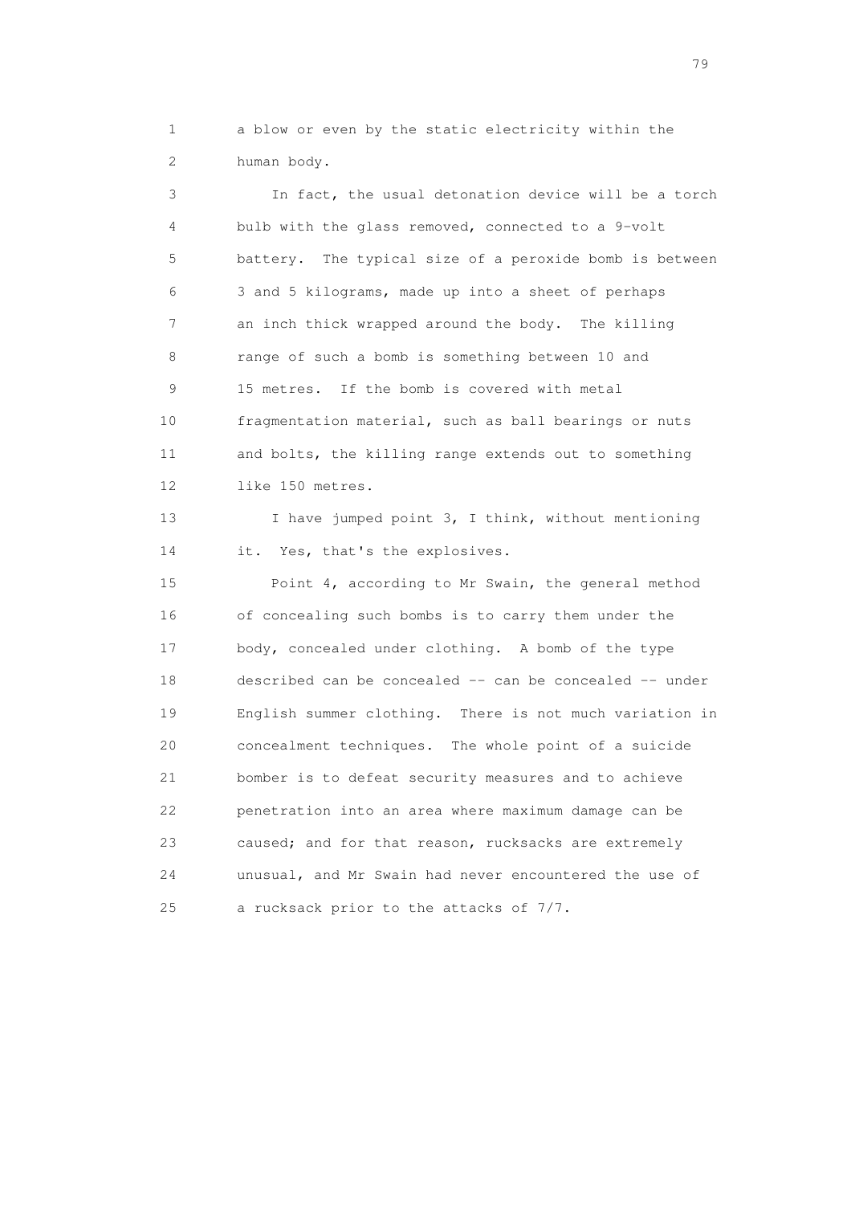a blow or even by the static electricity within the human body.

In fact, the usual detonation device will be a torch bulb with the glass removed, connected to a 9-volt battery. The typical size of a peroxide bomb is between 3 and 5 kilograms, made up into a sheet of perhaps an inch thick wrapped around the body. The killing range of such a bomb is something between 10 and 15 metres. If the bomb is covered with metal fragmentation material, such as ball bearings or nuts and bolts, the killing range extends out to something like 150 metres.

I have jumped point 3, I think, without mentioning it. Yes, that's the explosives.

Point 4, according to Mr Swain, the general method of concealing such bombs is to carry them under the body, concealed under clothing. A bomb of the type described can be concealed -- can be concealed -- under English summer clothing. There is not much variation in concealment techniques. The whole point of a suicide bomber is to defeat security measures and to achieve penetration into an area where maximum damage can be caused; and for that reason, rucksacks are extremely unusual, and Mr Swain had never encountered the use of a rucksack prior to the attacks of 7/7.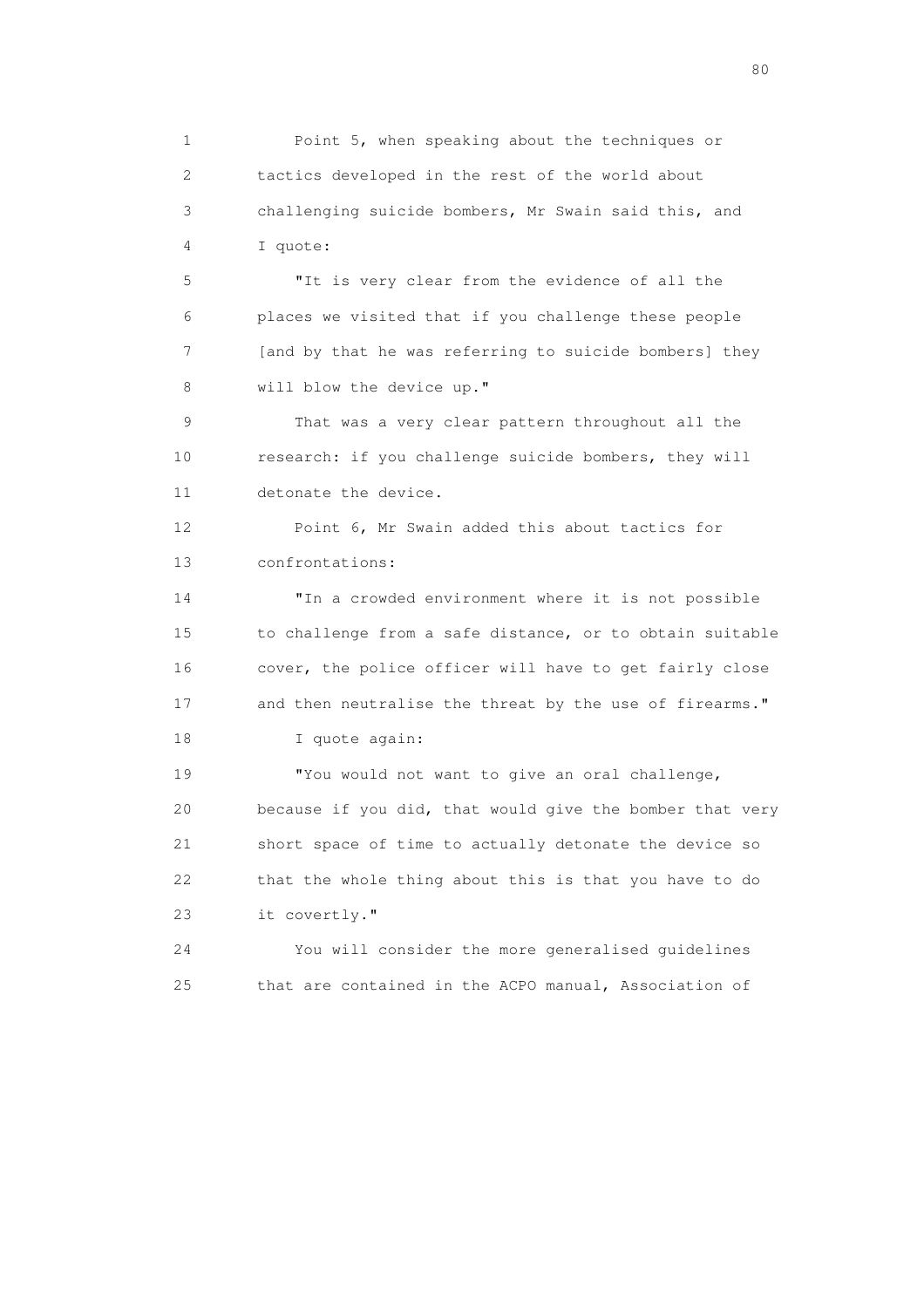Point 5, when speaking about the techniques or tactics developed in the rest of the world about challenging suicide bombers, Mr Swain said this, and I quote:

"It is very clear from the evidence of all the places we visited that if you challenge these people [and by that he was referring to suicide bombers] they will blow the device up."

That was a very clear pattern throughout all the research: if you challenge suicide bombers, they will detonate the device.

Point 6, Mr Swain added this about tactics for confrontations:

"In a crowded environment where it is not possible to challenge from a safe distance, or to obtain suitable cover, the police officer will have to get fairly close and then neutralise the threat by the use of firearms."

I quote again:

"You would not want to give an oral challenge, because if you did, that would give the bomber that very short space of time to actually detonate the device so that the whole thing about this is that you have to do it covertly."

You will consider the more generalised guidelines that are contained in the ACPO manual, Association of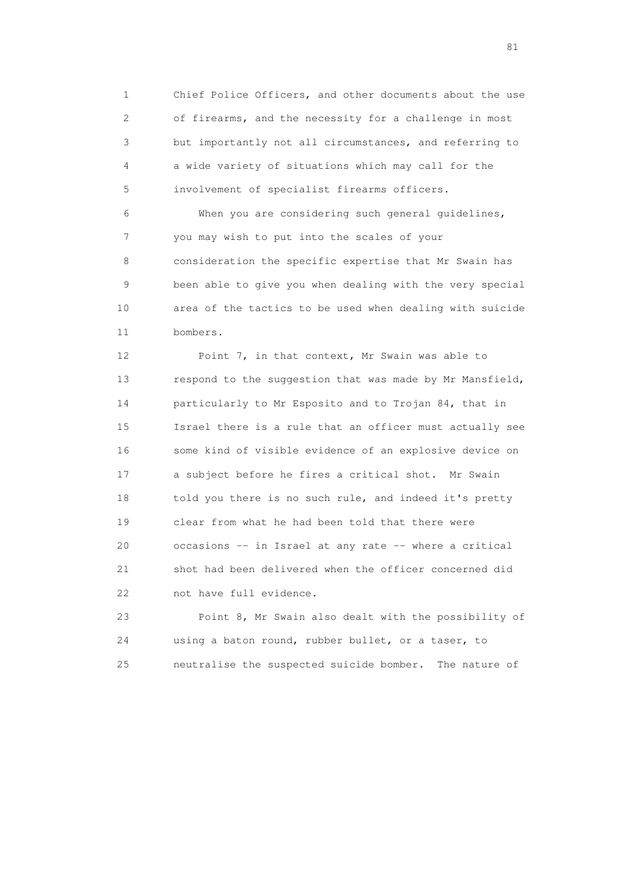Chief Police Officers, and other documents about the use of firearms, and the necessity for a challenge in most but importantly not all circumstances, and referring to a wide variety of situations which may call for the involvement of specialist firearms officers.

When you are considering such general guidelines, you may wish to put into the scales of your consideration the specific expertise that Mr Swain has been able to give you when dealing with the very special area of the tactics to be used when dealing with suicide bombers.

Point 7, in that context, Mr Swain was able to respond to the suggestion that was made by Mr Mansfield, particularly to Mr Esposito and to Trojan 84, that in Israel there is a rule that an officer must actually see some kind of visible evidence of an explosive device on a subject before he fires a critical shot. Mr Swain told you there is no such rule, and indeed it's pretty clear from what he had been told that there were occasions -- in Israel at any rate -- where a critical shot had been delivered when the officer concerned did not have full evidence.

Point 8, Mr Swain also dealt with the possibility of using a baton round, rubber bullet, or a taser, to neutralise the suspected suicide bomber. The nature of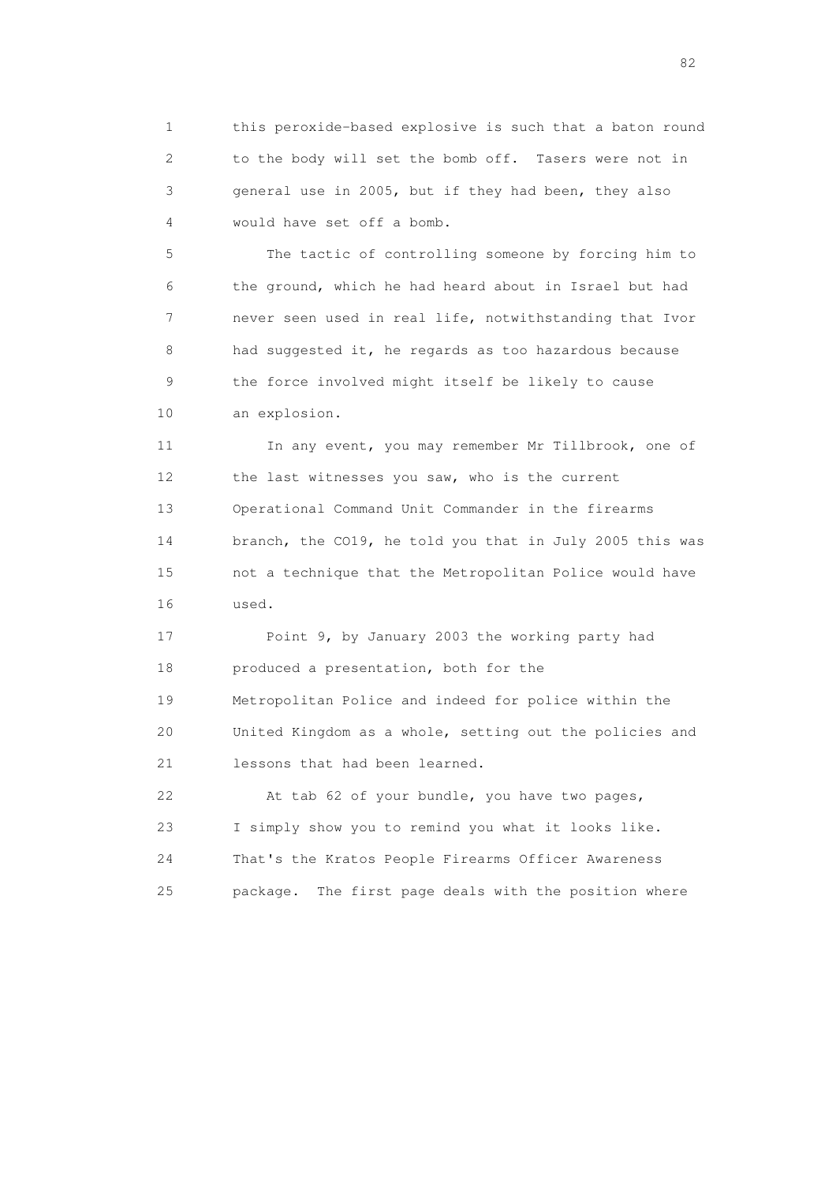1 this peroxide-based explosive is such that a baton round
2 to the body will set the bomb off. Tasers were not in
3 general use in 2005, but if they had been, they also
4 would have set off a bomb.

5 The tactic of controlling someone by forcing him to
6 the ground, which he had heard about in Israel but had
7 never seen used in real life, notwithstanding that Ivor
8 had suggested it, he regards as too hazardous because
9 the force involved might itself be likely to cause
10 an explosion.

11 In any event, you may remember Mr Tillbrook, one of
12 the last witnesses you saw, who is the current
13 Operational Command Unit Commander in the firearms
14 branch, the CO19, he told you that in July 2005 this was
15 not a technique that the Metropolitan Police would have
16 used.

17 Point 9, by January 2003 the working party had
18 produced a presentation, both for the
19 Metropolitan Police and indeed for police within the
20 United Kingdom as a whole, setting out the policies and
21 lessons that had been learned.

22 At tab 62 of your bundle, you have two pages,
23 I simply show you to remind you what it looks like.
24 That's the Kratos People Firearms Officer Awareness
25 package. The first page deals with the position where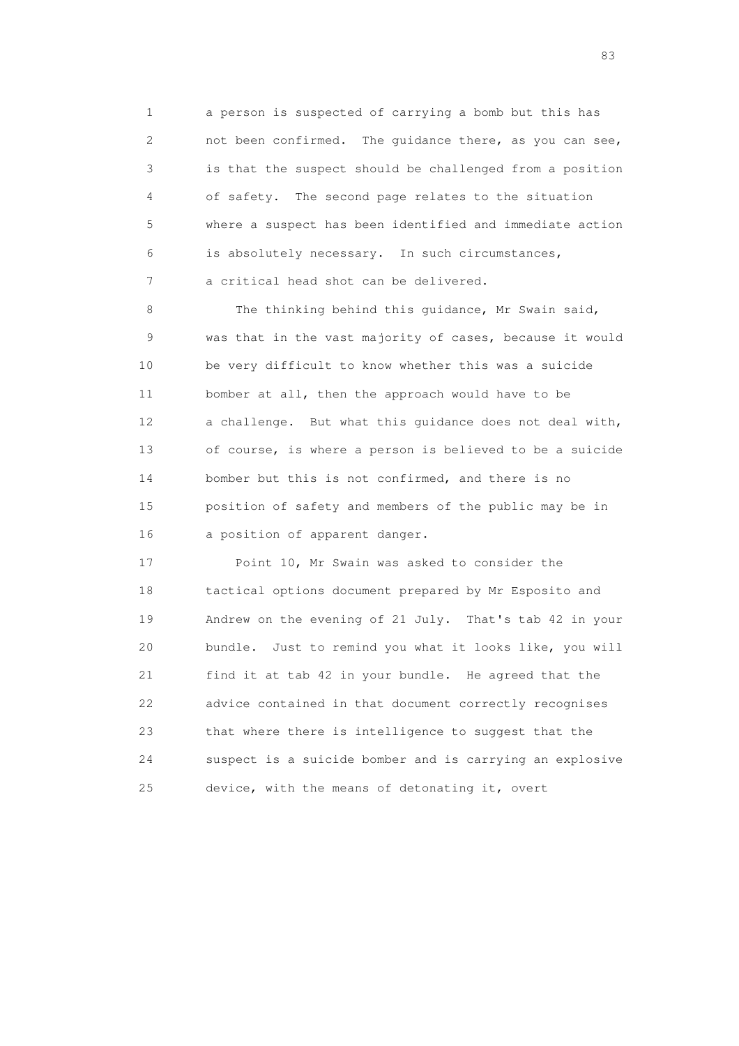a person is suspected of carrying a bomb but this has not been confirmed. The guidance there, as you can see, is that the suspect should be challenged from a position of safety. The second page relates to the situation where a suspect has been identified and immediate action is absolutely necessary. In such circumstances, a critical head shot can be delivered.

The thinking behind this guidance, Mr Swain said, was that in the vast majority of cases, because it would be very difficult to know whether this was a suicide bomber at all, then the approach would have to be a challenge. But what this guidance does not deal with, of course, is where a person is believed to be a suicide bomber but this is not confirmed, and there is no position of safety and members of the public may be in a position of apparent danger.

Point 10, Mr Swain was asked to consider the tactical options document prepared by Mr Esposito and Andrew on the evening of 21 July. That's tab 42 in your bundle. Just to remind you what it looks like, you will find it at tab 42 in your bundle. He agreed that the advice contained in that document correctly recognises that where there is intelligence to suggest that the suspect is a suicide bomber and is carrying an explosive device, with the means of detonating it, overt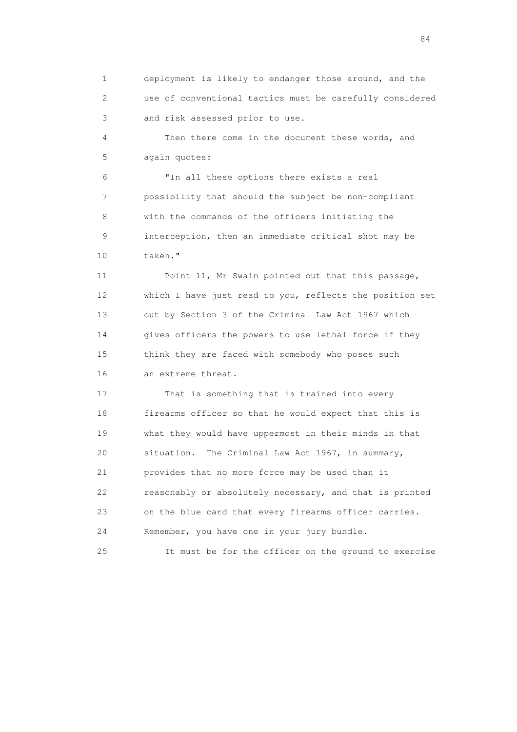deployment is likely to endanger those around, and the use of conventional tactics must be carefully considered and risk assessed prior to use.

Then there come in the document these words, and again quotes:

"In all these options there exists a real possibility that should the subject be non-compliant with the commands of the officers initiating the interception, then an immediate critical shot may be taken."

Point 11, Mr Swain pointed out that this passage, which I have just read to you, reflects the position set out by Section 3 of the Criminal Law Act 1967 which gives officers the powers to use lethal force if they think they are faced with somebody who poses such an extreme threat.

That is something that is trained into every firearms officer so that he would expect that this is what they would have uppermost in their minds in that situation. The Criminal Law Act 1967, in summary, provides that no more force may be used than it reasonably or absolutely necessary, and that is printed on the blue card that every firearms officer carries. Remember, you have one in your jury bundle.

It must be for the officer on the ground to exercise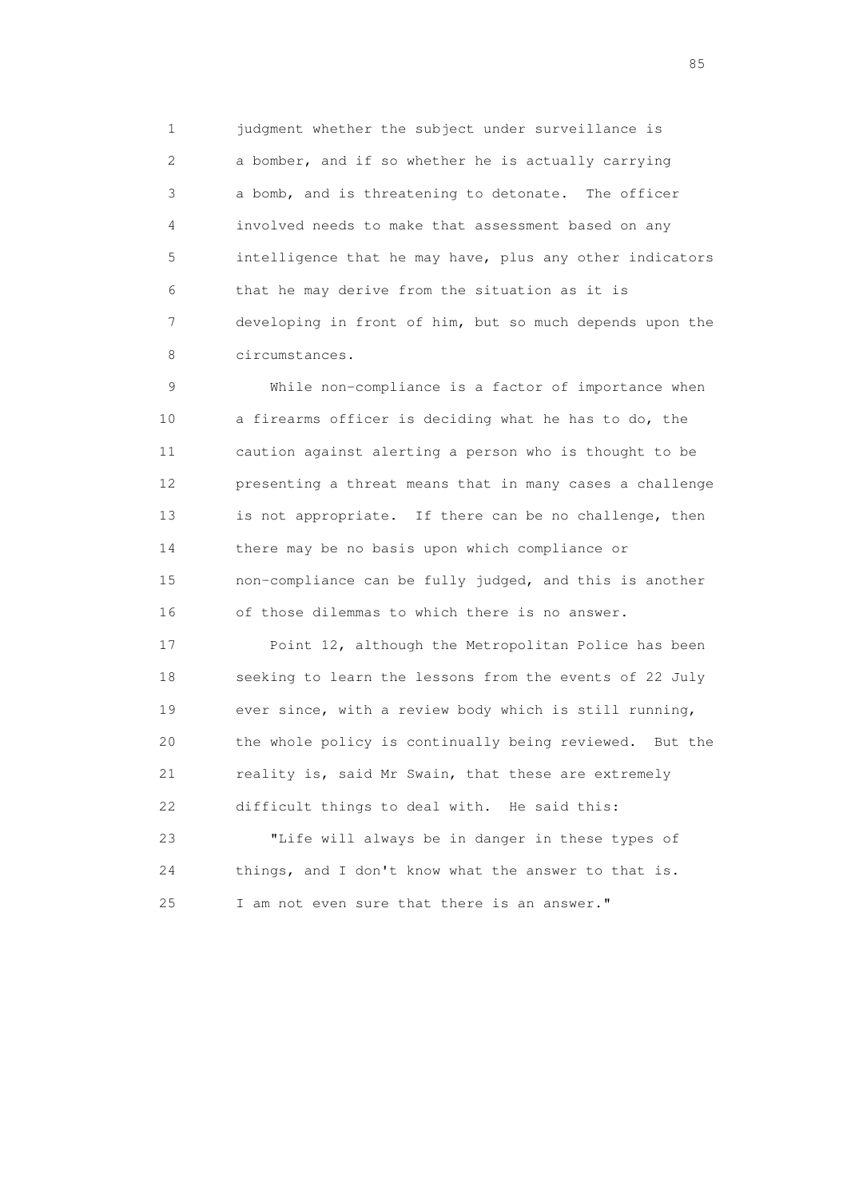judgment whether the subject under surveillance is a bomber, and if so whether he is actually carrying a bomb, and is threatening to detonate. The officer involved needs to make that assessment based on any intelligence that he may have, plus any other indicators that he may derive from the situation as it is developing in front of him, but so much depends upon the circumstances.

While non-compliance is a factor of importance when a firearms officer is deciding what he has to do, the caution against alerting a person who is thought to be presenting a threat means that in many cases a challenge is not appropriate. If there can be no challenge, then there may be no basis upon which compliance or non-compliance can be fully judged, and this is another of those dilemmas to which there is no answer.

Point 12, although the Metropolitan Police has been seeking to learn the lessons from the events of 22 July ever since, with a review body which is still running, the whole policy is continually being reviewed. But the reality is, said Mr Swain, that these are extremely difficult things to deal with. He said this:

"Life will always be in danger in these types of things, and I don't know what the answer to that is. I am not even sure that there is an answer."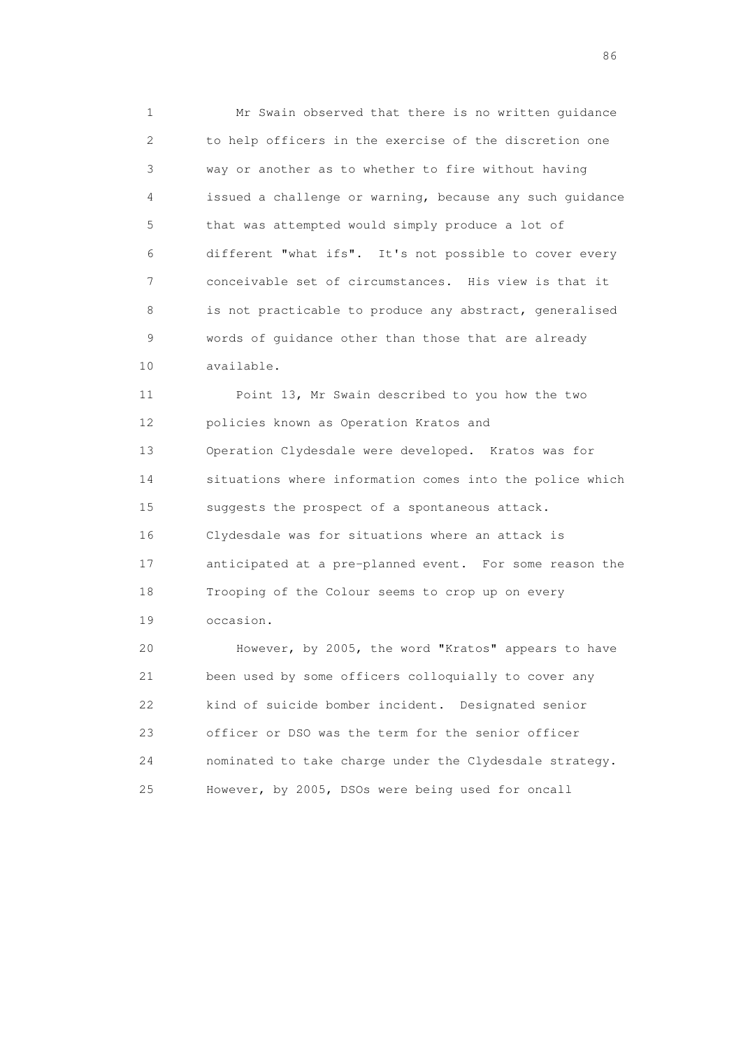Mr Swain observed that there is no written guidance to help officers in the exercise of the discretion one way or another as to whether to fire without having issued a challenge or warning, because any such guidance that was attempted would simply produce a lot of different "what ifs". It's not possible to cover every conceivable set of circumstances. His view is that it is not practicable to produce any abstract, generalised words of guidance other than those that are already available.

Point 13, Mr Swain described to you how the two policies known as Operation Kratos and Operation Clydesdale were developed. Kratos was for situations where information comes into the police which suggests the prospect of a spontaneous attack. Clydesdale was for situations where an attack is anticipated at a pre-planned event. For some reason the Trooping of the Colour seems to crop up on every occasion.

However, by 2005, the word "Kratos" appears to have been used by some officers colloquially to cover any kind of suicide bomber incident. Designated senior officer or DSO was the term for the senior officer nominated to take charge under the Clydesdale strategy. However, by 2005, DSOs were being used for oncall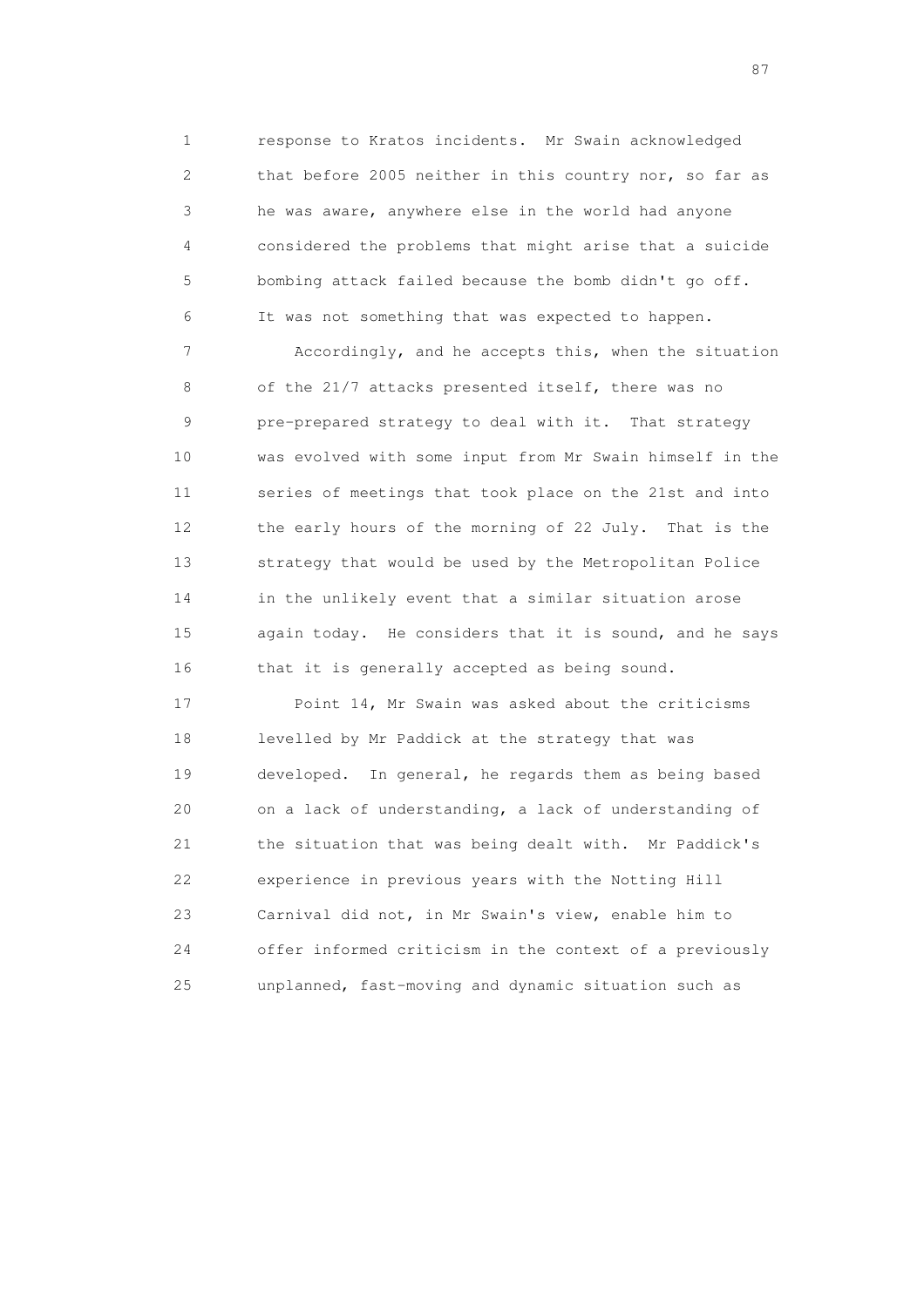response to Kratos incidents. Mr Swain acknowledged that before 2005 neither in this country nor, so far as he was aware, anywhere else in the world had anyone considered the problems that might arise that a suicide bombing attack failed because the bomb didn't go off. It was not something that was expected to happen.

Accordingly, and he accepts this, when the situation of the 21/7 attacks presented itself, there was no pre-prepared strategy to deal with it. That strategy was evolved with some input from Mr Swain himself in the series of meetings that took place on the 21st and into the early hours of the morning of 22 July. That is the strategy that would be used by the Metropolitan Police in the unlikely event that a similar situation arose again today. He considers that it is sound, and he says that it is generally accepted as being sound.

Point 14, Mr Swain was asked about the criticisms levelled by Mr Paddick at the strategy that was developed. In general, he regards them as being based on a lack of understanding, a lack of understanding of the situation that was being dealt with. Mr Paddick's experience in previous years with the Notting Hill Carnival did not, in Mr Swain's view, enable him to offer informed criticism in the context of a previously unplanned, fast-moving and dynamic situation such as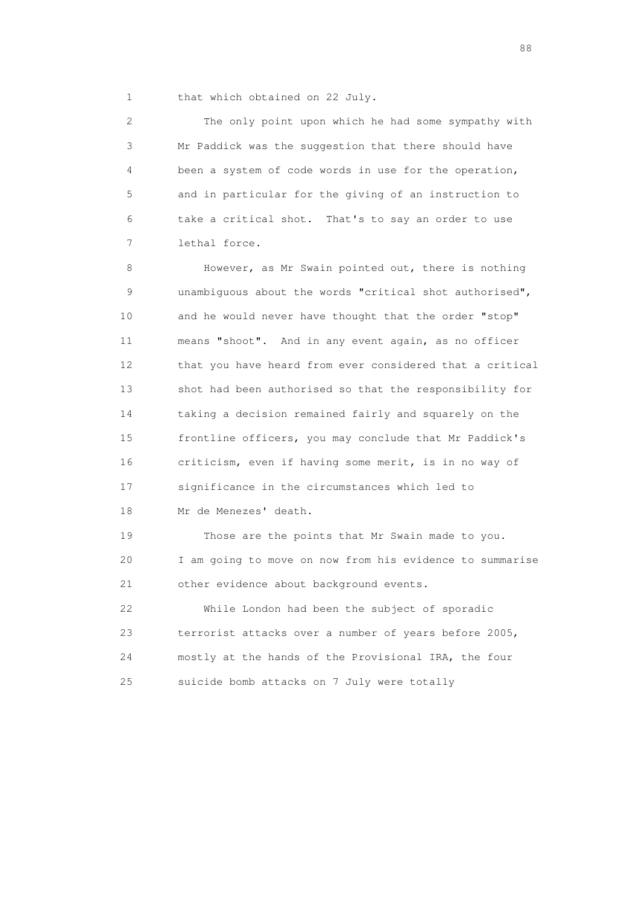that which obtained on 22 July.

The only point upon which he had some sympathy with Mr Paddick was the suggestion that there should have been a system of code words in use for the operation, and in particular for the giving of an instruction to take a critical shot. That's to say an order to use lethal force.

However, as Mr Swain pointed out, there is nothing unambiguous about the words "critical shot authorised", and he would never have thought that the order "stop" means "shoot". And in any event again, as no officer that you have heard from ever considered that a critical shot had been authorised so that the responsibility for taking a decision remained fairly and squarely on the frontline officers, you may conclude that Mr Paddick's criticism, even if having some merit, is in no way of significance in the circumstances which led to Mr de Menezes' death.

Those are the points that Mr Swain made to you. I am going to move on now from his evidence to summarise other evidence about background events.

While London had been the subject of sporadic terrorist attacks over a number of years before 2005, mostly at the hands of the Provisional IRA, the four suicide bomb attacks on 7 July were totally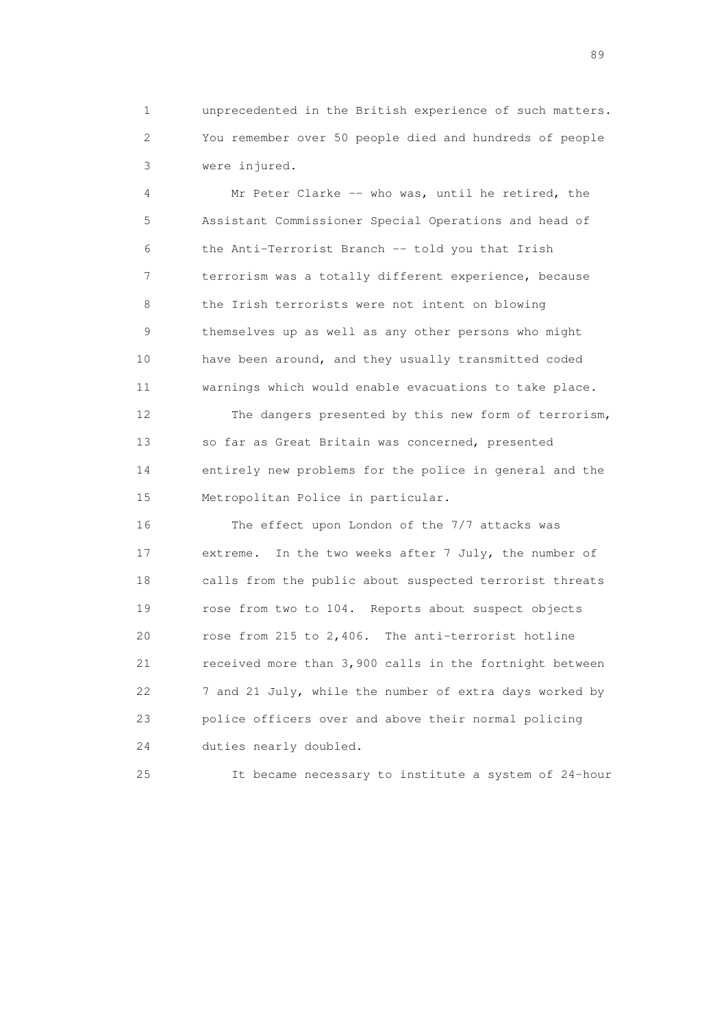unprecedented in the British experience of such matters. You remember over 50 people died and hundreds of people were injured.

Mr Peter Clarke -- who was, until he retired, the Assistant Commissioner Special Operations and head of the Anti-Terrorist Branch -- told you that Irish terrorism was a totally different experience, because the Irish terrorists were not intent on blowing themselves up as well as any other persons who might have been around, and they usually transmitted coded warnings which would enable evacuations to take place.

The dangers presented by this new form of terrorism, so far as Great Britain was concerned, presented entirely new problems for the police in general and the Metropolitan Police in particular.

The effect upon London of the 7/7 attacks was extreme. In the two weeks after 7 July, the number of calls from the public about suspected terrorist threats rose from two to 104. Reports about suspect objects rose from 215 to 2,406. The anti-terrorist hotline received more than 3,900 calls in the fortnight between 7 and 21 July, while the number of extra days worked by police officers over and above their normal policing duties nearly doubled.

It became necessary to institute a system of 24-hour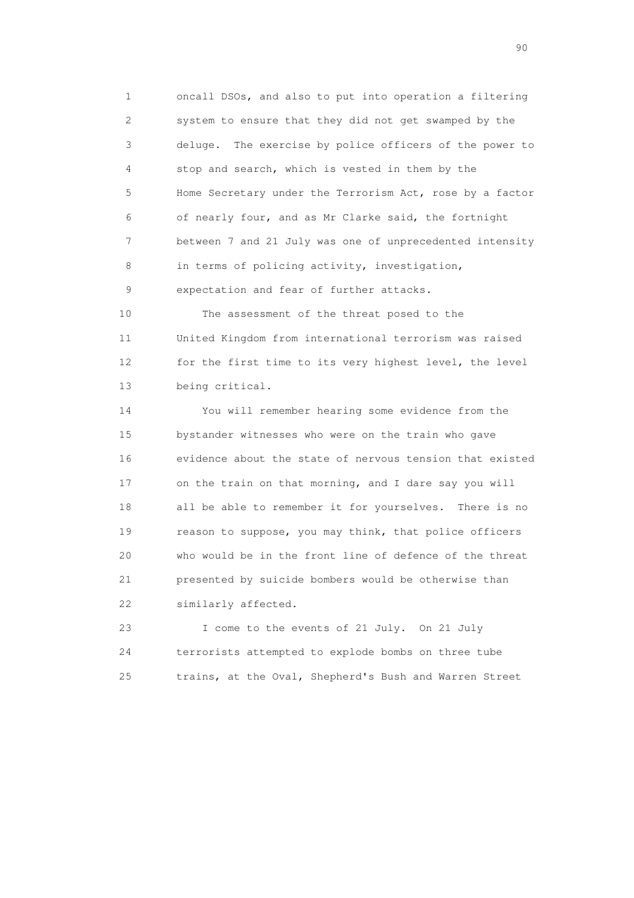oncall DSOs, and also to put into operation a filtering system to ensure that they did not get swamped by the deluge. The exercise by police officers of the power to stop and search, which is vested in them by the Home Secretary under the Terrorism Act, rose by a factor of nearly four, and as Mr Clarke said, the fortnight between 7 and 21 July was one of unprecedented intensity in terms of policing activity, investigation, expectation and fear of further attacks.

The assessment of the threat posed to the United Kingdom from international terrorism was raised for the first time to its very highest level, the level being critical.

You will remember hearing some evidence from the bystander witnesses who were on the train who gave evidence about the state of nervous tension that existed on the train on that morning, and I dare say you will all be able to remember it for yourselves. There is no reason to suppose, you may think, that police officers who would be in the front line of defence of the threat presented by suicide bombers would be otherwise than similarly affected.

I come to the events of 21 July. On 21 July terrorists attempted to explode bombs on three tube trains, at the Oval, Shepherd's Bush and Warren Street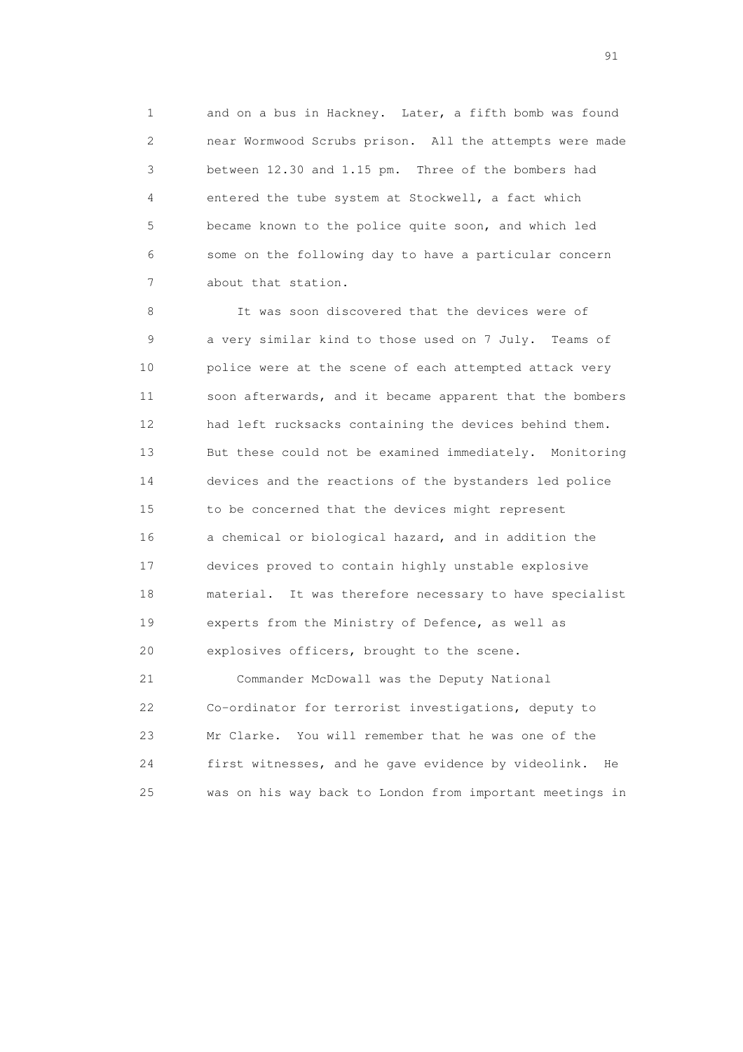and on a bus in Hackney. Later, a fifth bomb was found near Wormwood Scrubs prison. All the attempts were made between 12.30 and 1.15 pm. Three of the bombers had entered the tube system at Stockwell, a fact which became known to the police quite soon, and which led some on the following day to have a particular concern about that station.

It was soon discovered that the devices were of a very similar kind to those used on 7 July. Teams of police were at the scene of each attempted attack very soon afterwards, and it became apparent that the bombers had left rucksacks containing the devices behind them. But these could not be examined immediately. Monitoring devices and the reactions of the bystanders led police to be concerned that the devices might represent a chemical or biological hazard, and in addition the devices proved to contain highly unstable explosive material. It was therefore necessary to have specialist experts from the Ministry of Defence, as well as explosives officers, brought to the scene.

Commander McDowall was the Deputy National Co-ordinator for terrorist investigations, deputy to Mr Clarke. You will remember that he was one of the first witnesses, and he gave evidence by videolink. He was on his way back to London from important meetings in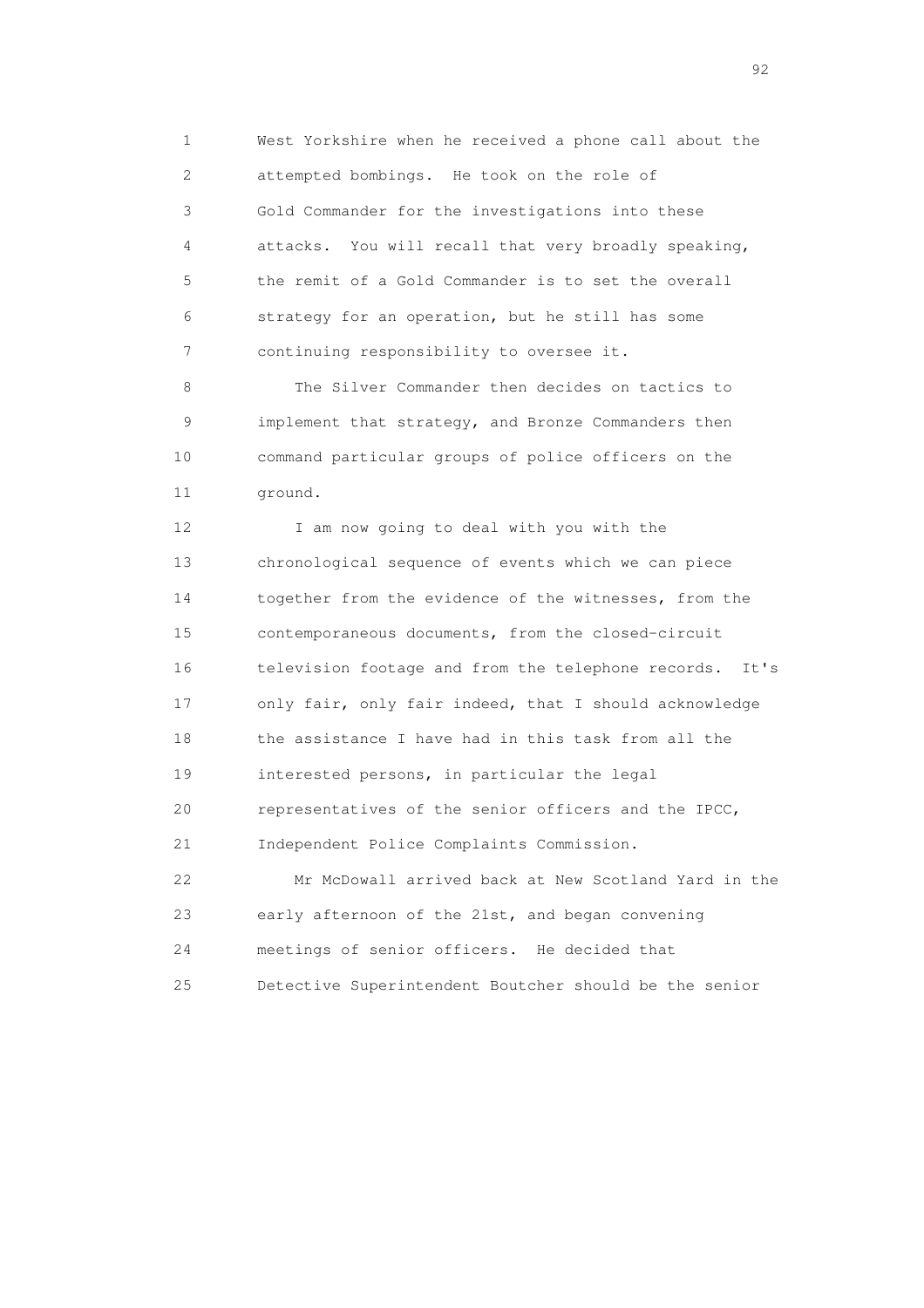West Yorkshire when he received a phone call about the attempted bombings. He took on the role of Gold Commander for the investigations into these attacks. You will recall that very broadly speaking, the remit of a Gold Commander is to set the overall strategy for an operation, but he still has some continuing responsibility to oversee it.

The Silver Commander then decides on tactics to implement that strategy, and Bronze Commanders then command particular groups of police officers on the ground.

I am now going to deal with you with the chronological sequence of events which we can piece together from the evidence of the witnesses, from the contemporaneous documents, from the closed-circuit television footage and from the telephone records. It's only fair, only fair indeed, that I should acknowledge the assistance I have had in this task from all the interested persons, in particular the legal representatives of the senior officers and the IPCC, Independent Police Complaints Commission.

Mr McDowall arrived back at New Scotland Yard in the early afternoon of the 21st, and began convening meetings of senior officers. He decided that Detective Superintendent Boutcher should be the senior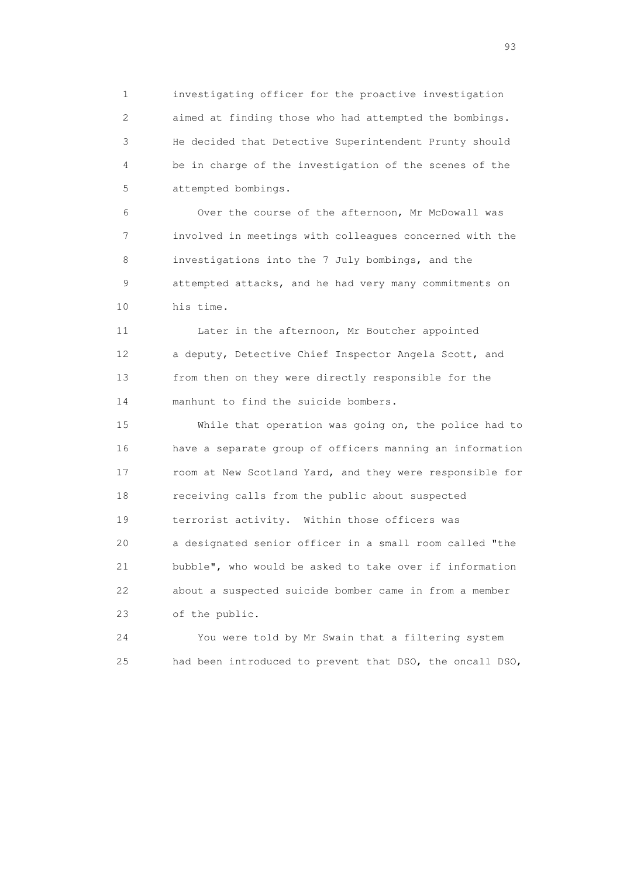investigating officer for the proactive investigation aimed at finding those who had attempted the bombings. He decided that Detective Superintendent Prunty should be in charge of the investigation of the scenes of the attempted bombings.

Over the course of the afternoon, Mr McDowall was involved in meetings with colleagues concerned with the investigations into the 7 July bombings, and the attempted attacks, and he had very many commitments on his time.

Later in the afternoon, Mr Boutcher appointed a deputy, Detective Chief Inspector Angela Scott, and from then on they were directly responsible for the manhunt to find the suicide bombers.

While that operation was going on, the police had to have a separate group of officers manning an information room at New Scotland Yard, and they were responsible for receiving calls from the public about suspected terrorist activity. Within those officers was a designated senior officer in a small room called "the bubble", who would be asked to take over if information about a suspected suicide bomber came in from a member of the public.

You were told by Mr Swain that a filtering system had been introduced to prevent that DSO, the oncall DSO,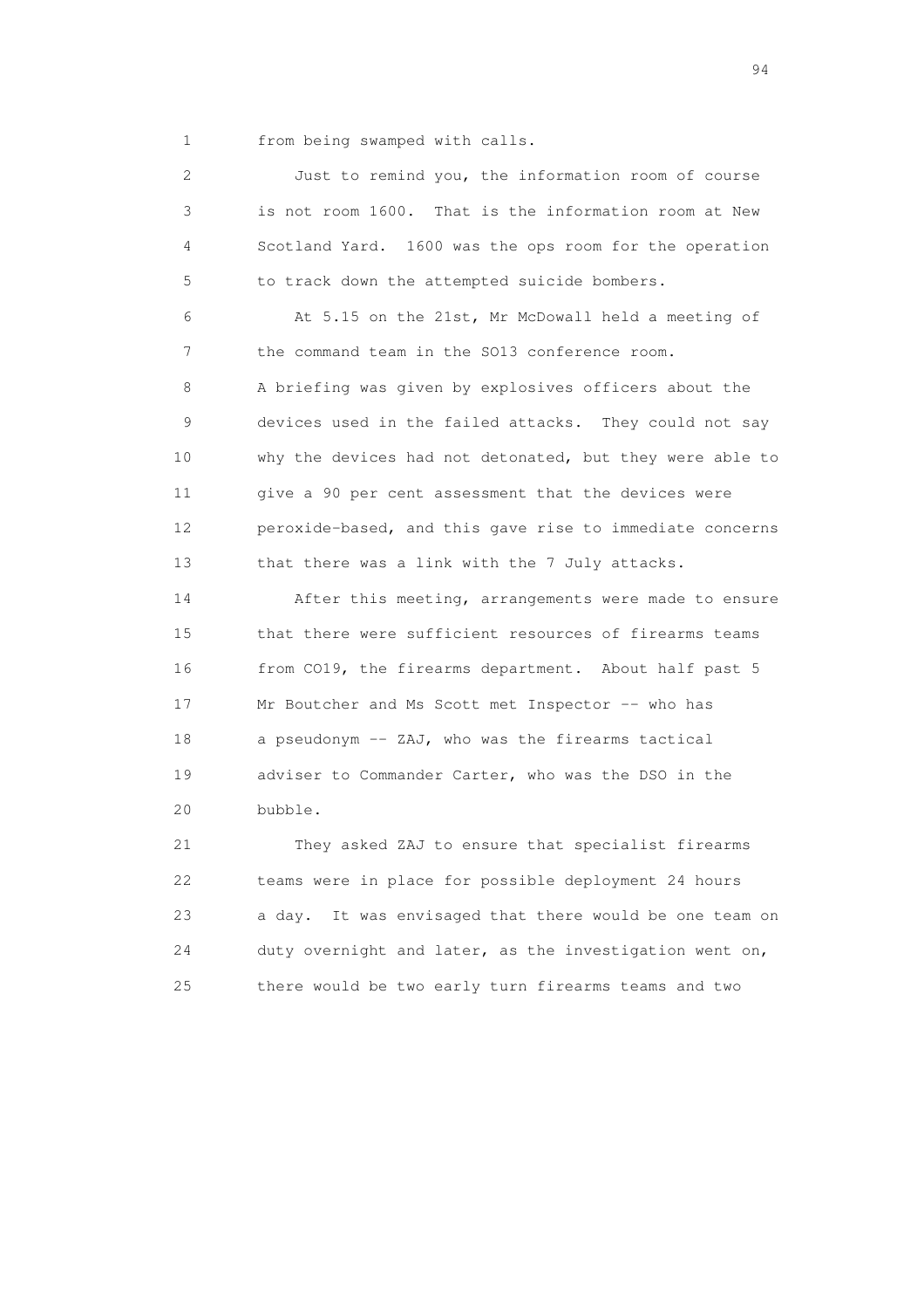from being swamped with calls.

Just to remind you, the information room of course is not room 1600. That is the information room at New Scotland Yard. 1600 was the ops room for the operation to track down the attempted suicide bombers.

At 5.15 on the 21st, Mr McDowall held a meeting of the command team in the SO13 conference room. A briefing was given by explosives officers about the devices used in the failed attacks. They could not say why the devices had not detonated, but they were able to give a 90 per cent assessment that the devices were peroxide-based, and this gave rise to immediate concerns that there was a link with the 7 July attacks.

After this meeting, arrangements were made to ensure that there were sufficient resources of firearms teams from CO19, the firearms department. About half past 5 Mr Boutcher and Ms Scott met Inspector -- who has a pseudonym -- ZAJ, who was the firearms tactical adviser to Commander Carter, who was the DSO in the bubble.

They asked ZAJ to ensure that specialist firearms teams were in place for possible deployment 24 hours a day. It was envisaged that there would be one team on duty overnight and later, as the investigation went on, there would be two early turn firearms teams and two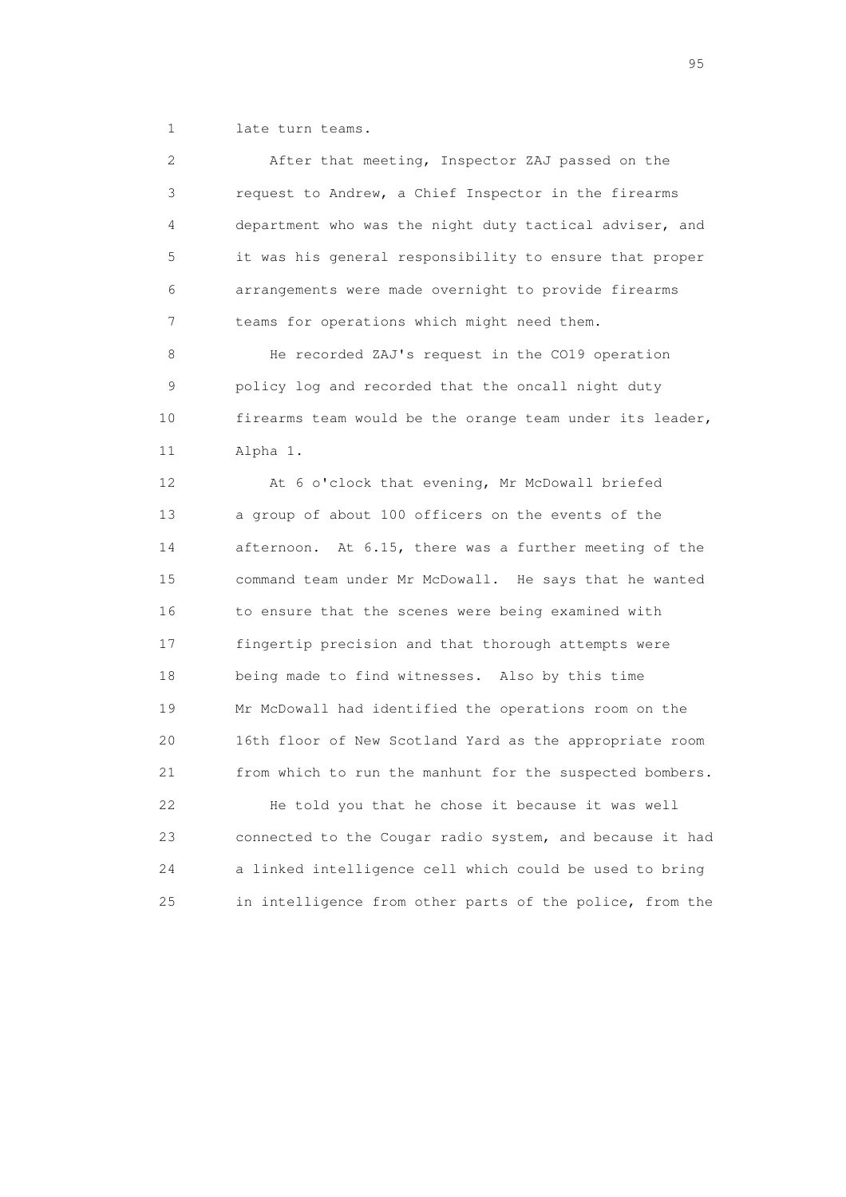late turn teams.

After that meeting, Inspector ZAJ passed on the request to Andrew, a Chief Inspector in the firearms department who was the night duty tactical adviser, and it was his general responsibility to ensure that proper arrangements were made overnight to provide firearms teams for operations which might need them.

He recorded ZAJ's request in the CO19 operation policy log and recorded that the oncall night duty firearms team would be the orange team under its leader, Alpha 1.

At 6 o'clock that evening, Mr McDowall briefed a group of about 100 officers on the events of the afternoon. At 6.15, there was a further meeting of the command team under Mr McDowall. He says that he wanted to ensure that the scenes were being examined with fingertip precision and that thorough attempts were being made to find witnesses. Also by this time Mr McDowall had identified the operations room on the 16th floor of New Scotland Yard as the appropriate room from which to run the manhunt for the suspected bombers.

He told you that he chose it because it was well connected to the Cougar radio system, and because it had a linked intelligence cell which could be used to bring in intelligence from other parts of the police, from the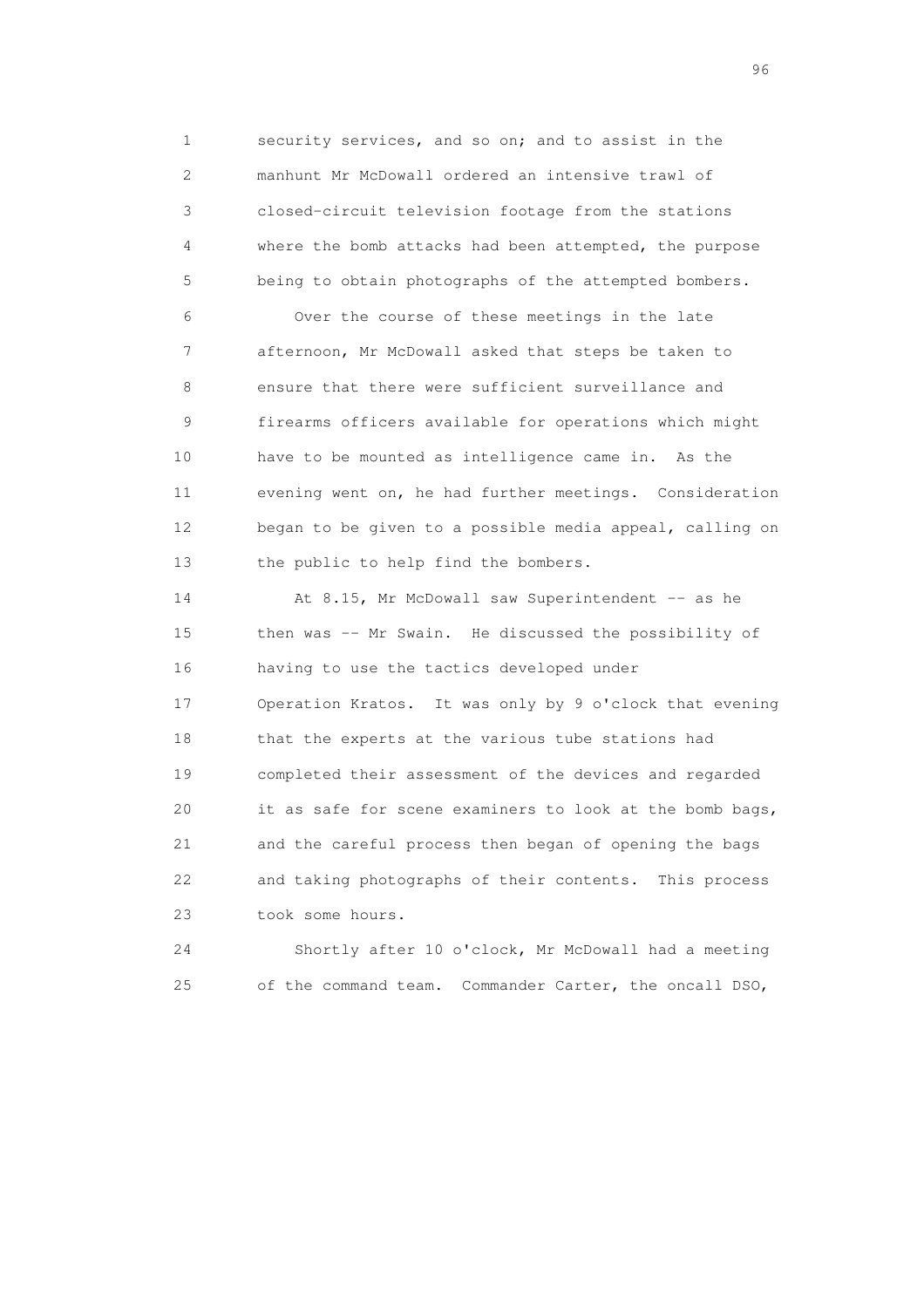security services, and so on; and to assist in the manhunt Mr McDowall ordered an intensive trawl of closed-circuit television footage from the stations where the bomb attacks had been attempted, the purpose being to obtain photographs of the attempted bombers.

Over the course of these meetings in the late afternoon, Mr McDowall asked that steps be taken to ensure that there were sufficient surveillance and firearms officers available for operations which might have to be mounted as intelligence came in. As the evening went on, he had further meetings. Consideration began to be given to a possible media appeal, calling on the public to help find the bombers.

At 8.15, Mr McDowall saw Superintendent -- as he then was -- Mr Swain. He discussed the possibility of having to use the tactics developed under Operation Kratos. It was only by 9 o'clock that evening that the experts at the various tube stations had completed their assessment of the devices and regarded it as safe for scene examiners to look at the bomb bags, and the careful process then began of opening the bags and taking photographs of their contents. This process took some hours.

Shortly after 10 o'clock, Mr McDowall had a meeting of the command team. Commander Carter, the oncall DSO,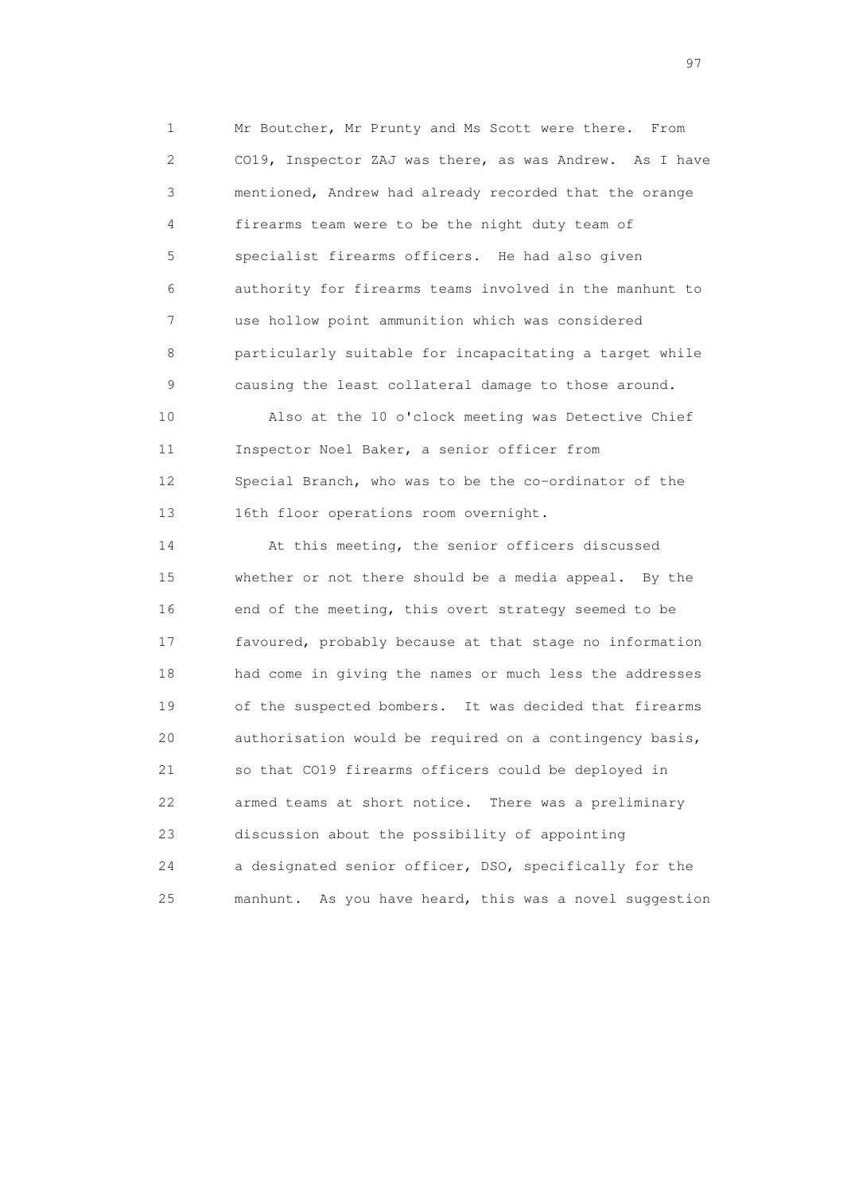Mr Boutcher, Mr Prunty and Ms Scott were there. From CO19, Inspector ZAJ was there, as was Andrew. As I have mentioned, Andrew had already recorded that the orange firearms team were to be the night duty team of specialist firearms officers. He had also given authority for firearms teams involved in the manhunt to use hollow point ammunition which was considered particularly suitable for incapacitating a target while causing the least collateral damage to those around.

Also at the 10 o'clock meeting was Detective Chief Inspector Noel Baker, a senior officer from Special Branch, who was to be the co-ordinator of the 16th floor operations room overnight.

At this meeting, the senior officers discussed whether or not there should be a media appeal. By the end of the meeting, this overt strategy seemed to be favoured, probably because at that stage no information had come in giving the names or much less the addresses of the suspected bombers. It was decided that firearms authorisation would be required on a contingency basis, so that CO19 firearms officers could be deployed in armed teams at short notice. There was a preliminary discussion about the possibility of appointing a designated senior officer, DSO, specifically for the manhunt. As you have heard, this was a novel suggestion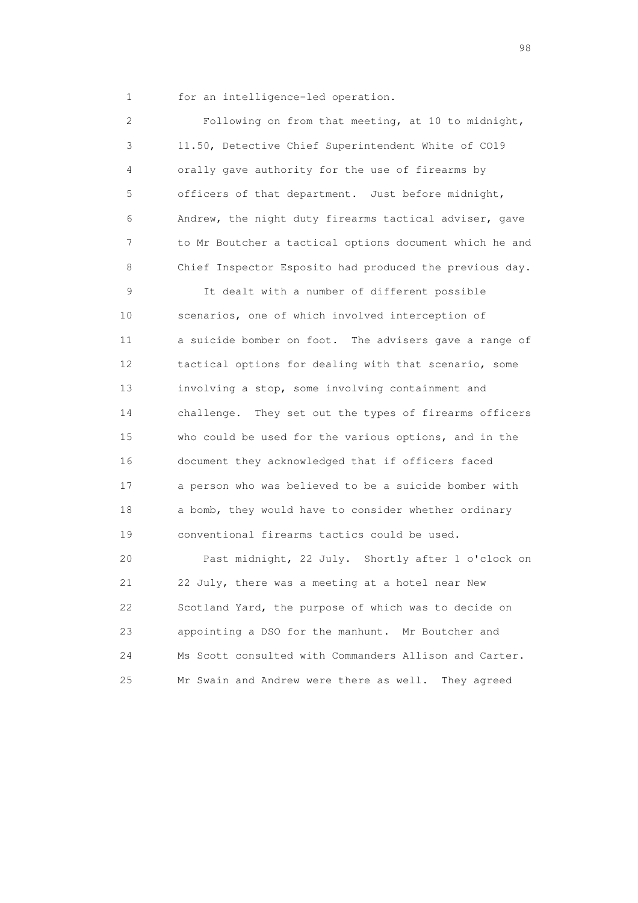for an intelligence-led operation.

Following on from that meeting, at 10 to midnight, 11.50, Detective Chief Superintendent White of CO19 orally gave authority for the use of firearms by officers of that department. Just before midnight, Andrew, the night duty firearms tactical adviser, gave to Mr Boutcher a tactical options document which he and Chief Inspector Esposito had produced the previous day.

It dealt with a number of different possible scenarios, one of which involved interception of a suicide bomber on foot. The advisers gave a range of tactical options for dealing with that scenario, some involving a stop, some involving containment and challenge. They set out the types of firearms officers who could be used for the various options, and in the document they acknowledged that if officers faced a person who was believed to be a suicide bomber with a bomb, they would have to consider whether ordinary conventional firearms tactics could be used.

Past midnight, 22 July. Shortly after 1 o'clock on 22 July, there was a meeting at a hotel near New Scotland Yard, the purpose of which was to decide on appointing a DSO for the manhunt. Mr Boutcher and Ms Scott consulted with Commanders Allison and Carter. Mr Swain and Andrew were there as well. They agreed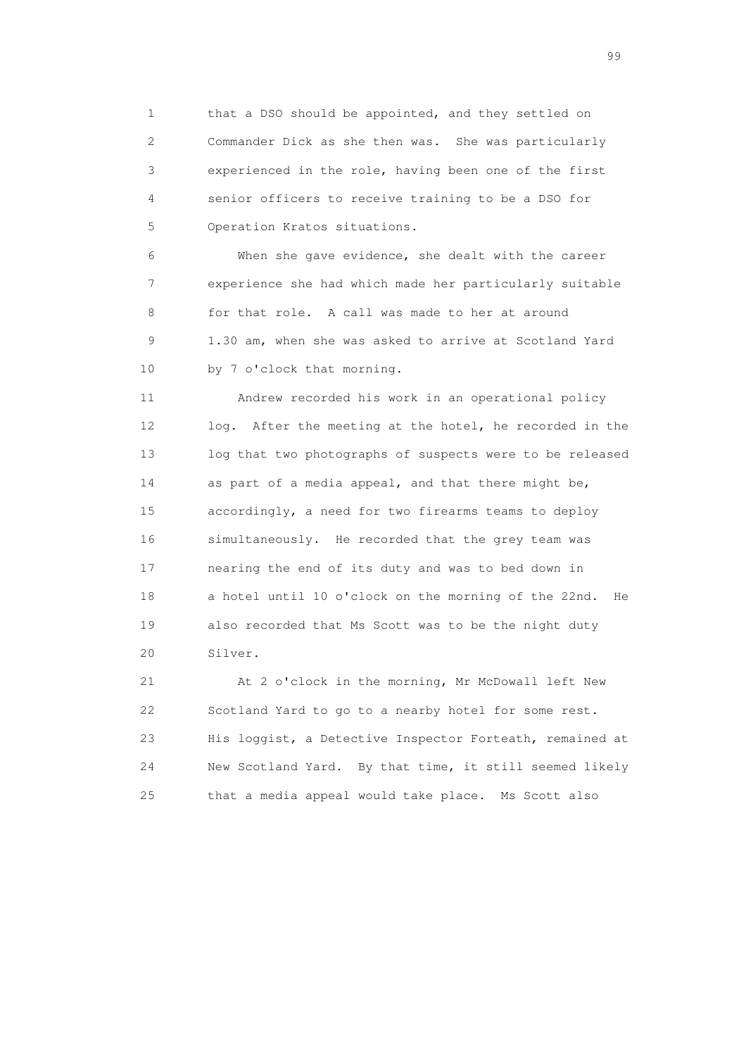that a DSO should be appointed, and they settled on Commander Dick as she then was. She was particularly experienced in the role, having been one of the first senior officers to receive training to be a DSO for Operation Kratos situations.

When she gave evidence, she dealt with the career experience she had which made her particularly suitable for that role. A call was made to her at around 1.30 am, when she was asked to arrive at Scotland Yard by 7 o'clock that morning.

Andrew recorded his work in an operational policy log. After the meeting at the hotel, he recorded in the log that two photographs of suspects were to be released as part of a media appeal, and that there might be, accordingly, a need for two firearms teams to deploy simultaneously. He recorded that the grey team was nearing the end of its duty and was to bed down in a hotel until 10 o'clock on the morning of the 22nd. He also recorded that Ms Scott was to be the night duty Silver.

At 2 o'clock in the morning, Mr McDowall left New Scotland Yard to go to a nearby hotel for some rest. His loggist, a Detective Inspector Forteath, remained at New Scotland Yard. By that time, it still seemed likely that a media appeal would take place. Ms Scott also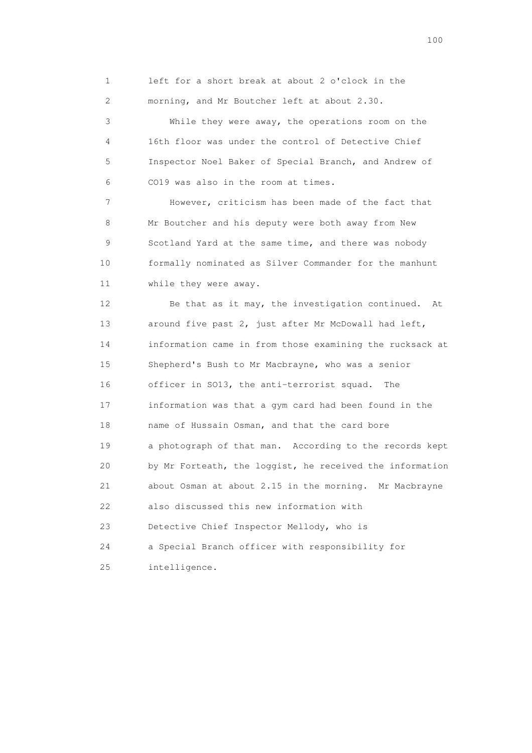left for a short break at about 2 o'clock in the morning, and Mr Boutcher left at about 2.30.

While they were away, the operations room on the 16th floor was under the control of Detective Chief Inspector Noel Baker of Special Branch, and Andrew of CO19 was also in the room at times.

However, criticism has been made of the fact that Mr Boutcher and his deputy were both away from New Scotland Yard at the same time, and there was nobody formally nominated as Silver Commander for the manhunt while they were away.

Be that as it may, the investigation continued. At around five past 2, just after Mr McDowall had left, information came in from those examining the rucksack at Shepherd's Bush to Mr Macbrayne, who was a senior officer in SO13, the anti-terrorist squad. The information was that a gym card had been found in the name of Hussain Osman, and that the card bore a photograph of that man. According to the records kept by Mr Forteath, the loggist, he received the information about Osman at about 2.15 in the morning. Mr Macbrayne also discussed this new information with Detective Chief Inspector Mellody, who is a Special Branch officer with responsibility for intelligence.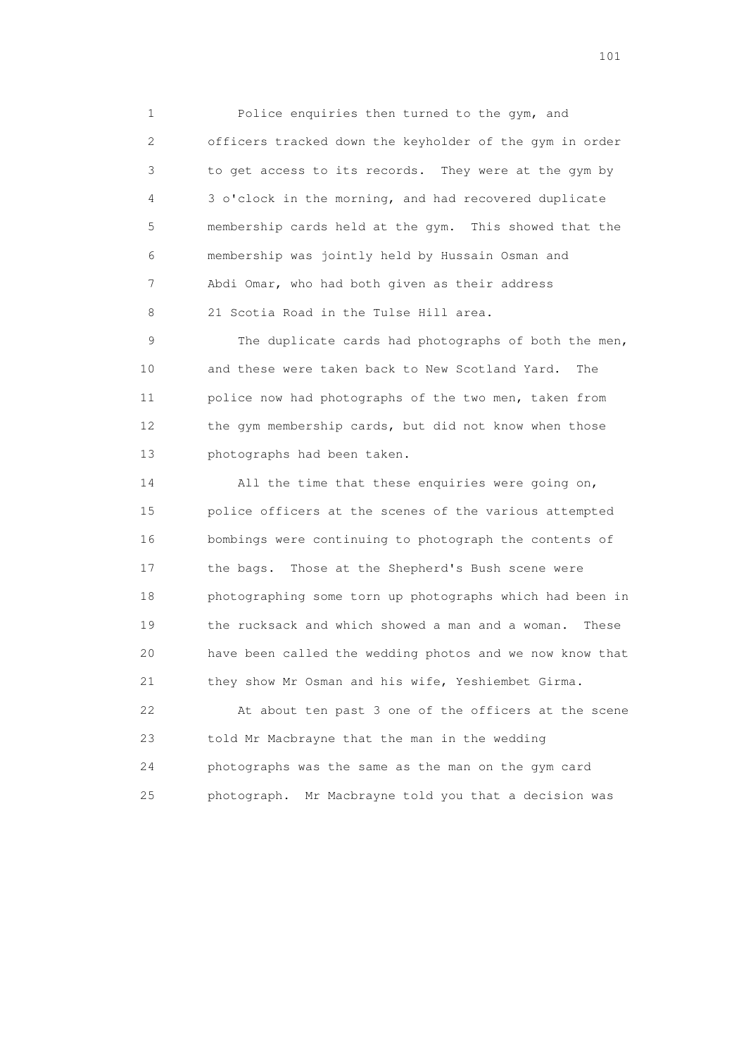Police enquiries then turned to the gym, and officers tracked down the keyholder of the gym in order to get access to its records. They were at the gym by 3 o'clock in the morning, and had recovered duplicate membership cards held at the gym. This showed that the membership was jointly held by Hussain Osman and Abdi Omar, who had both given as their address 21 Scotia Road in the Tulse Hill area.

The duplicate cards had photographs of both the men, and these were taken back to New Scotland Yard. The police now had photographs of the two men, taken from the gym membership cards, but did not know when those photographs had been taken.

All the time that these enquiries were going on, police officers at the scenes of the various attempted bombings were continuing to photograph the contents of the bags. Those at the Shepherd's Bush scene were photographing some torn up photographs which had been in the rucksack and which showed a man and a woman. These have been called the wedding photos and we now know that they show Mr Osman and his wife, Yeshiembet Girma.

At about ten past 3 one of the officers at the scene told Mr Macbrayne that the man in the wedding photographs was the same as the man on the gym card photograph. Mr Macbrayne told you that a decision was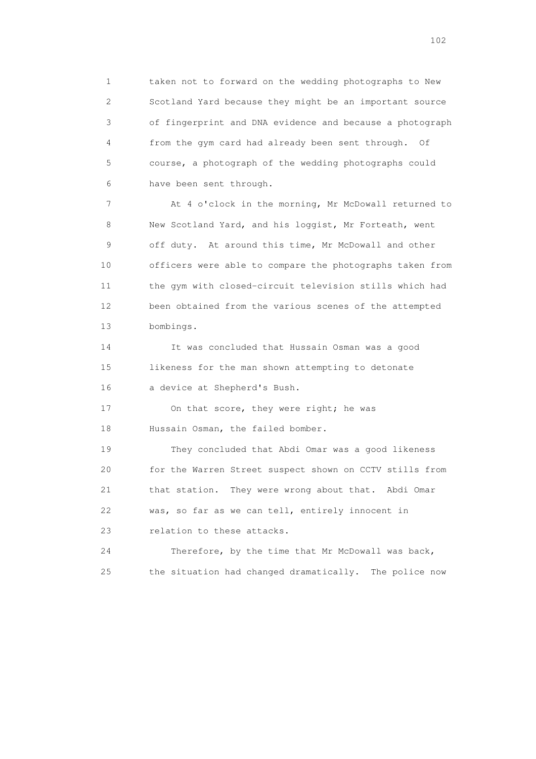taken not to forward on the wedding photographs to New Scotland Yard because they might be an important source of fingerprint and DNA evidence and because a photograph from the gym card had already been sent through. Of course, a photograph of the wedding photographs could have been sent through.

At 4 o'clock in the morning, Mr McDowall returned to New Scotland Yard, and his loggist, Mr Forteath, went off duty. At around this time, Mr McDowall and other officers were able to compare the photographs taken from the gym with closed-circuit television stills which had been obtained from the various scenes of the attempted bombings.

It was concluded that Hussain Osman was a good likeness for the man shown attempting to detonate a device at Shepherd's Bush.

On that score, they were right; he was Hussain Osman, the failed bomber.

They concluded that Abdi Omar was a good likeness for the Warren Street suspect shown on CCTV stills from that station. They were wrong about that. Abdi Omar was, so far as we can tell, entirely innocent in relation to these attacks.

Therefore, by the time that Mr McDowall was back, the situation had changed dramatically. The police now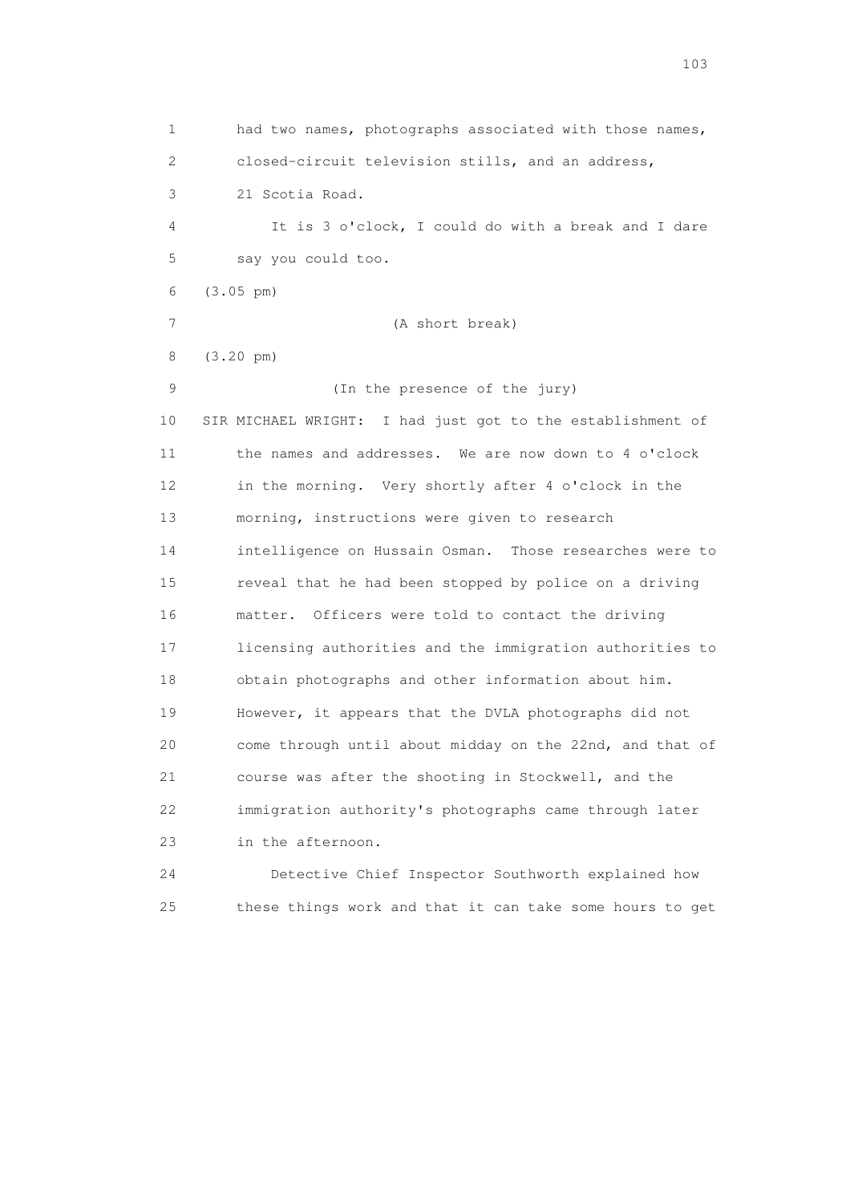1 had two names, photographs associated with those names,
2 closed-circuit television stills, and an address,
3 21 Scotia Road.
4 It is 3 o'clock, I could do with a break and I dare
5 say you could too.
6 (3.05 pm)
7 (A short break)
8 (3.20 pm)
9 (In the presence of the jury)
10 SIR MICHAEL WRIGHT: I had just got to the establishment of
11 the names and addresses. We are now down to 4 o'clock
12 in the morning. Very shortly after 4 o'clock in the
13 morning, instructions were given to research
14 intelligence on Hussain Osman. Those researches were to
15 reveal that he had been stopped by police on a driving
16 matter. Officers were told to contact the driving
17 licensing authorities and the immigration authorities to
18 obtain photographs and other information about him.
19 However, it appears that the DVLA photographs did not
20 come through until about midday on the 22nd, and that of
21 course was after the shooting in Stockwell, and the
22 immigration authority's photographs came through later
23 in the afternoon.
24 Detective Chief Inspector Southworth explained how
25 these things work and that it can take some hours to get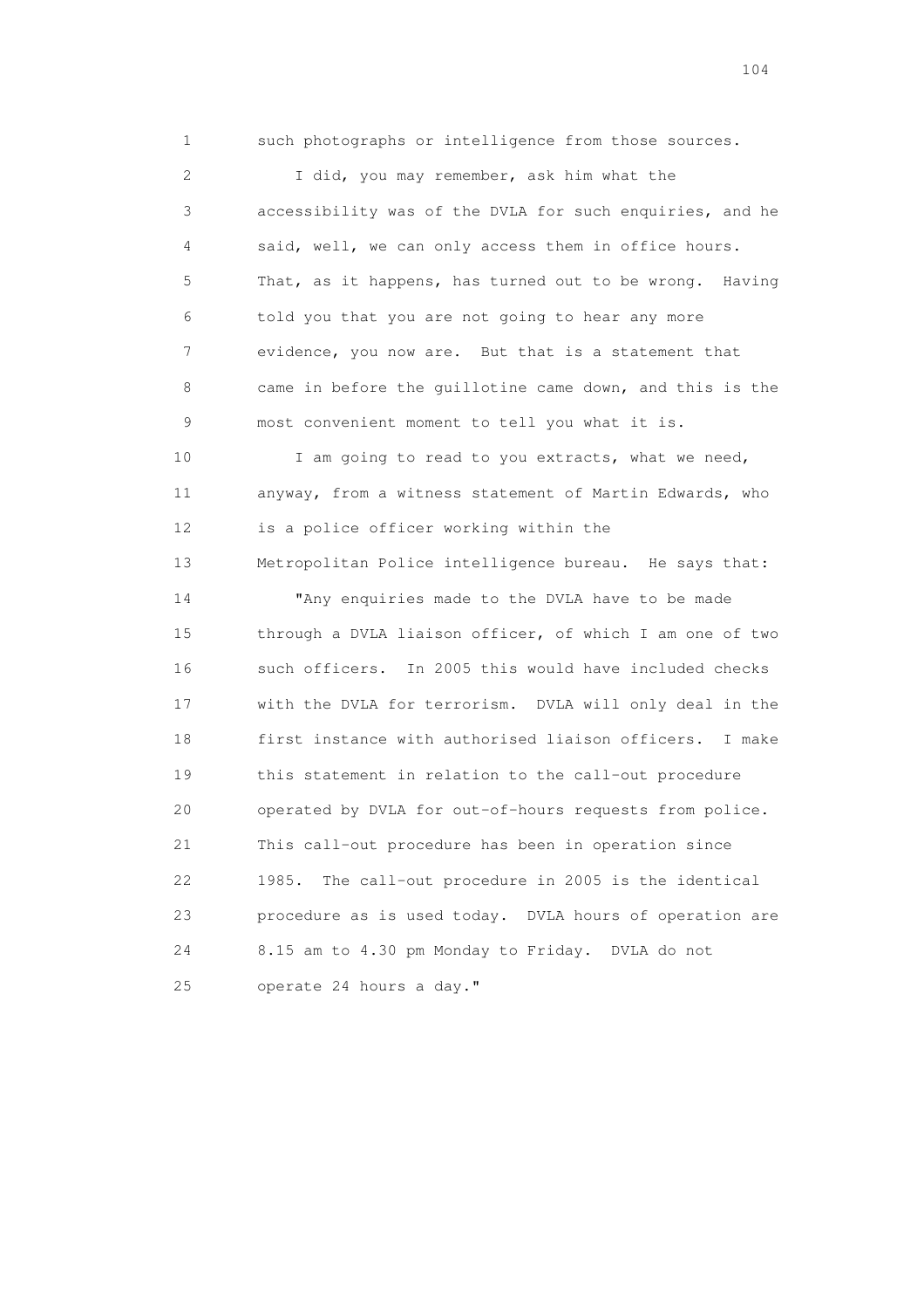such photographs or intelligence from those sources.

I did, you may remember, ask him what the accessibility was of the DVLA for such enquiries, and he said, well, we can only access them in office hours. That, as it happens, has turned out to be wrong. Having told you that you are not going to hear any more evidence, you now are. But that is a statement that came in before the guillotine came down, and this is the most convenient moment to tell you what it is.

I am going to read to you extracts, what we need, anyway, from a witness statement of Martin Edwards, who is a police officer working within the Metropolitan Police intelligence bureau. He says that:

"Any enquiries made to the DVLA have to be made through a DVLA liaison officer, of which I am one of two such officers. In 2005 this would have included checks with the DVLA for terrorism. DVLA will only deal in the first instance with authorised liaison officers. I make this statement in relation to the call-out procedure operated by DVLA for out-of-hours requests from police. This call-out procedure has been in operation since 1985. The call-out procedure in 2005 is the identical procedure as is used today. DVLA hours of operation are 8.15 am to 4.30 pm Monday to Friday. DVLA do not operate 24 hours a day."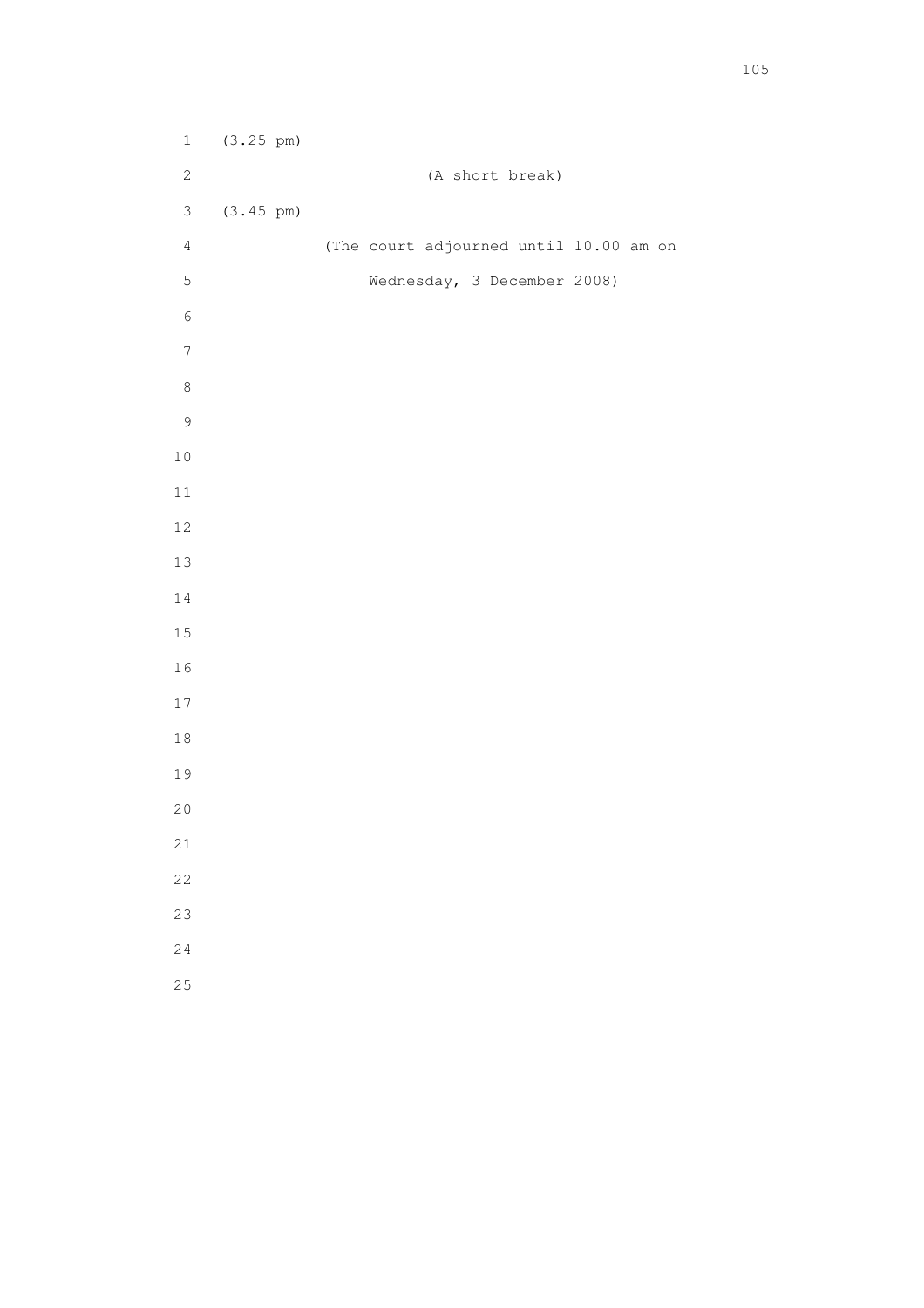(3.25 pm)

(A short break)

(3.45 pm)

(The court adjourned until 10.00 am on Wednesday, 3 December 2008)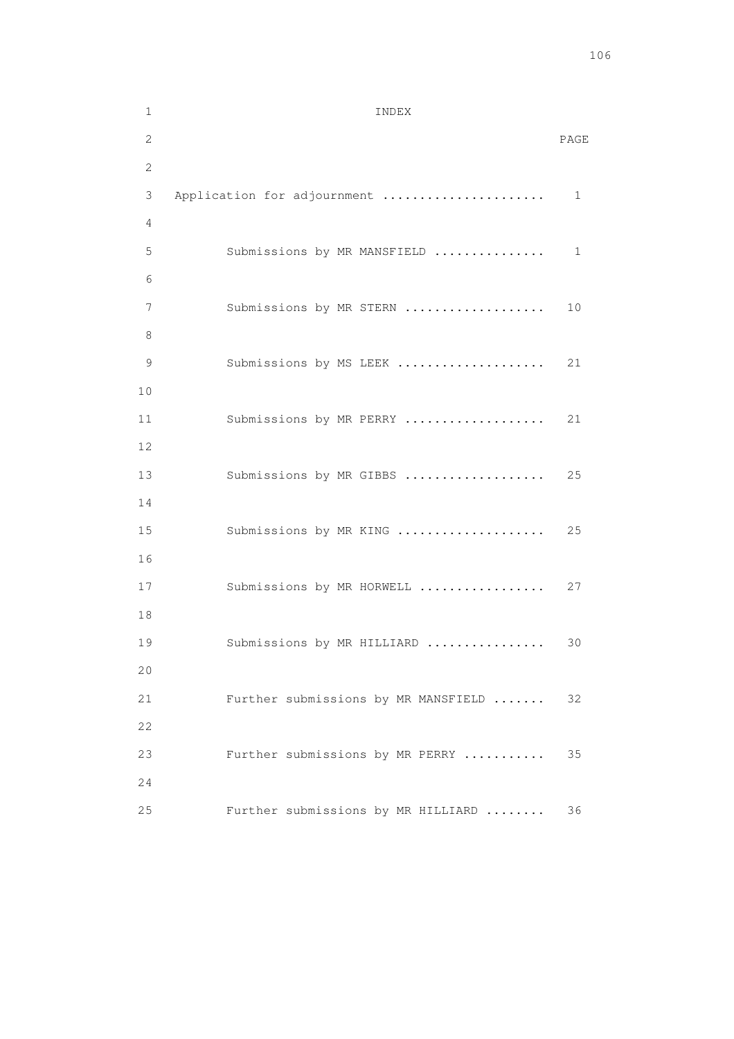# INDEX

| | PAGE |
|---|---|
| Application for adjournment | 1 |
| Submissions by MR MANSFIELD | 1 |
| Submissions by MR STERN | 10 |
| Submissions by MS LEEK | 21 |
| Submissions by MR PERRY | 21 |
| Submissions by MR GIBBS | 25 |
| Submissions by MR KING | 25 |
| Submissions by MR HORWELL | 27 |
| Submissions by MR HILLIARD | 30 |
| Further submissions by MR MANSFIELD | 32 |
| Further submissions by MR PERRY | 35 |
| Further submissions by MR HILLIARD | 36 |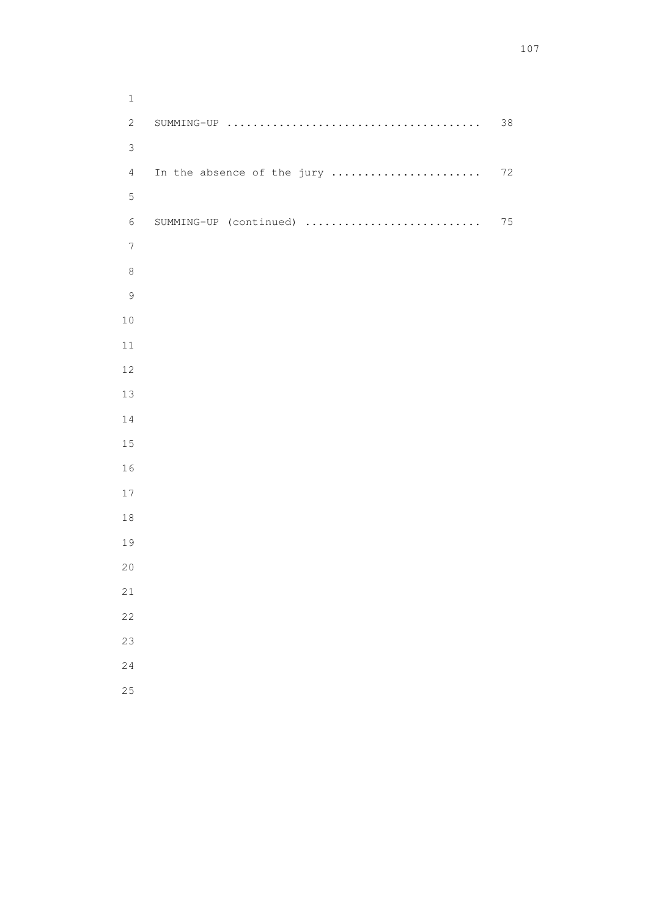SUMMING-UP .................................... 38

In the absence of the jury .................... 72

SUMMING-UP (continued) ........................ 75